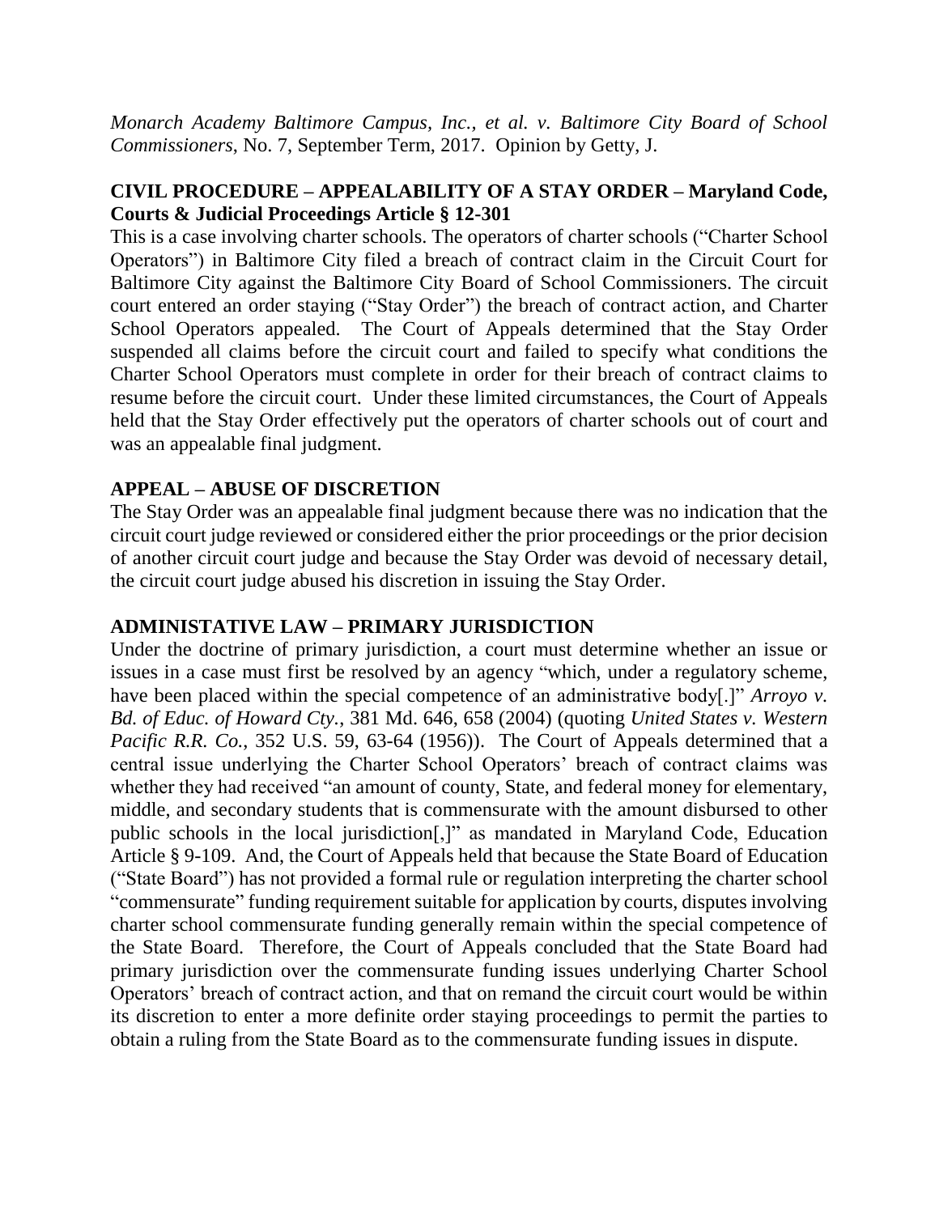*Monarch Academy Baltimore Campus, Inc., et al. v. Baltimore City Board of School Commissioners*, No. 7, September Term, 2017. Opinion by Getty, J.

**CIVIL PROCEDURE – APPEALABILITY OF A STAY ORDER – Maryland Code, Courts & Judicial Proceedings Article § 12-301**

This is a case involving charter schools. The operators of charter schools ("Charter School Operators") in Baltimore City filed a breach of contract claim in the Circuit Court for Baltimore City against the Baltimore City Board of School Commissioners. The circuit court entered an order staying ("Stay Order") the breach of contract action, and Charter School Operators appealed. The Court of Appeals determined that the Stay Order suspended all claims before the circuit court and failed to specify what conditions the Charter School Operators must complete in order for their breach of contract claims to resume before the circuit court. Under these limited circumstances, the Court of Appeals held that the Stay Order effectively put the operators of charter schools out of court and was an appealable final judgment.

**APPEAL – ABUSE OF DISCRETION**

The Stay Order was an appealable final judgment because there was no indication that the circuit court judge reviewed or considered either the prior proceedings or the prior decision of another circuit court judge and because the Stay Order was devoid of necessary detail, the circuit court judge abused his discretion in issuing the Stay Order.

**ADMINISTATIVE LAW – PRIMARY JURISDICTION**

Under the doctrine of primary jurisdiction, a court must determine whether an issue or issues in a case must first be resolved by an agency "which, under a regulatory scheme, have been placed within the special competence of an administrative body[.]" *Arroyo v. Bd. of Educ. of Howard Cty.*, 381 Md. 646, 658 (2004) (quoting *United States v. Western Pacific R.R. Co.*, 352 U.S. 59, 63-64 (1956)). The Court of Appeals determined that a central issue underlying the Charter School Operators' breach of contract claims was whether they had received "an amount of county, State, and federal money for elementary, middle, and secondary students that is commensurate with the amount disbursed to other public schools in the local jurisdiction[,]" as mandated in Maryland Code, Education Article § 9-109. And, the Court of Appeals held that because the State Board of Education ("State Board") has not provided a formal rule or regulation interpreting the charter school "commensurate" funding requirement suitable for application by courts, disputes involving charter school commensurate funding generally remain within the special competence of the State Board. Therefore, the Court of Appeals concluded that the State Board had primary jurisdiction over the commensurate funding issues underlying Charter School Operators' breach of contract action, and that on remand the circuit court would be within its discretion to enter a more definite order staying proceedings to permit the parties to obtain a ruling from the State Board as to the commensurate funding issues in dispute.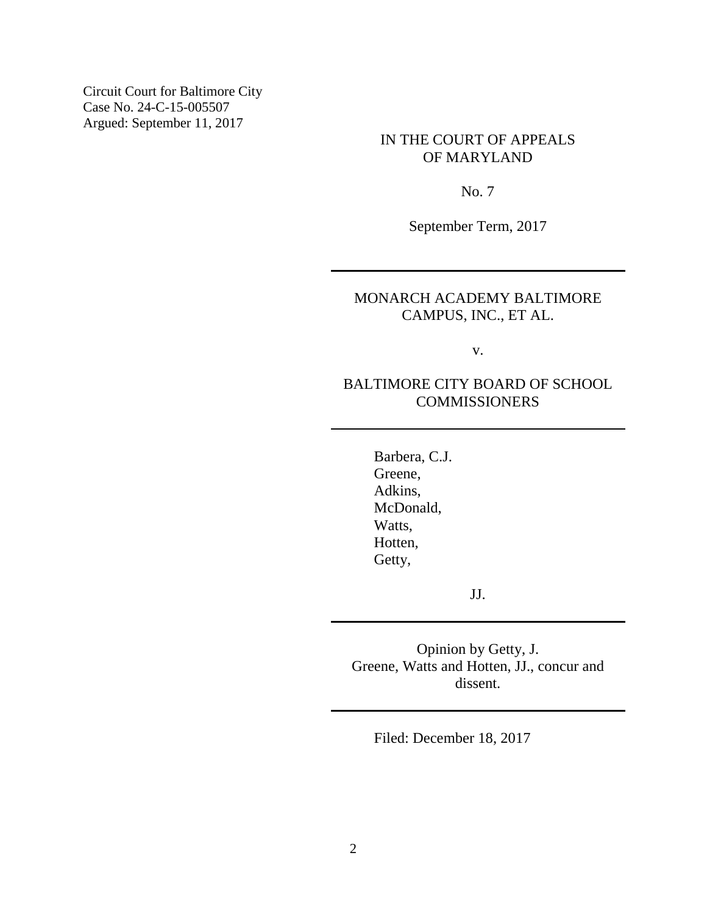Circuit Court for Baltimore City
Case No. 24-C-15-005507
Argued: September 11, 2017

IN THE COURT OF APPEALS
OF MARYLAND

No. 7

September Term, 2017

---

MONARCH ACADEMY BALTIMORE
CAMPUS, INC., ET AL.

v.

BALTIMORE CITY BOARD OF SCHOOL
COMMISSIONERS

---

Barbera, C.J.
Greene,
Adkins,
McDonald,
Watts,
Hotten,
Getty,

JJ.

---

Opinion by Getty, J.
Greene, Watts and Hotten, JJ., concur and
dissent.

---

Filed: December 18, 2017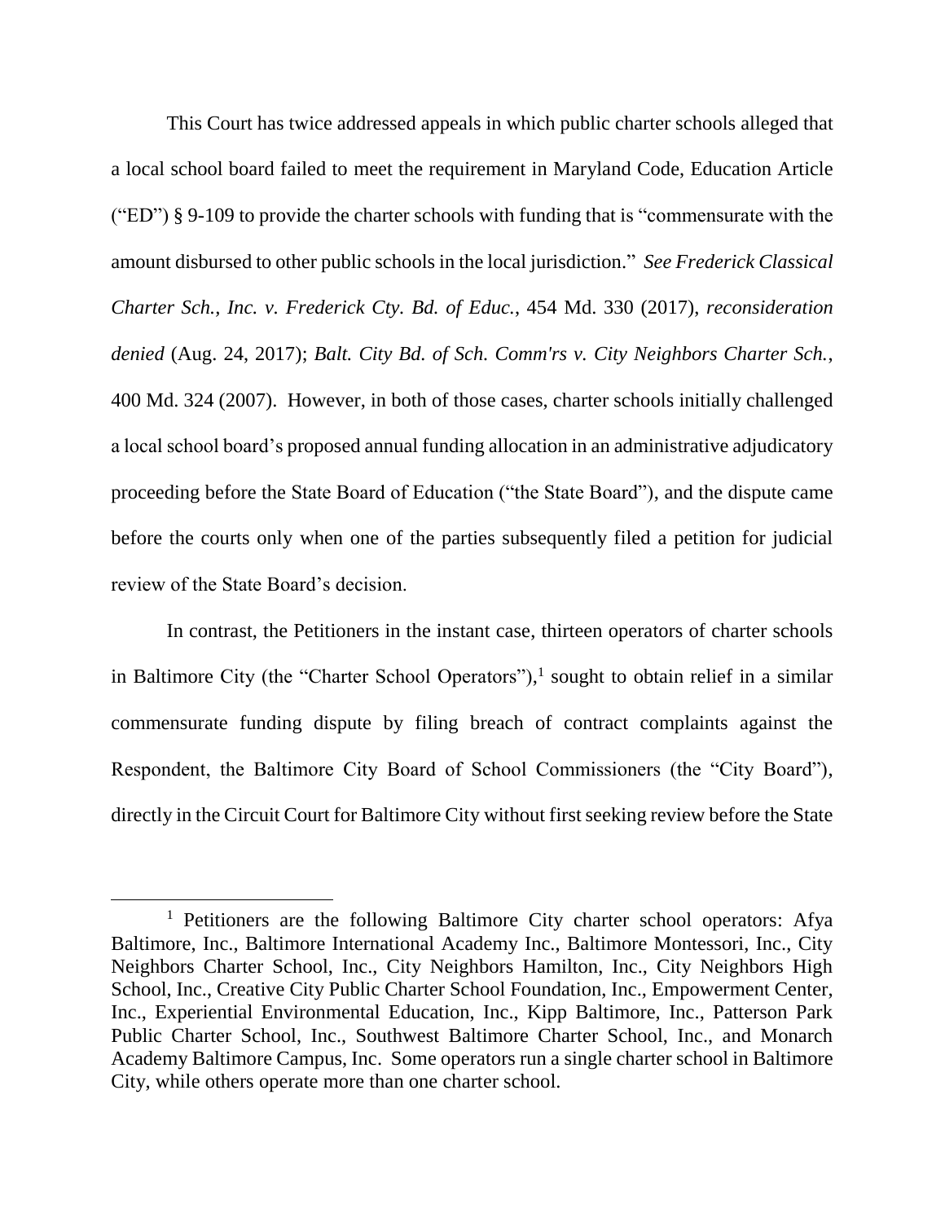This Court has twice addressed appeals in which public charter schools alleged that a local school board failed to meet the requirement in Maryland Code, Education Article ("ED") § 9-109 to provide the charter schools with funding that is "commensurate with the amount disbursed to other public schools in the local jurisdiction." *See Frederick Classical Charter Sch., Inc. v. Frederick Cty. Bd. of Educ.*, 454 Md. 330 (2017), *reconsideration denied* (Aug. 24, 2017); *Balt. City Bd. of Sch. Comm'rs v. City Neighbors Charter Sch.*, 400 Md. 324 (2007). However, in both of those cases, charter schools initially challenged a local school board's proposed annual funding allocation in an administrative adjudicatory proceeding before the State Board of Education ("the State Board"), and the dispute came before the courts only when one of the parties subsequently filed a petition for judicial review of the State Board's decision.

In contrast, the Petitioners in the instant case, thirteen operators of charter schools in Baltimore City (the "Charter School Operators"),[1] sought to obtain relief in a similar commensurate funding dispute by filing breach of contract complaints against the Respondent, the Baltimore City Board of School Commissioners (the "City Board"), directly in the Circuit Court for Baltimore City without first seeking review before the State

[1] Petitioners are the following Baltimore City charter school operators: Afya Baltimore, Inc., Baltimore International Academy Inc., Baltimore Montessori, Inc., City Neighbors Charter School, Inc., City Neighbors Hamilton, Inc., City Neighbors High School, Inc., Creative City Public Charter School Foundation, Inc., Empowerment Center, Inc., Experiential Environmental Education, Inc., Kipp Baltimore, Inc., Patterson Park Public Charter School, Inc., Southwest Baltimore Charter School, Inc., and Monarch Academy Baltimore Campus, Inc. Some operators run a single charter school in Baltimore City, while others operate more than one charter school.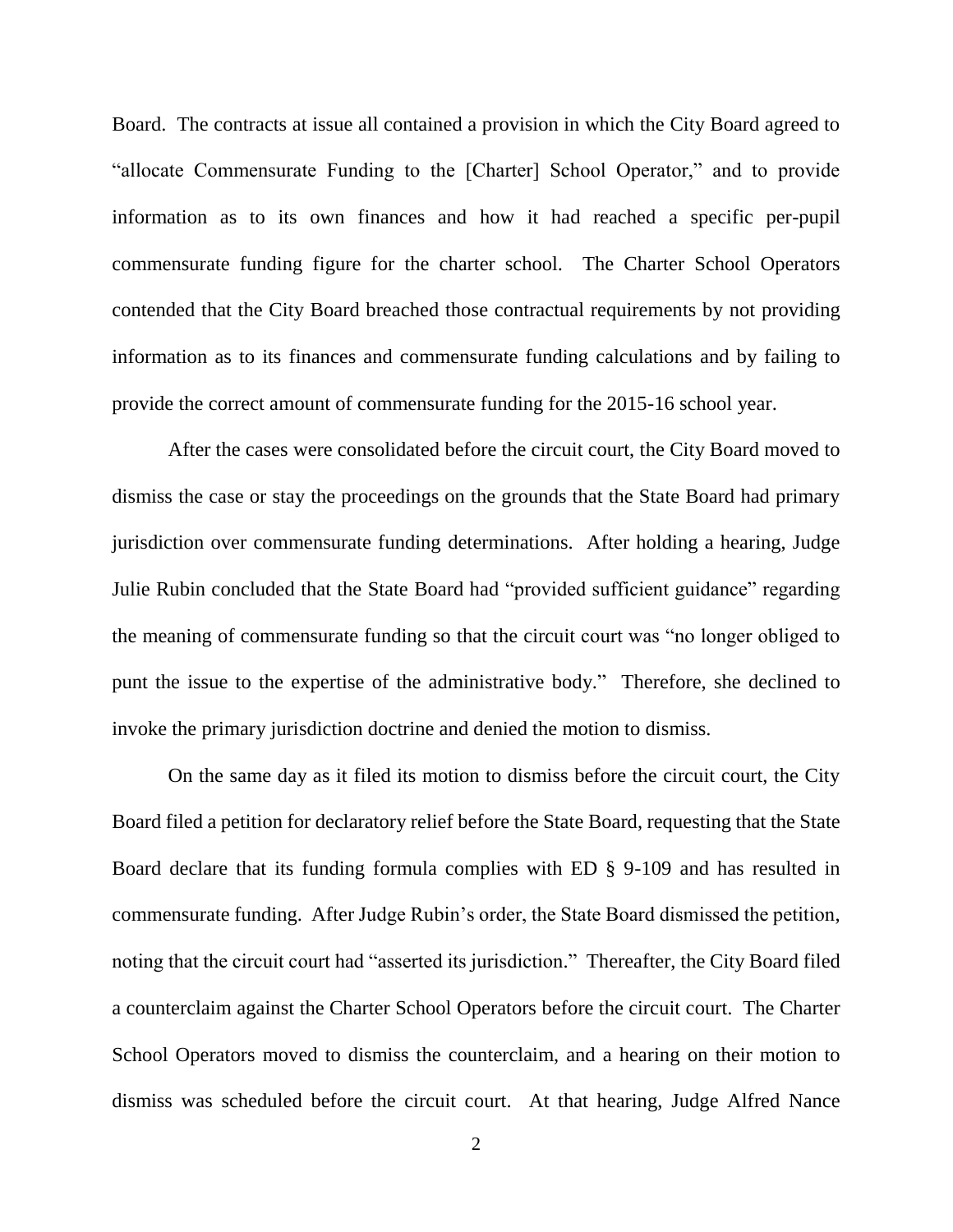Board. The contracts at issue all contained a provision in which the City Board agreed to "allocate Commensurate Funding to the [Charter] School Operator," and to provide information as to its own finances and how it had reached a specific per-pupil commensurate funding figure for the charter school. The Charter School Operators contended that the City Board breached those contractual requirements by not providing information as to its finances and commensurate funding calculations and by failing to provide the correct amount of commensurate funding for the 2015-16 school year.

After the cases were consolidated before the circuit court, the City Board moved to dismiss the case or stay the proceedings on the grounds that the State Board had primary jurisdiction over commensurate funding determinations. After holding a hearing, Judge Julie Rubin concluded that the State Board had "provided sufficient guidance" regarding the meaning of commensurate funding so that the circuit court was "no longer obliged to punt the issue to the expertise of the administrative body." Therefore, she declined to invoke the primary jurisdiction doctrine and denied the motion to dismiss.

On the same day as it filed its motion to dismiss before the circuit court, the City Board filed a petition for declaratory relief before the State Board, requesting that the State Board declare that its funding formula complies with ED § 9-109 and has resulted in commensurate funding. After Judge Rubin's order, the State Board dismissed the petition, noting that the circuit court had "asserted its jurisdiction." Thereafter, the City Board filed a counterclaim against the Charter School Operators before the circuit court. The Charter School Operators moved to dismiss the counterclaim, and a hearing on their motion to dismiss was scheduled before the circuit court. At that hearing, Judge Alfred Nance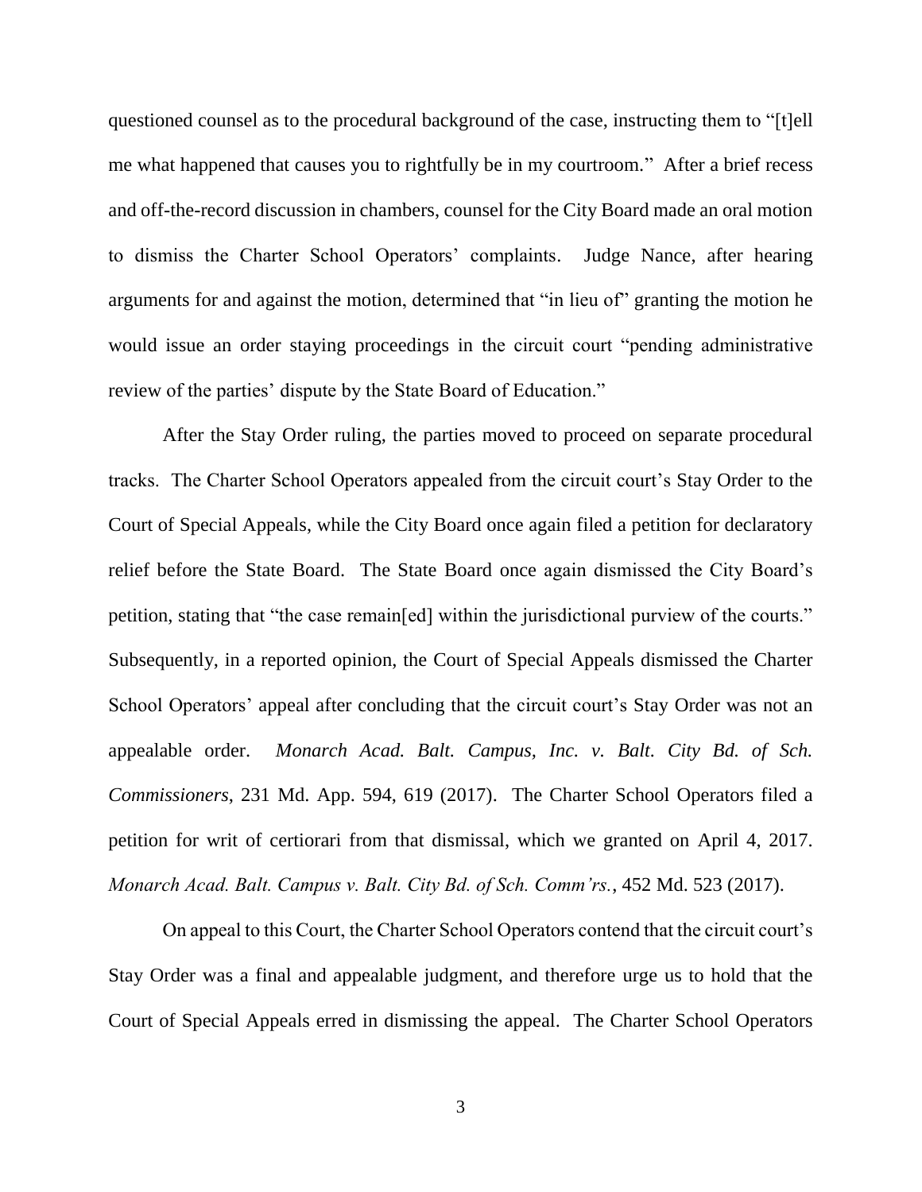questioned counsel as to the procedural background of the case, instructing them to "[t]ell me what happened that causes you to rightfully be in my courtroom." After a brief recess and off-the-record discussion in chambers, counsel for the City Board made an oral motion to dismiss the Charter School Operators' complaints. Judge Nance, after hearing arguments for and against the motion, determined that "in lieu of" granting the motion he would issue an order staying proceedings in the circuit court "pending administrative review of the parties' dispute by the State Board of Education."

After the Stay Order ruling, the parties moved to proceed on separate procedural tracks. The Charter School Operators appealed from the circuit court's Stay Order to the Court of Special Appeals, while the City Board once again filed a petition for declaratory relief before the State Board. The State Board once again dismissed the City Board's petition, stating that "the case remain[ed] within the jurisdictional purview of the courts." Subsequently, in a reported opinion, the Court of Special Appeals dismissed the Charter School Operators' appeal after concluding that the circuit court's Stay Order was not an appealable order. *Monarch Acad. Balt. Campus, Inc. v. Balt. City Bd. of Sch. Commissioners*, 231 Md. App. 594, 619 (2017). The Charter School Operators filed a petition for writ of certiorari from that dismissal, which we granted on April 4, 2017. *Monarch Acad. Balt. Campus v. Balt. City Bd. of Sch. Comm'rs.*, 452 Md. 523 (2017).

On appeal to this Court, the Charter School Operators contend that the circuit court's Stay Order was a final and appealable judgment, and therefore urge us to hold that the Court of Special Appeals erred in dismissing the appeal. The Charter School Operators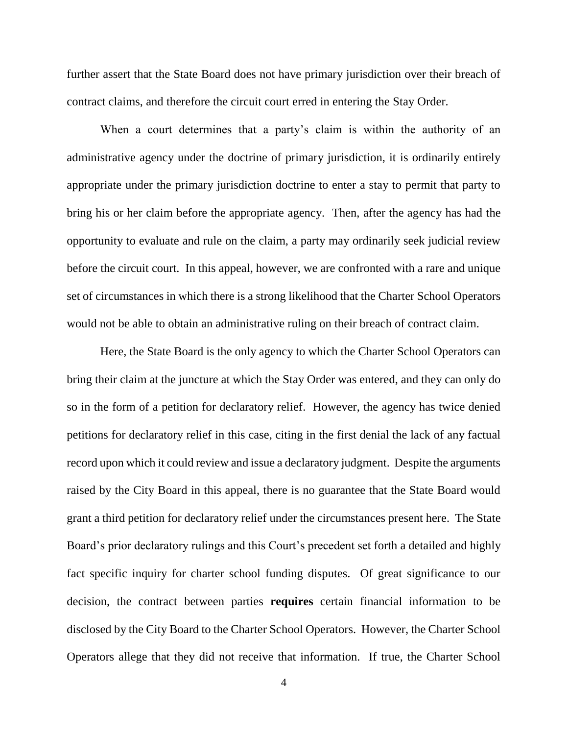further assert that the State Board does not have primary jurisdiction over their breach of contract claims, and therefore the circuit court erred in entering the Stay Order.

When a court determines that a party's claim is within the authority of an administrative agency under the doctrine of primary jurisdiction, it is ordinarily entirely appropriate under the primary jurisdiction doctrine to enter a stay to permit that party to bring his or her claim before the appropriate agency. Then, after the agency has had the opportunity to evaluate and rule on the claim, a party may ordinarily seek judicial review before the circuit court. In this appeal, however, we are confronted with a rare and unique set of circumstances in which there is a strong likelihood that the Charter School Operators would not be able to obtain an administrative ruling on their breach of contract claim.

Here, the State Board is the only agency to which the Charter School Operators can bring their claim at the juncture at which the Stay Order was entered, and they can only do so in the form of a petition for declaratory relief. However, the agency has twice denied petitions for declaratory relief in this case, citing in the first denial the lack of any factual record upon which it could review and issue a declaratory judgment. Despite the arguments raised by the City Board in this appeal, there is no guarantee that the State Board would grant a third petition for declaratory relief under the circumstances present here. The State Board's prior declaratory rulings and this Court's precedent set forth a detailed and highly fact specific inquiry for charter school funding disputes. Of great significance to our decision, the contract between parties **requires** certain financial information to be disclosed by the City Board to the Charter School Operators. However, the Charter School Operators allege that they did not receive that information. If true, the Charter School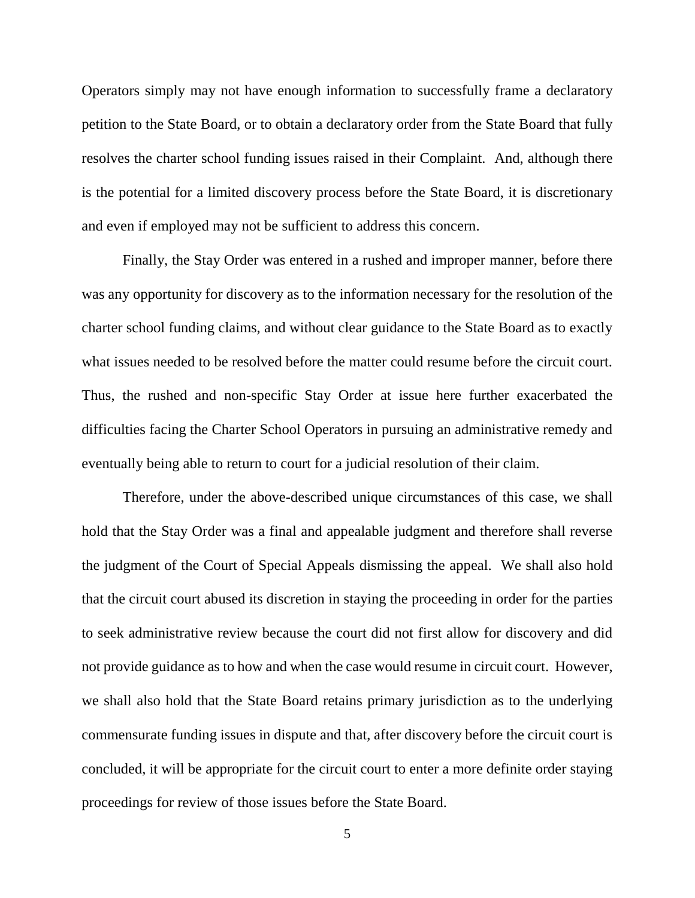Operators simply may not have enough information to successfully frame a declaratory petition to the State Board, or to obtain a declaratory order from the State Board that fully resolves the charter school funding issues raised in their Complaint. And, although there is the potential for a limited discovery process before the State Board, it is discretionary and even if employed may not be sufficient to address this concern.

Finally, the Stay Order was entered in a rushed and improper manner, before there was any opportunity for discovery as to the information necessary for the resolution of the charter school funding claims, and without clear guidance to the State Board as to exactly what issues needed to be resolved before the matter could resume before the circuit court. Thus, the rushed and non-specific Stay Order at issue here further exacerbated the difficulties facing the Charter School Operators in pursuing an administrative remedy and eventually being able to return to court for a judicial resolution of their claim.

Therefore, under the above-described unique circumstances of this case, we shall hold that the Stay Order was a final and appealable judgment and therefore shall reverse the judgment of the Court of Special Appeals dismissing the appeal. We shall also hold that the circuit court abused its discretion in staying the proceeding in order for the parties to seek administrative review because the court did not first allow for discovery and did not provide guidance as to how and when the case would resume in circuit court. However, we shall also hold that the State Board retains primary jurisdiction as to the underlying commensurate funding issues in dispute and that, after discovery before the circuit court is concluded, it will be appropriate for the circuit court to enter a more definite order staying proceedings for review of those issues before the State Board.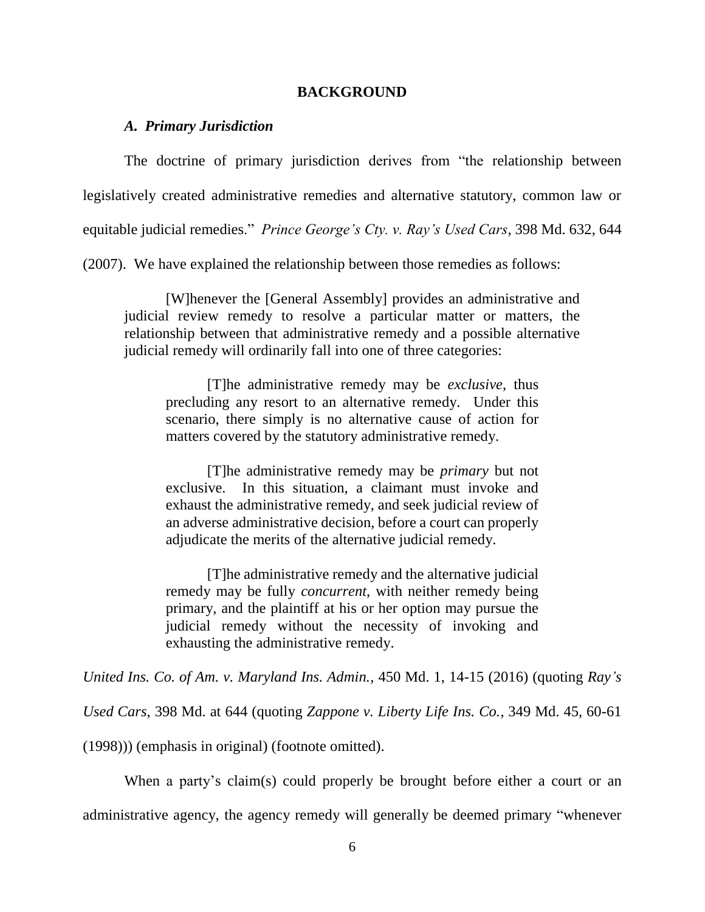## BACKGROUND

### *A. Primary Jurisdiction*

The doctrine of primary jurisdiction derives from "the relationship between legislatively created administrative remedies and alternative statutory, common law or equitable judicial remedies." *Prince George's Cty. v. Ray's Used Cars*, 398 Md. 632, 644 (2007). We have explained the relationship between those remedies as follows:

> [W]henever the [General Assembly] provides an administrative and judicial review remedy to resolve a particular matter or matters, the relationship between that administrative remedy and a possible alternative judicial remedy will ordinarily fall into one of three categories:
>
>> [T]he administrative remedy may be *exclusive*, thus precluding any resort to an alternative remedy. Under this scenario, there simply is no alternative cause of action for matters covered by the statutory administrative remedy.
>>
>> [T]he administrative remedy may be *primary* but not exclusive. In this situation, a claimant must invoke and exhaust the administrative remedy, and seek judicial review of an adverse administrative decision, before a court can properly adjudicate the merits of the alternative judicial remedy.
>>
>> [T]he administrative remedy and the alternative judicial remedy may be fully *concurrent*, with neither remedy being primary, and the plaintiff at his or her option may pursue the judicial remedy without the necessity of invoking and exhausting the administrative remedy.

*United Ins. Co. of Am. v. Maryland Ins. Admin.*, 450 Md. 1, 14-15 (2016) (quoting *Ray's Used Cars*, 398 Md. at 644 (quoting *Zappone v. Liberty Life Ins. Co.*, 349 Md. 45, 60-61 (1998))) (emphasis in original) (footnote omitted).

When a party's claim(s) could properly be brought before either a court or an administrative agency, the agency remedy will generally be deemed primary "whenever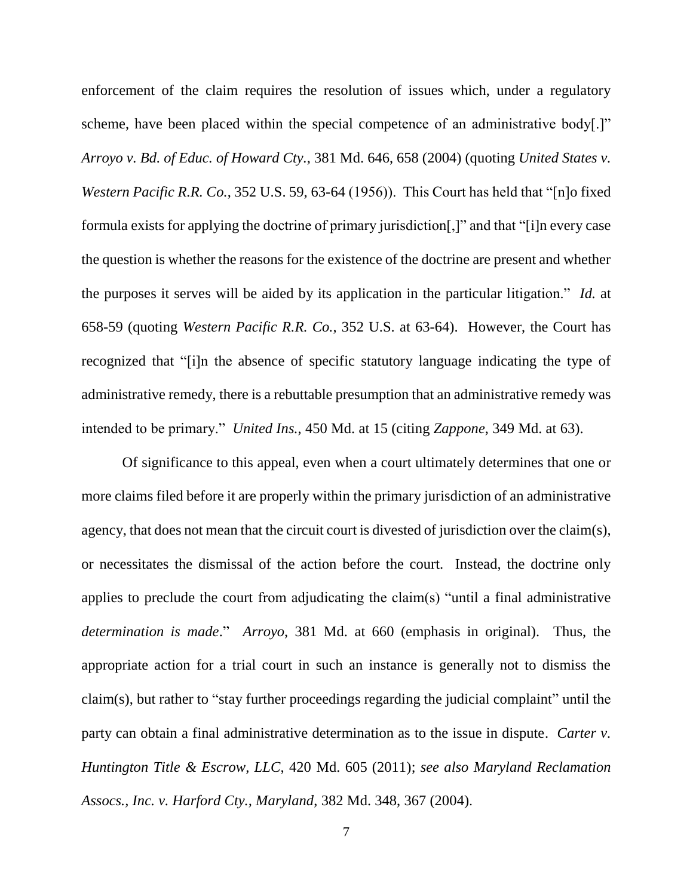enforcement of the claim requires the resolution of issues which, under a regulatory scheme, have been placed within the special competence of an administrative body[.]" *Arroyo v. Bd. of Educ. of Howard Cty.*, 381 Md. 646, 658 (2004) (quoting *United States v. Western Pacific R.R. Co.*, 352 U.S. 59, 63-64 (1956)). This Court has held that "[n]o fixed formula exists for applying the doctrine of primary jurisdiction[,]" and that "[i]n every case the question is whether the reasons for the existence of the doctrine are present and whether the purposes it serves will be aided by its application in the particular litigation." *Id.* at 658-59 (quoting *Western Pacific R.R. Co.*, 352 U.S. at 63-64). However, the Court has recognized that "[i]n the absence of specific statutory language indicating the type of administrative remedy, there is a rebuttable presumption that an administrative remedy was intended to be primary." *United Ins.*, 450 Md. at 15 (citing *Zappone*, 349 Md. at 63).

Of significance to this appeal, even when a court ultimately determines that one or more claims filed before it are properly within the primary jurisdiction of an administrative agency, that does not mean that the circuit court is divested of jurisdiction over the claim(s), or necessitates the dismissal of the action before the court. Instead, the doctrine only applies to preclude the court from adjudicating the claim(s) "until a final administrative *determination is made*." *Arroyo*, 381 Md. at 660 (emphasis in original). Thus, the appropriate action for a trial court in such an instance is generally not to dismiss the claim(s), but rather to "stay further proceedings regarding the judicial complaint" until the party can obtain a final administrative determination as to the issue in dispute. *Carter v. Huntington Title & Escrow, LLC*, 420 Md. 605 (2011); *see also Maryland Reclamation Assocs., Inc. v. Harford Cty., Maryland*, 382 Md. 348, 367 (2004).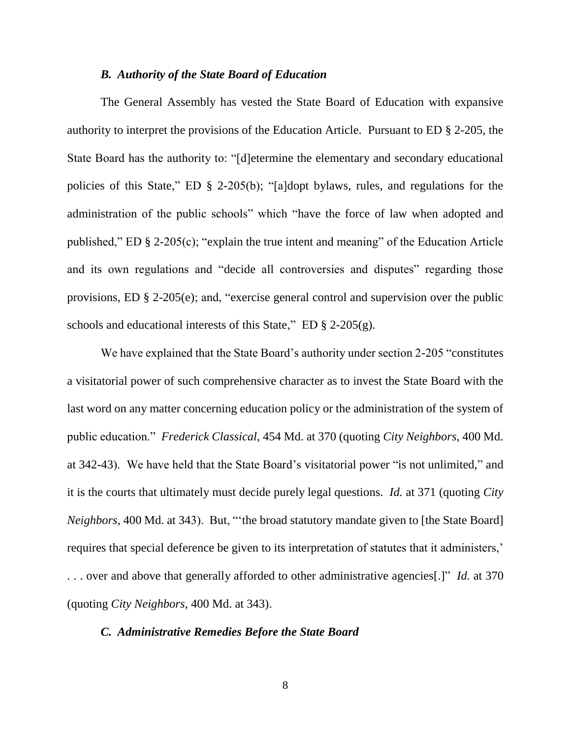### *B. Authority of the State Board of Education*

The General Assembly has vested the State Board of Education with expansive authority to interpret the provisions of the Education Article. Pursuant to ED § 2-205, the State Board has the authority to: "[d]etermine the elementary and secondary educational policies of this State," ED § 2-205(b); "[a]dopt bylaws, rules, and regulations for the administration of the public schools" which "have the force of law when adopted and published," ED § 2-205(c); "explain the true intent and meaning" of the Education Article and its own regulations and "decide all controversies and disputes" regarding those provisions, ED § 2-205(e); and, "exercise general control and supervision over the public schools and educational interests of this State," ED § 2-205(g).

We have explained that the State Board's authority under section 2-205 "constitutes a visitatorial power of such comprehensive character as to invest the State Board with the last word on any matter concerning education policy or the administration of the system of public education." *Frederick Classical*, 454 Md. at 370 (quoting *City Neighbors*, 400 Md. at 342-43). We have held that the State Board's visitatorial power "is not unlimited," and it is the courts that ultimately must decide purely legal questions. *Id.* at 371 (quoting *City Neighbors*, 400 Md. at 343). But, "'the broad statutory mandate given to [the State Board] requires that special deference be given to its interpretation of statutes that it administers,' . . . over and above that generally afforded to other administrative agencies[.]" *Id.* at 370 (quoting *City Neighbors*, 400 Md. at 343).

### *C. Administrative Remedies Before the State Board*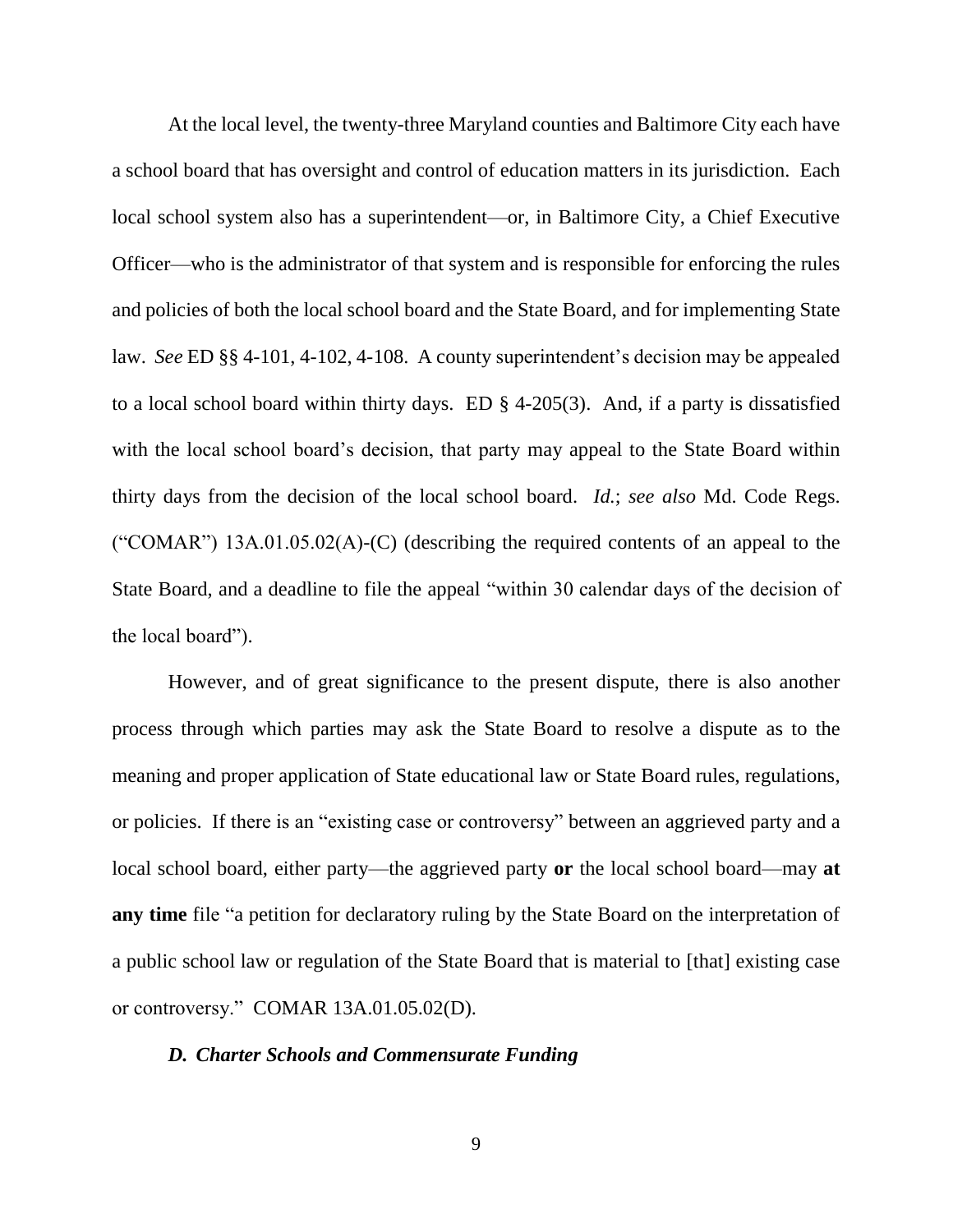At the local level, the twenty-three Maryland counties and Baltimore City each have a school board that has oversight and control of education matters in its jurisdiction. Each local school system also has a superintendent—or, in Baltimore City, a Chief Executive Officer—who is the administrator of that system and is responsible for enforcing the rules and policies of both the local school board and the State Board, and for implementing State law. *See* ED §§ 4-101, 4-102, 4-108. A county superintendent's decision may be appealed to a local school board within thirty days. ED § 4-205(3). And, if a party is dissatisfied with the local school board's decision, that party may appeal to the State Board within thirty days from the decision of the local school board. *Id.*; *see also* Md. Code Regs. ("COMAR") 13A.01.05.02(A)-(C) (describing the required contents of an appeal to the State Board, and a deadline to file the appeal "within 30 calendar days of the decision of the local board").

However, and of great significance to the present dispute, there is also another process through which parties may ask the State Board to resolve a dispute as to the meaning and proper application of State educational law or State Board rules, regulations, or policies. If there is an "existing case or controversy" between an aggrieved party and a local school board, either party—the aggrieved party **or** the local school board—may **at any time** file "a petition for declaratory ruling by the State Board on the interpretation of a public school law or regulation of the State Board that is material to [that] existing case or controversy." COMAR 13A.01.05.02(D).

### *D. Charter Schools and Commensurate Funding*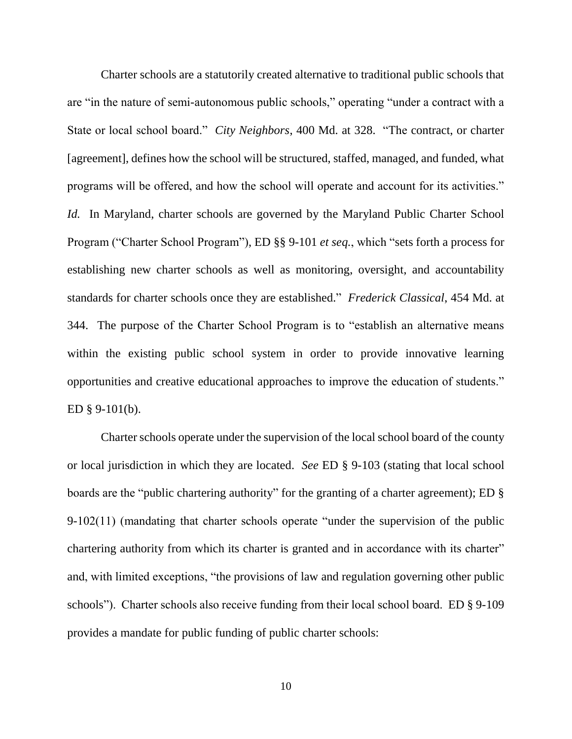Charter schools are a statutorily created alternative to traditional public schools that are "in the nature of semi-autonomous public schools," operating "under a contract with a State or local school board." *City Neighbors*, 400 Md. at 328. "The contract, or charter [agreement], defines how the school will be structured, staffed, managed, and funded, what programs will be offered, and how the school will operate and account for its activities." *Id.* In Maryland, charter schools are governed by the Maryland Public Charter School Program ("Charter School Program"), ED §§ 9-101 *et seq.*, which "sets forth a process for establishing new charter schools as well as monitoring, oversight, and accountability standards for charter schools once they are established." *Frederick Classical*, 454 Md. at 344. The purpose of the Charter School Program is to "establish an alternative means within the existing public school system in order to provide innovative learning opportunities and creative educational approaches to improve the education of students." ED § 9-101(b).

Charter schools operate under the supervision of the local school board of the county or local jurisdiction in which they are located. *See* ED § 9-103 (stating that local school boards are the "public chartering authority" for the granting of a charter agreement); ED § 9-102(11) (mandating that charter schools operate "under the supervision of the public chartering authority from which its charter is granted and in accordance with its charter" and, with limited exceptions, "the provisions of law and regulation governing other public schools"). Charter schools also receive funding from their local school board. ED § 9-109 provides a mandate for public funding of public charter schools: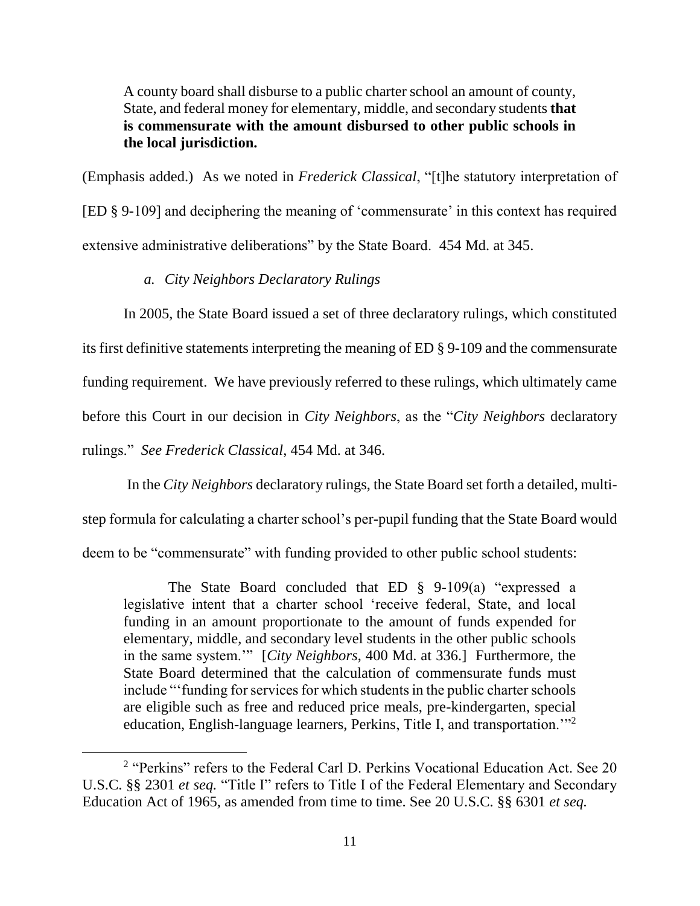> A county board shall disburse to a public charter school an amount of county, State, and federal money for elementary, middle, and secondary students **that is commensurate with the amount disbursed to other public schools in the local jurisdiction.**

(Emphasis added.) As we noted in *Frederick Classical*, "[t]he statutory interpretation of [ED § 9-109] and deciphering the meaning of 'commensurate' in this context has required extensive administrative deliberations" by the State Board. 454 Md. at 345.

*a. City Neighbors Declaratory Rulings*

In 2005, the State Board issued a set of three declaratory rulings, which constituted its first definitive statements interpreting the meaning of ED § 9-109 and the commensurate funding requirement. We have previously referred to these rulings, which ultimately came before this Court in our decision in *City Neighbors*, as the "*City Neighbors* declaratory rulings." *See Frederick Classical*, 454 Md. at 346.

In the *City Neighbors* declaratory rulings, the State Board set forth a detailed, multi-step formula for calculating a charter school's per-pupil funding that the State Board would deem to be "commensurate" with funding provided to other public school students:

> The State Board concluded that ED § 9-109(a) "expressed a legislative intent that a charter school 'receive federal, State, and local funding in an amount proportionate to the amount of funds expended for elementary, middle, and secondary level students in the other public schools in the same system.'" [*City Neighbors*, 400 Md. at 336.] Furthermore, the State Board determined that the calculation of commensurate funds must include "'funding for services for which students in the public charter schools are eligible such as free and reduced price meals, pre-kindergarten, special education, English-language learners, Perkins, Title I, and transportation.'"[2]

[2] "Perkins" refers to the Federal Carl D. Perkins Vocational Education Act. See 20 U.S.C. §§ 2301 *et seq.* "Title I" refers to Title I of the Federal Elementary and Secondary Education Act of 1965, as amended from time to time. See 20 U.S.C. §§ 6301 *et seq.*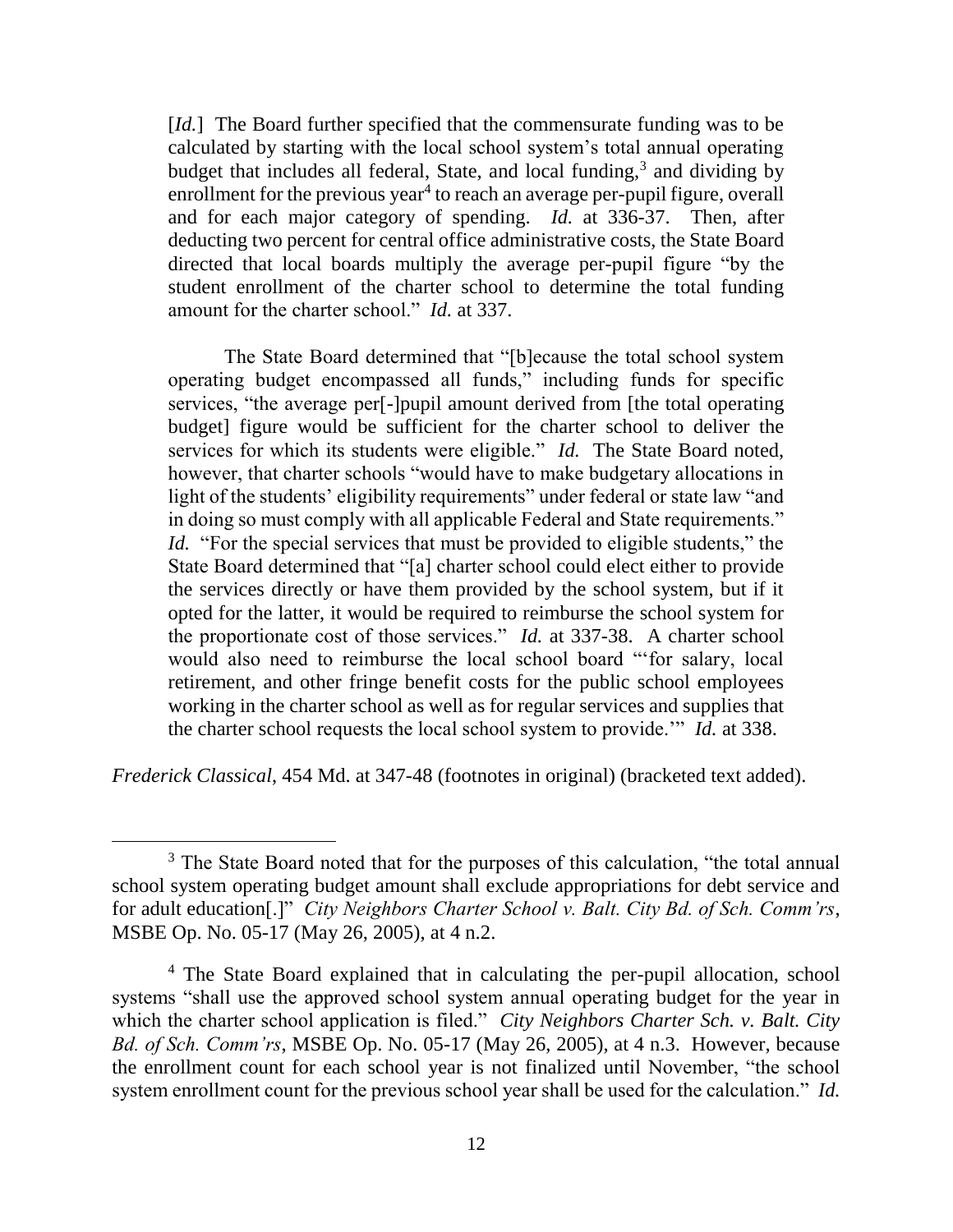> [*Id.*] The Board further specified that the commensurate funding was to be calculated by starting with the local school system's total annual operating budget that includes all federal, State, and local funding,[3] and dividing by enrollment for the previous year[4] to reach an average per-pupil figure, overall and for each major category of spending. *Id.* at 336-37. Then, after deducting two percent for central office administrative costs, the State Board directed that local boards multiply the average per-pupil figure "by the student enrollment of the charter school to determine the total funding amount for the charter school." *Id.* at 337.
>
> The State Board determined that "[b]ecause the total school system operating budget encompassed all funds," including funds for specific services, "the average per[-]pupil amount derived from [the total operating budget] figure would be sufficient for the charter school to deliver the services for which its students were eligible." *Id.* The State Board noted, however, that charter schools "would have to make budgetary allocations in light of the students' eligibility requirements" under federal or state law "and in doing so must comply with all applicable Federal and State requirements." *Id.* "For the special services that must be provided to eligible students," the State Board determined that "[a] charter school could elect either to provide the services directly or have them provided by the school system, but if it opted for the latter, it would be required to reimburse the school system for the proportionate cost of those services." *Id.* at 337-38. A charter school would also need to reimburse the local school board "'for salary, local retirement, and other fringe benefit costs for the public school employees working in the charter school as well as for regular services and supplies that the charter school requests the local school system to provide.'" *Id.* at 338.

*Frederick Classical*, 454 Md. at 347-48 (footnotes in original) (bracketed text added).

---

[3] The State Board noted that for the purposes of this calculation, "the total annual school system operating budget amount shall exclude appropriations for debt service and for adult education[.]" *City Neighbors Charter School v. Balt. City Bd. of Sch. Comm'rs*, MSBE Op. No. 05-17 (May 26, 2005), at 4 n.2.

[4] The State Board explained that in calculating the per-pupil allocation, school systems "shall use the approved school system annual operating budget for the year in which the charter school application is filed." *City Neighbors Charter Sch. v. Balt. City Bd. of Sch. Comm'rs*, MSBE Op. No. 05-17 (May 26, 2005), at 4 n.3. However, because the enrollment count for each school year is not finalized until November, "the school system enrollment count for the previous school year shall be used for the calculation." *Id.*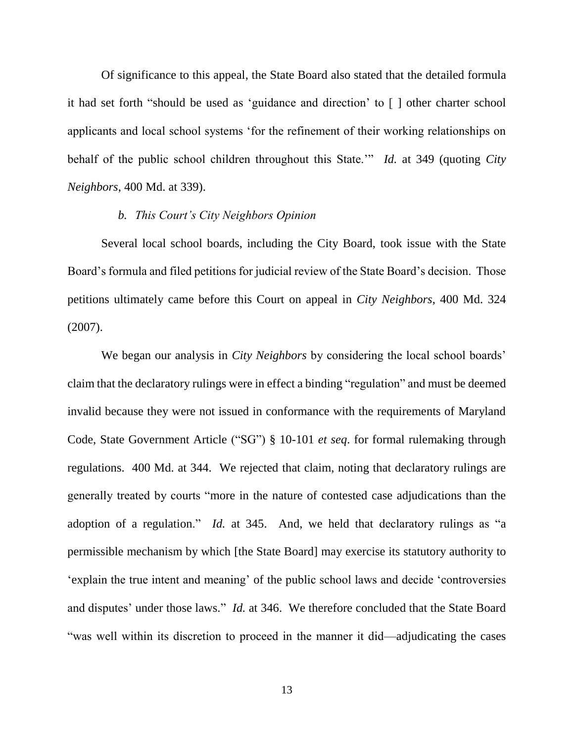Of significance to this appeal, the State Board also stated that the detailed formula it had set forth "should be used as 'guidance and direction' to [ ] other charter school applicants and local school systems 'for the refinement of their working relationships on behalf of the public school children throughout this State.'" *Id.* at 349 (quoting *City Neighbors*, 400 Md. at 339).

### *b. This Court's City Neighbors Opinion*

Several local school boards, including the City Board, took issue with the State Board's formula and filed petitions for judicial review of the State Board's decision. Those petitions ultimately came before this Court on appeal in *City Neighbors*, 400 Md. 324 (2007).

We began our analysis in *City Neighbors* by considering the local school boards' claim that the declaratory rulings were in effect a binding "regulation" and must be deemed invalid because they were not issued in conformance with the requirements of Maryland Code, State Government Article ("SG") § 10-101 *et seq.* for formal rulemaking through regulations. 400 Md. at 344. We rejected that claim, noting that declaratory rulings are generally treated by courts "more in the nature of contested case adjudications than the adoption of a regulation." *Id.* at 345. And, we held that declaratory rulings as "a permissible mechanism by which [the State Board] may exercise its statutory authority to 'explain the true intent and meaning' of the public school laws and decide 'controversies and disputes' under those laws." *Id.* at 346. We therefore concluded that the State Board "was well within its discretion to proceed in the manner it did—adjudicating the cases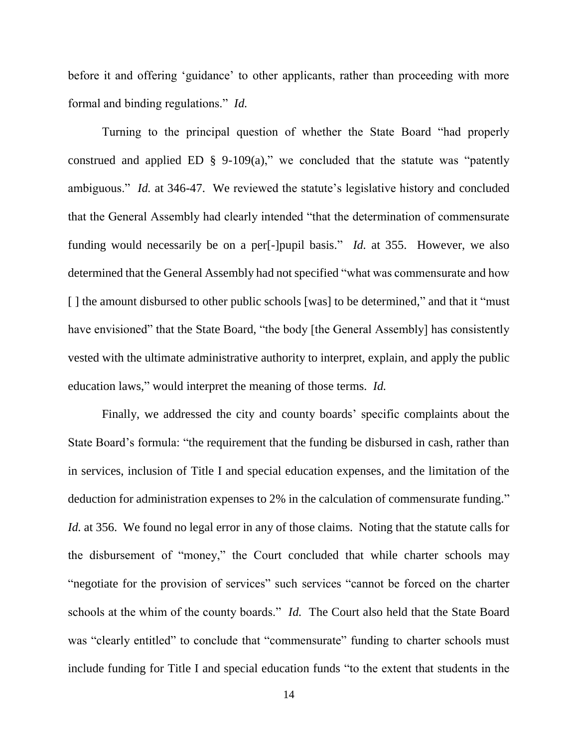before it and offering 'guidance' to other applicants, rather than proceeding with more formal and binding regulations." *Id.*

Turning to the principal question of whether the State Board "had properly construed and applied ED § 9-109(a)," we concluded that the statute was "patently ambiguous." *Id.* at 346-47. We reviewed the statute's legislative history and concluded that the General Assembly had clearly intended "that the determination of commensurate funding would necessarily be on a per[-]pupil basis." *Id.* at 355. However, we also determined that the General Assembly had not specified "what was commensurate and how [ ] the amount disbursed to other public schools [was] to be determined," and that it "must have envisioned" that the State Board, "the body [the General Assembly] has consistently vested with the ultimate administrative authority to interpret, explain, and apply the public education laws," would interpret the meaning of those terms. *Id.*

Finally, we addressed the city and county boards' specific complaints about the State Board's formula: "the requirement that the funding be disbursed in cash, rather than in services, inclusion of Title I and special education expenses, and the limitation of the deduction for administration expenses to 2% in the calculation of commensurate funding." *Id.* at 356. We found no legal error in any of those claims. Noting that the statute calls for the disbursement of "money," the Court concluded that while charter schools may "negotiate for the provision of services" such services "cannot be forced on the charter schools at the whim of the county boards." *Id.* The Court also held that the State Board was "clearly entitled" to conclude that "commensurate" funding to charter schools must include funding for Title I and special education funds "to the extent that students in the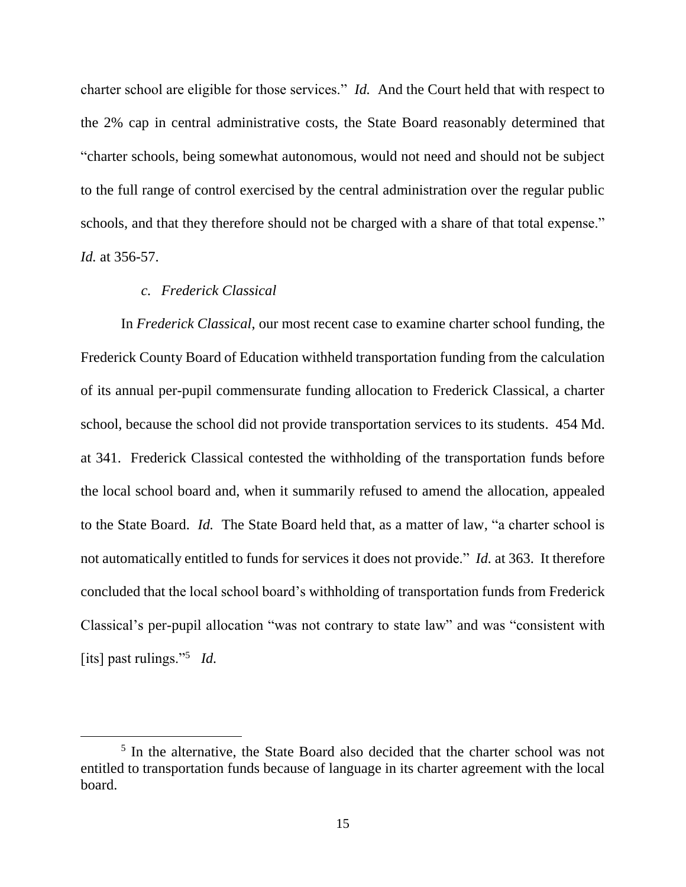charter school are eligible for those services." *Id.* And the Court held that with respect to the 2% cap in central administrative costs, the State Board reasonably determined that "charter schools, being somewhat autonomous, would not need and should not be subject to the full range of control exercised by the central administration over the regular public schools, and that they therefore should not be charged with a share of that total expense." *Id.* at 356-57.

#### *c. Frederick Classical*

In *Frederick Classical*, our most recent case to examine charter school funding, the Frederick County Board of Education withheld transportation funding from the calculation of its annual per-pupil commensurate funding allocation to Frederick Classical, a charter school, because the school did not provide transportation services to its students. 454 Md. at 341. Frederick Classical contested the withholding of the transportation funds before the local school board and, when it summarily refused to amend the allocation, appealed to the State Board. *Id.* The State Board held that, as a matter of law, "a charter school is not automatically entitled to funds for services it does not provide." *Id.* at 363. It therefore concluded that the local school board's withholding of transportation funds from Frederick Classical's per-pupil allocation "was not contrary to state law" and was "consistent with [its] past rulings."[5] *Id.*

[5] In the alternative, the State Board also decided that the charter school was not entitled to transportation funds because of language in its charter agreement with the local board.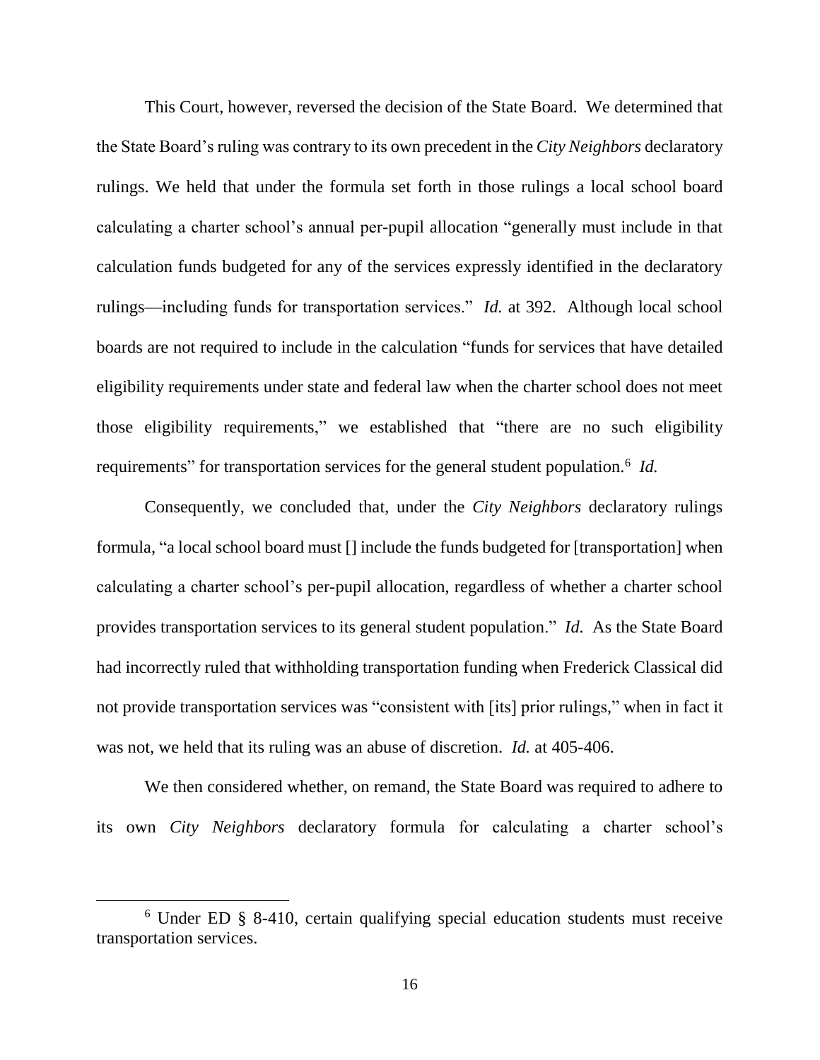This Court, however, reversed the decision of the State Board. We determined that the State Board's ruling was contrary to its own precedent in the *City Neighbors* declaratory rulings. We held that under the formula set forth in those rulings a local school board calculating a charter school's annual per-pupil allocation "generally must include in that calculation funds budgeted for any of the services expressly identified in the declaratory rulings—including funds for transportation services." *Id.* at 392. Although local school boards are not required to include in the calculation "funds for services that have detailed eligibility requirements under state and federal law when the charter school does not meet those eligibility requirements," we established that "there are no such eligibility requirements" for transportation services for the general student population.[6] *Id.*

Consequently, we concluded that, under the *City Neighbors* declaratory rulings formula, "a local school board must [] include the funds budgeted for [transportation] when calculating a charter school's per-pupil allocation, regardless of whether a charter school provides transportation services to its general student population." *Id.* As the State Board had incorrectly ruled that withholding transportation funding when Frederick Classical did not provide transportation services was "consistent with [its] prior rulings," when in fact it was not, we held that its ruling was an abuse of discretion. *Id.* at 405-406.

We then considered whether, on remand, the State Board was required to adhere to its own *City Neighbors* declaratory formula for calculating a charter school's

[6] Under ED § 8-410, certain qualifying special education students must receive transportation services.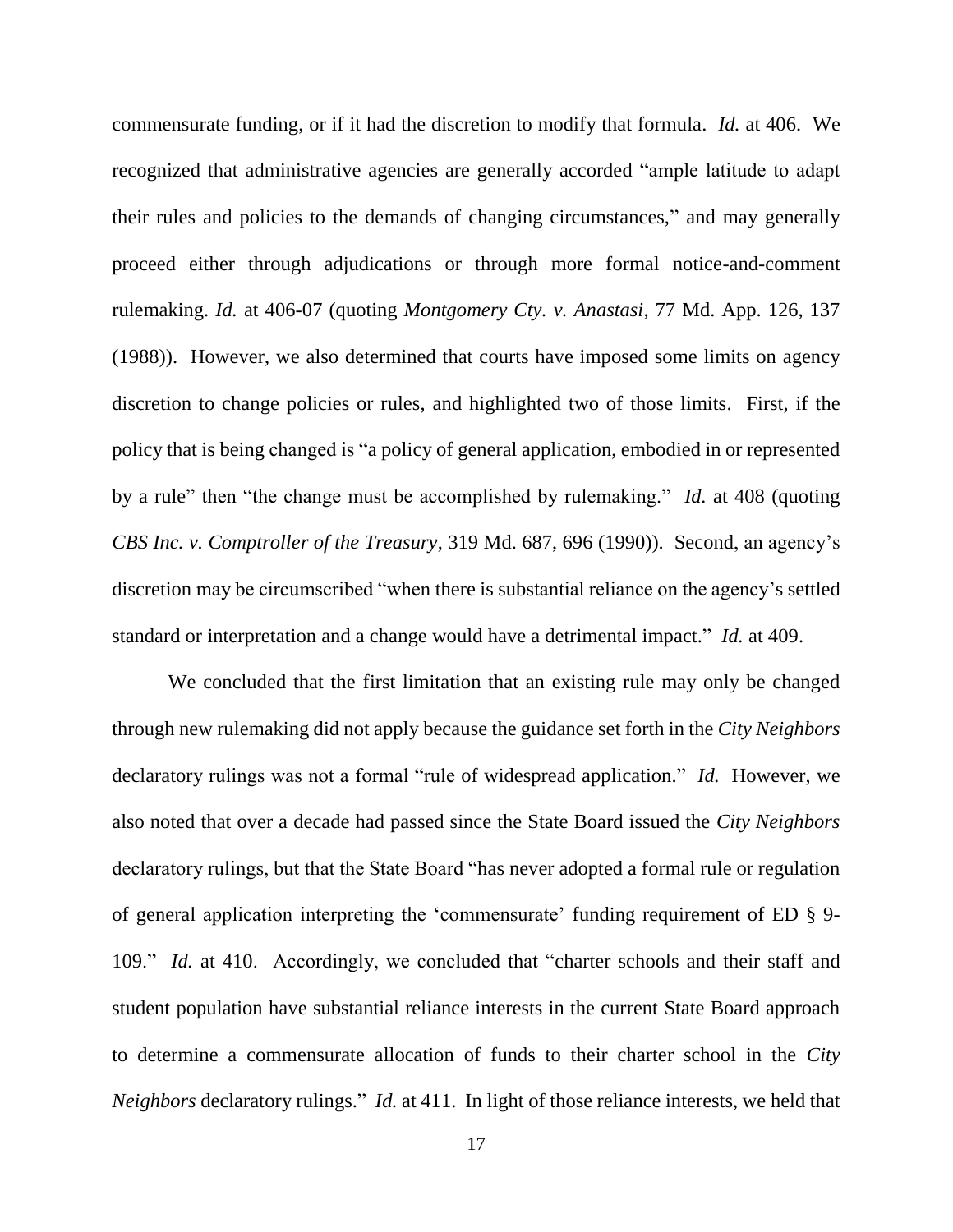commensurate funding, or if it had the discretion to modify that formula. *Id.* at 406. We recognized that administrative agencies are generally accorded "ample latitude to adapt their rules and policies to the demands of changing circumstances," and may generally proceed either through adjudications or through more formal notice-and-comment rulemaking. *Id.* at 406-07 (quoting *Montgomery Cty. v. Anastasi*, 77 Md. App. 126, 137 (1988)). However, we also determined that courts have imposed some limits on agency discretion to change policies or rules, and highlighted two of those limits. First, if the policy that is being changed is "a policy of general application, embodied in or represented by a rule" then "the change must be accomplished by rulemaking." *Id.* at 408 (quoting *CBS Inc. v. Comptroller of the Treasury*, 319 Md. 687, 696 (1990)). Second, an agency's discretion may be circumscribed "when there is substantial reliance on the agency's settled standard or interpretation and a change would have a detrimental impact." *Id.* at 409.

We concluded that the first limitation that an existing rule may only be changed through new rulemaking did not apply because the guidance set forth in the *City Neighbors* declaratory rulings was not a formal "rule of widespread application." *Id.* However, we also noted that over a decade had passed since the State Board issued the *City Neighbors* declaratory rulings, but that the State Board "has never adopted a formal rule or regulation of general application interpreting the 'commensurate' funding requirement of ED § 9-109." *Id.* at 410. Accordingly, we concluded that "charter schools and their staff and student population have substantial reliance interests in the current State Board approach to determine a commensurate allocation of funds to their charter school in the *City Neighbors* declaratory rulings." *Id.* at 411. In light of those reliance interests, we held that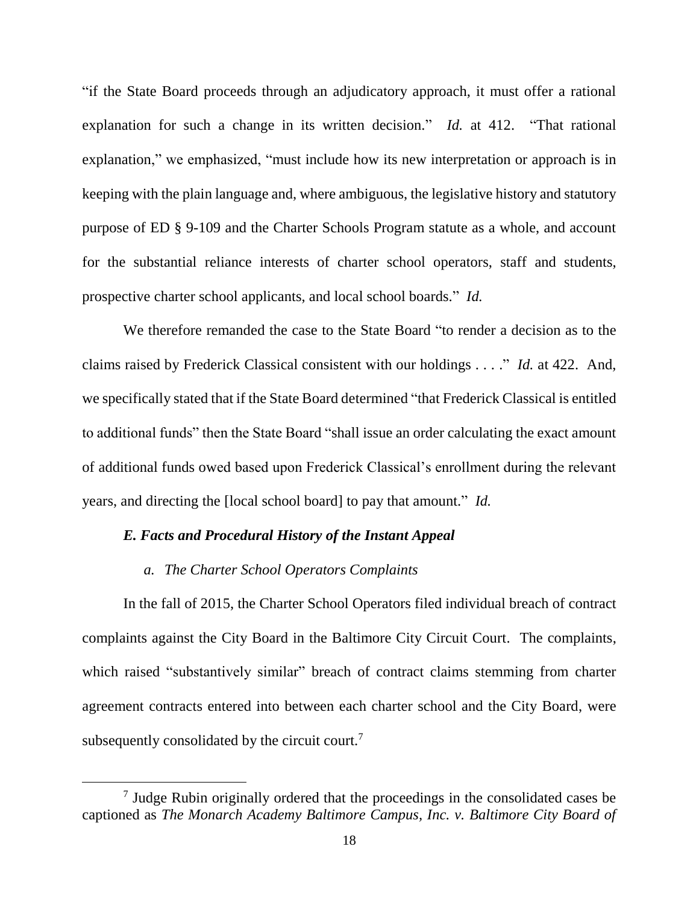"if the State Board proceeds through an adjudicatory approach, it must offer a rational explanation for such a change in its written decision." *Id.* at 412. "That rational explanation," we emphasized, "must include how its new interpretation or approach is in keeping with the plain language and, where ambiguous, the legislative history and statutory purpose of ED § 9-109 and the Charter Schools Program statute as a whole, and account for the substantial reliance interests of charter school operators, staff and students, prospective charter school applicants, and local school boards." *Id.*

We therefore remanded the case to the State Board "to render a decision as to the claims raised by Frederick Classical consistent with our holdings . . . ." *Id.* at 422. And, we specifically stated that if the State Board determined "that Frederick Classical is entitled to additional funds" then the State Board "shall issue an order calculating the exact amount of additional funds owed based upon Frederick Classical's enrollment during the relevant years, and directing the [local school board] to pay that amount." *Id.*

### *E. Facts and Procedural History of the Instant Appeal*

#### *a. The Charter School Operators Complaints*

In the fall of 2015, the Charter School Operators filed individual breach of contract complaints against the City Board in the Baltimore City Circuit Court. The complaints, which raised "substantively similar" breach of contract claims stemming from charter agreement contracts entered into between each charter school and the City Board, were subsequently consolidated by the circuit court.[7]

---

[7] Judge Rubin originally ordered that the proceedings in the consolidated cases be captioned as *The Monarch Academy Baltimore Campus, Inc. v. Baltimore City Board of*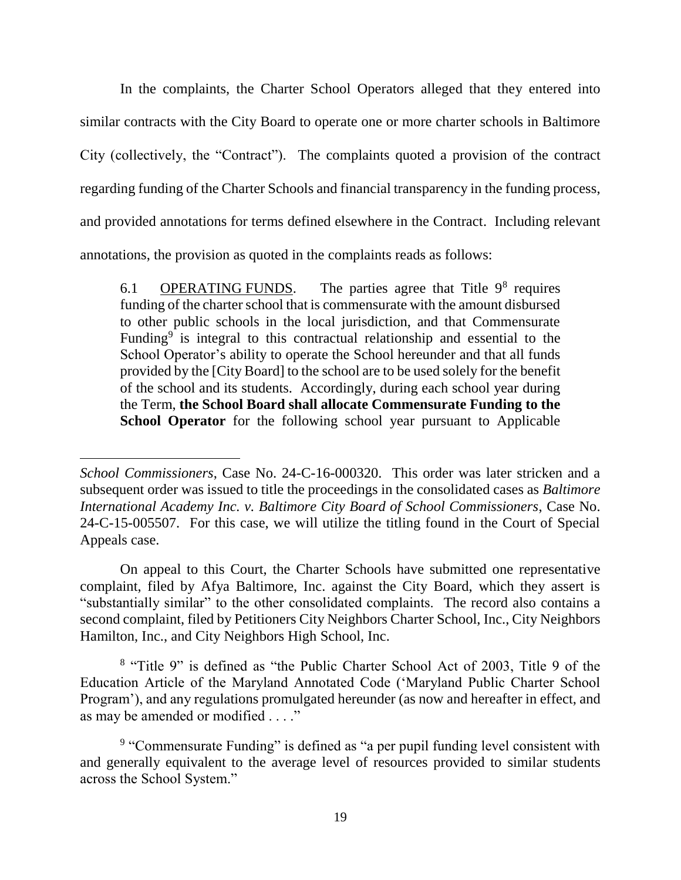In the complaints, the Charter School Operators alleged that they entered into similar contracts with the City Board to operate one or more charter schools in Baltimore City (collectively, the "Contract"). The complaints quoted a provision of the contract regarding funding of the Charter Schools and financial transparency in the funding process, and provided annotations for terms defined elsewhere in the Contract. Including relevant annotations, the provision as quoted in the complaints reads as follows:

> 6.1 OPERATING FUNDS. The parties agree that Title 9[8] requires funding of the charter school that is commensurate with the amount disbursed to other public schools in the local jurisdiction, and that Commensurate Funding[9] is integral to this contractual relationship and essential to the School Operator's ability to operate the School hereunder and that all funds provided by the [City Board] to the school are to be used solely for the benefit of the school and its students. Accordingly, during each school year during the Term, **the School Board shall allocate Commensurate Funding to the School Operator** for the following school year pursuant to Applicable

---

*School Commissioners*, Case No. 24-C-16-000320. This order was later stricken and a subsequent order was issued to title the proceedings in the consolidated cases as *Baltimore International Academy Inc. v. Baltimore City Board of School Commissioners*, Case No. 24-C-15-005507. For this case, we will utilize the titling found in the Court of Special Appeals case.

On appeal to this Court, the Charter Schools have submitted one representative complaint, filed by Afya Baltimore, Inc. against the City Board, which they assert is "substantially similar" to the other consolidated complaints. The record also contains a second complaint, filed by Petitioners City Neighbors Charter School, Inc., City Neighbors Hamilton, Inc., and City Neighbors High School, Inc.

[8] "Title 9" is defined as "the Public Charter School Act of 2003, Title 9 of the Education Article of the Maryland Annotated Code ('Maryland Public Charter School Program'), and any regulations promulgated hereunder (as now and hereafter in effect, and as may be amended or modified . . . ."

[9] "Commensurate Funding" is defined as "a per pupil funding level consistent with and generally equivalent to the average level of resources provided to similar students across the School System."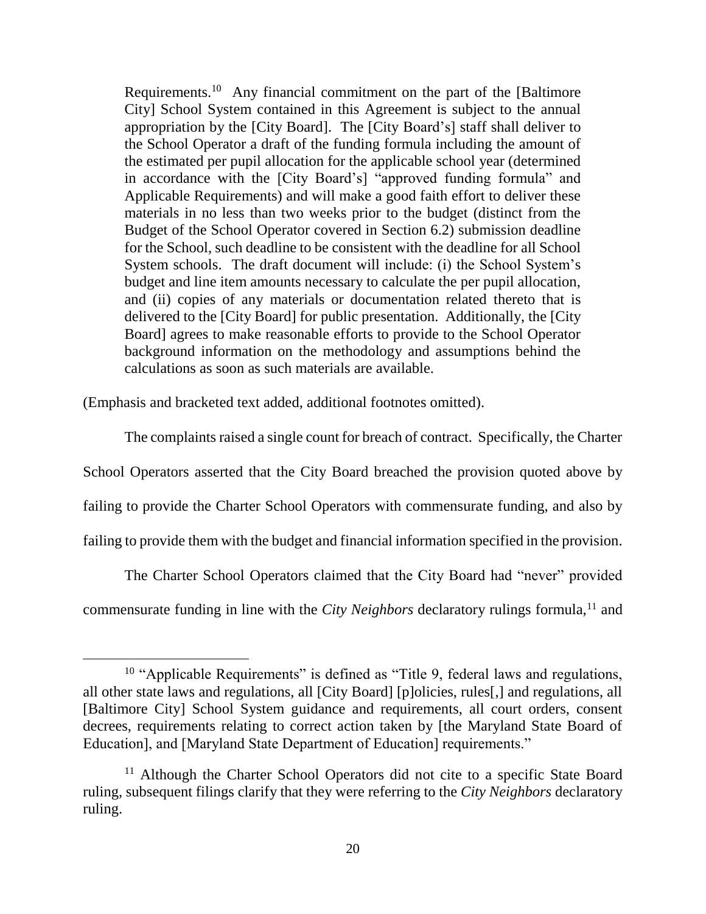> Requirements.[10] Any financial commitment on the part of the [Baltimore City] School System contained in this Agreement is subject to the annual appropriation by the [City Board]. The [City Board's] staff shall deliver to the School Operator a draft of the funding formula including the amount of the estimated per pupil allocation for the applicable school year (determined in accordance with the [City Board's] "approved funding formula" and Applicable Requirements) and will make a good faith effort to deliver these materials in no less than two weeks prior to the budget (distinct from the Budget of the School Operator covered in Section 6.2) submission deadline for the School, such deadline to be consistent with the deadline for all School System schools. The draft document will include: (i) the School System's budget and line item amounts necessary to calculate the per pupil allocation, and (ii) copies of any materials or documentation related thereto that is delivered to the [City Board] for public presentation. Additionally, the [City Board] agrees to make reasonable efforts to provide to the School Operator background information on the methodology and assumptions behind the calculations as soon as such materials are available.

(Emphasis and bracketed text added, additional footnotes omitted).

The complaints raised a single count for breach of contract. Specifically, the Charter School Operators asserted that the City Board breached the provision quoted above by failing to provide the Charter School Operators with commensurate funding, and also by failing to provide them with the budget and financial information specified in the provision.

The Charter School Operators claimed that the City Board had "never" provided commensurate funding in line with the *City Neighbors* declaratory rulings formula,[11] and

---

[10] "Applicable Requirements" is defined as "Title 9, federal laws and regulations, all other state laws and regulations, all [City Board] [p]olicies, rules[,] and regulations, all [Baltimore City] School System guidance and requirements, all court orders, consent decrees, requirements relating to correct action taken by [the Maryland State Board of Education], and [Maryland State Department of Education] requirements."

[11] Although the Charter School Operators did not cite to a specific State Board ruling, subsequent filings clarify that they were referring to the *City Neighbors* declaratory ruling.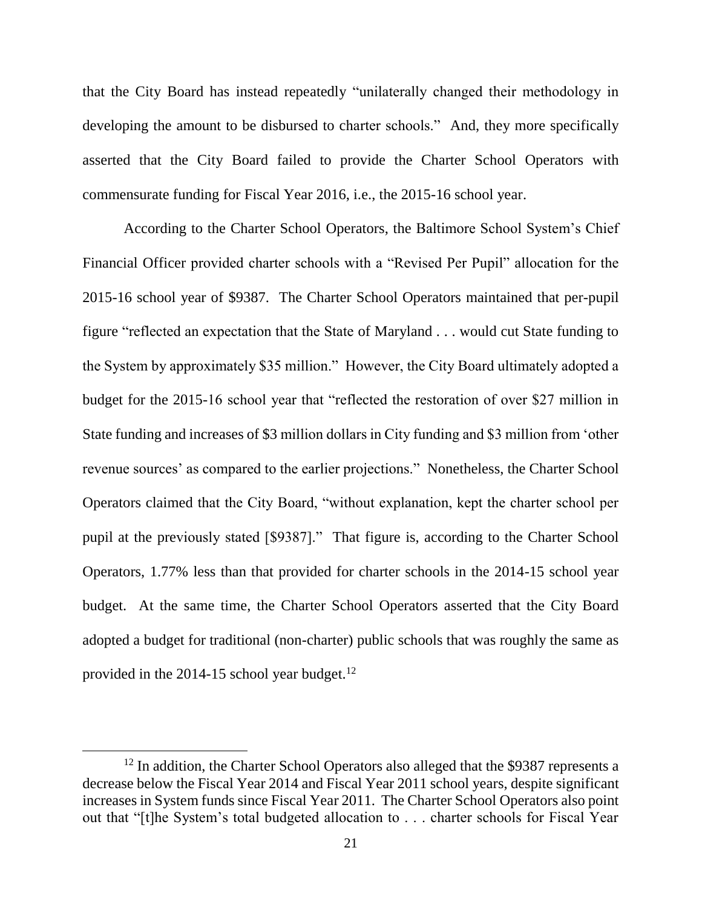that the City Board has instead repeatedly "unilaterally changed their methodology in developing the amount to be disbursed to charter schools." And, they more specifically asserted that the City Board failed to provide the Charter School Operators with commensurate funding for Fiscal Year 2016, i.e., the 2015-16 school year.

According to the Charter School Operators, the Baltimore School System's Chief Financial Officer provided charter schools with a "Revised Per Pupil" allocation for the 2015-16 school year of $9387. The Charter School Operators maintained that per-pupil figure "reflected an expectation that the State of Maryland . . . would cut State funding to the System by approximately $35 million." However, the City Board ultimately adopted a budget for the 2015-16 school year that "reflected the restoration of over $27 million in State funding and increases of $3 million dollars in City funding and $3 million from 'other revenue sources' as compared to the earlier projections." Nonetheless, the Charter School Operators claimed that the City Board, "without explanation, kept the charter school per pupil at the previously stated [$9387]." That figure is, according to the Charter School Operators, 1.77% less than that provided for charter schools in the 2014-15 school year budget. At the same time, the Charter School Operators asserted that the City Board adopted a budget for traditional (non-charter) public schools that was roughly the same as provided in the 2014-15 school year budget.[12]

---

[12] In addition, the Charter School Operators also alleged that the $9387 represents a decrease below the Fiscal Year 2014 and Fiscal Year 2011 school years, despite significant increases in System funds since Fiscal Year 2011. The Charter School Operators also point out that "[t]he System's total budgeted allocation to . . . charter schools for Fiscal Year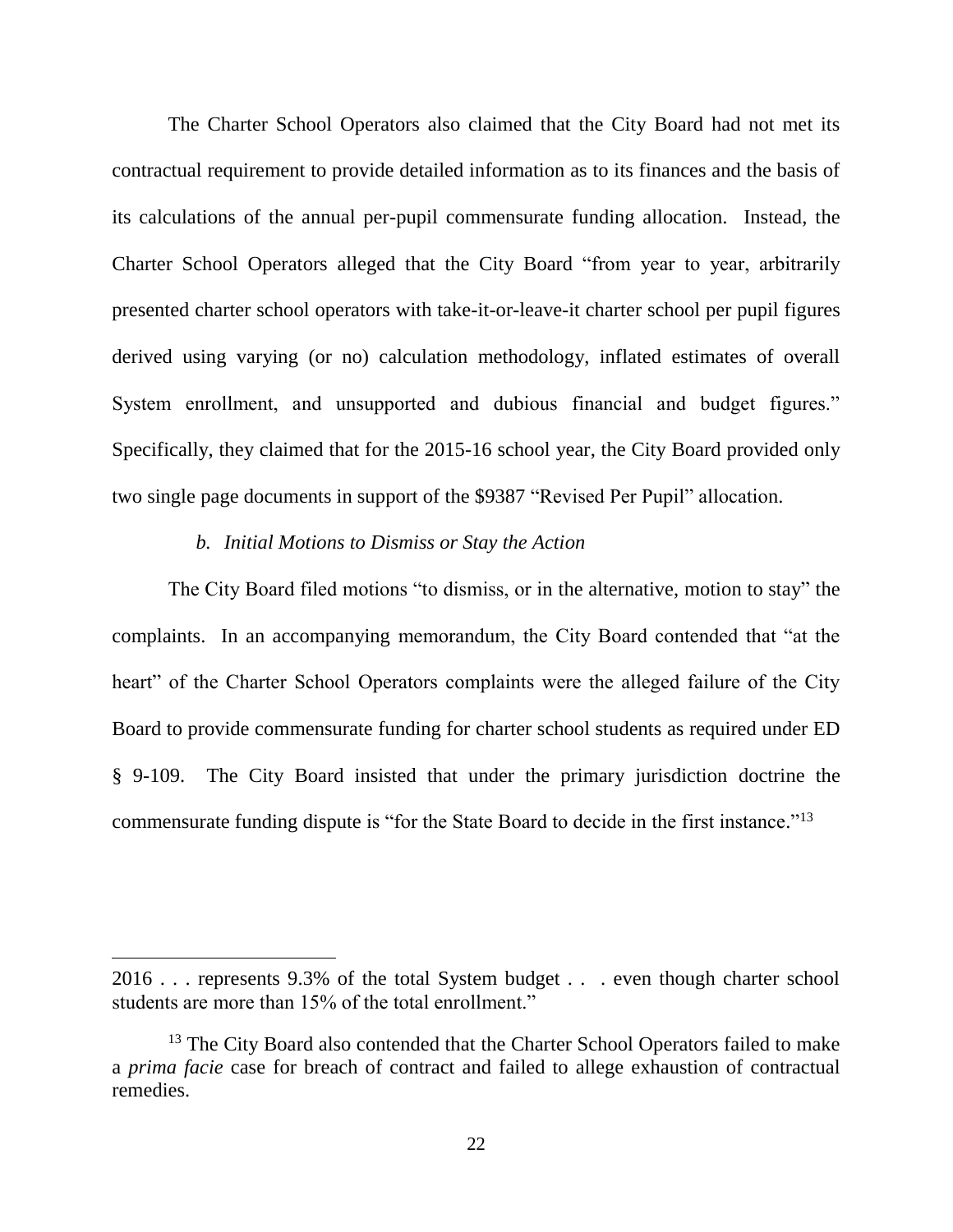The Charter School Operators also claimed that the City Board had not met its contractual requirement to provide detailed information as to its finances and the basis of its calculations of the annual per-pupil commensurate funding allocation. Instead, the Charter School Operators alleged that the City Board "from year to year, arbitrarily presented charter school operators with take-it-or-leave-it charter school per pupil figures derived using varying (or no) calculation methodology, inflated estimates of overall System enrollment, and unsupported and dubious financial and budget figures." Specifically, they claimed that for the 2015-16 school year, the City Board provided only two single page documents in support of the $9387 "Revised Per Pupil" allocation.

*b. Initial Motions to Dismiss or Stay the Action*

The City Board filed motions "to dismiss, or in the alternative, motion to stay" the complaints. In an accompanying memorandum, the City Board contended that "at the heart" of the Charter School Operators complaints were the alleged failure of the City Board to provide commensurate funding for charter school students as required under ED § 9-109. The City Board insisted that under the primary jurisdiction doctrine the commensurate funding dispute is "for the State Board to decide in the first instance."[13]

---

2016 . . . represents 9.3% of the total System budget . . . even though charter school students are more than 15% of the total enrollment."

[13] The City Board also contended that the Charter School Operators failed to make a *prima facie* case for breach of contract and failed to allege exhaustion of contractual remedies.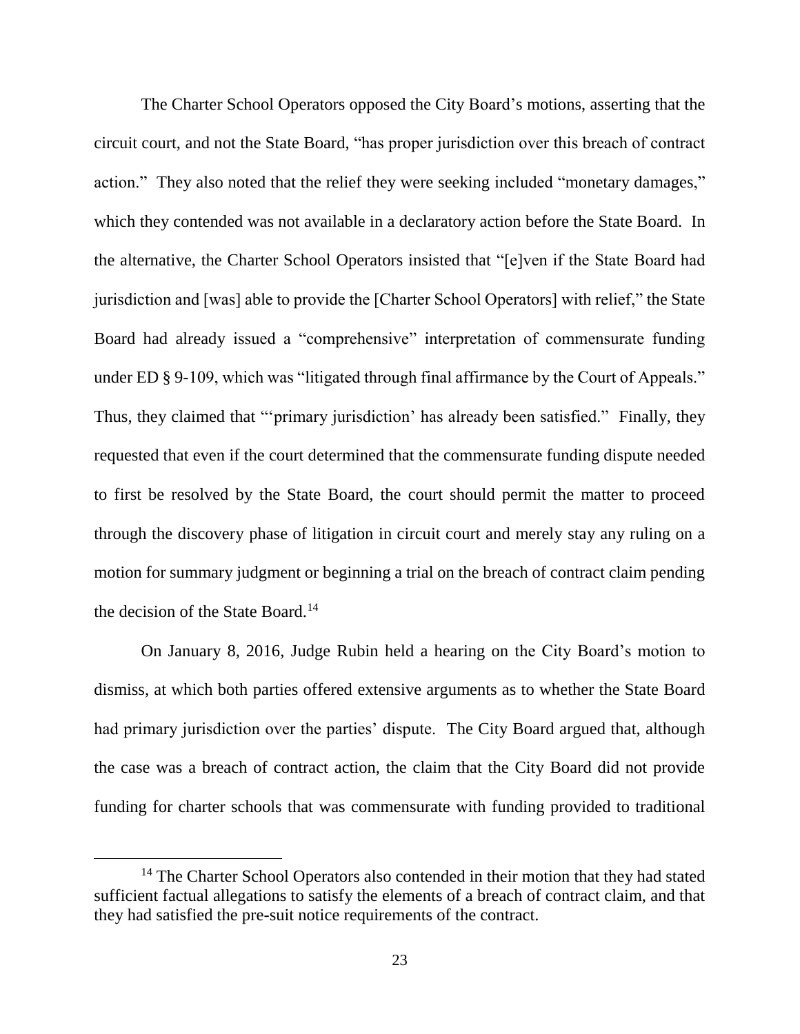The Charter School Operators opposed the City Board's motions, asserting that the circuit court, and not the State Board, "has proper jurisdiction over this breach of contract action." They also noted that the relief they were seeking included "monetary damages," which they contended was not available in a declaratory action before the State Board. In the alternative, the Charter School Operators insisted that "[e]ven if the State Board had jurisdiction and [was] able to provide the [Charter School Operators] with relief," the State Board had already issued a "comprehensive" interpretation of commensurate funding under ED § 9-109, which was "litigated through final affirmance by the Court of Appeals." Thus, they claimed that "'primary jurisdiction' has already been satisfied." Finally, they requested that even if the court determined that the commensurate funding dispute needed to first be resolved by the State Board, the court should permit the matter to proceed through the discovery phase of litigation in circuit court and merely stay any ruling on a motion for summary judgment or beginning a trial on the breach of contract claim pending the decision of the State Board.[14]

On January 8, 2016, Judge Rubin held a hearing on the City Board's motion to dismiss, at which both parties offered extensive arguments as to whether the State Board had primary jurisdiction over the parties' dispute. The City Board argued that, although the case was a breach of contract action, the claim that the City Board did not provide funding for charter schools that was commensurate with funding provided to traditional

---

[14] The Charter School Operators also contended in their motion that they had stated sufficient factual allegations to satisfy the elements of a breach of contract claim, and that they had satisfied the pre-suit notice requirements of the contract.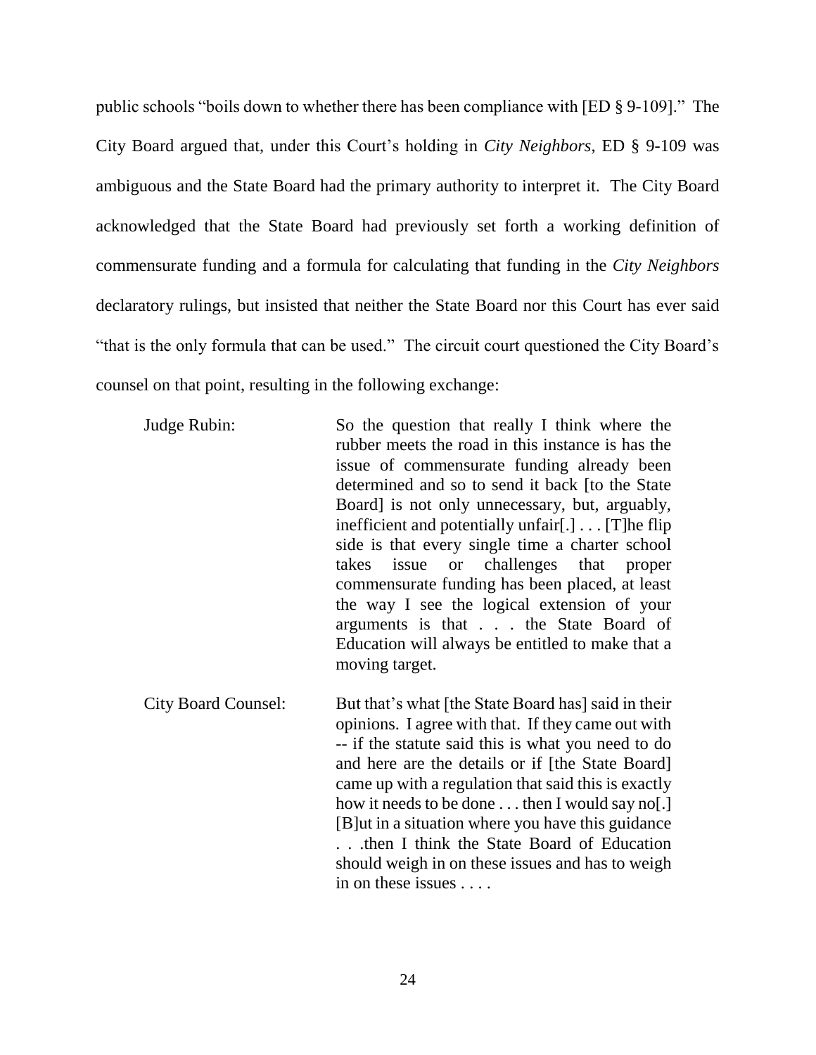public schools "boils down to whether there has been compliance with [ED § 9-109]." The City Board argued that, under this Court's holding in *City Neighbors*, ED § 9-109 was ambiguous and the State Board had the primary authority to interpret it. The City Board acknowledged that the State Board had previously set forth a working definition of commensurate funding and a formula for calculating that funding in the *City Neighbors* declaratory rulings, but insisted that neither the State Board nor this Court has ever said "that is the only formula that can be used." The circuit court questioned the City Board's counsel on that point, resulting in the following exchange:

> Judge Rubin: So the question that really I think where the rubber meets the road in this instance is has the issue of commensurate funding already been determined and so to send it back [to the State Board] is not only unnecessary, but, arguably, inefficient and potentially unfair[.] . . . [T]he flip side is that every single time a charter school takes issue or challenges that proper commensurate funding has been placed, at least the way I see the logical extension of your arguments is that . . . the State Board of Education will always be entitled to make that a moving target.
>
> City Board Counsel: But that's what [the State Board has] said in their opinions. I agree with that. If they came out with -- if the statute said this is what you need to do and here are the details or if [the State Board] came up with a regulation that said this is exactly how it needs to be done . . . then I would say no[.] [B]ut in a situation where you have this guidance . . .then I think the State Board of Education should weigh in on these issues and has to weigh in on these issues . . . .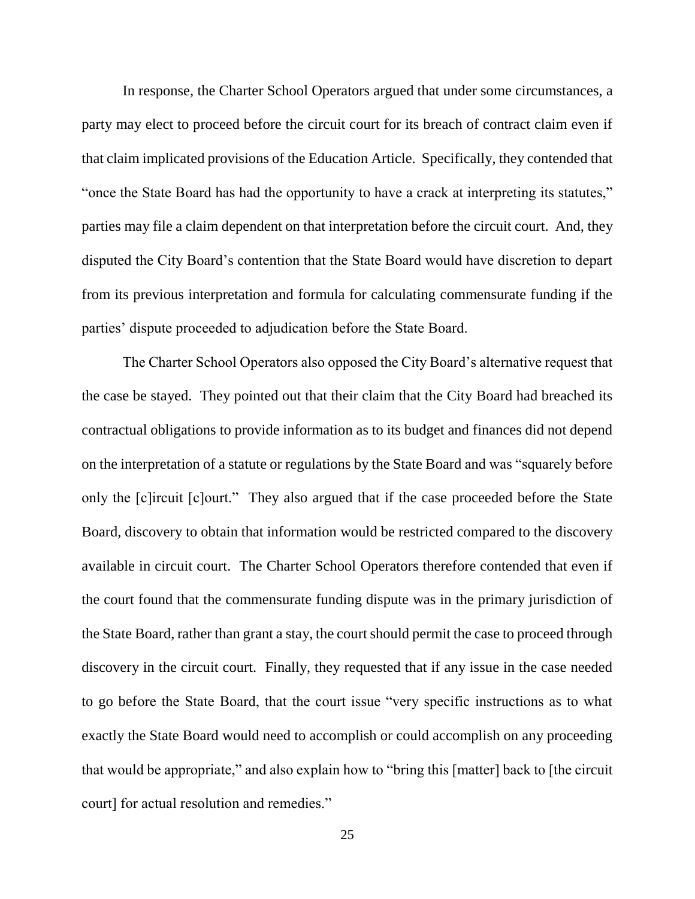In response, the Charter School Operators argued that under some circumstances, a party may elect to proceed before the circuit court for its breach of contract claim even if that claim implicated provisions of the Education Article. Specifically, they contended that "once the State Board has had the opportunity to have a crack at interpreting its statutes," parties may file a claim dependent on that interpretation before the circuit court. And, they disputed the City Board's contention that the State Board would have discretion to depart from its previous interpretation and formula for calculating commensurate funding if the parties' dispute proceeded to adjudication before the State Board.

The Charter School Operators also opposed the City Board's alternative request that the case be stayed. They pointed out that their claim that the City Board had breached its contractual obligations to provide information as to its budget and finances did not depend on the interpretation of a statute or regulations by the State Board and was "squarely before only the [c]ircuit [c]ourt." They also argued that if the case proceeded before the State Board, discovery to obtain that information would be restricted compared to the discovery available in circuit court. The Charter School Operators therefore contended that even if the court found that the commensurate funding dispute was in the primary jurisdiction of the State Board, rather than grant a stay, the court should permit the case to proceed through discovery in the circuit court. Finally, they requested that if any issue in the case needed to go before the State Board, that the court issue "very specific instructions as to what exactly the State Board would need to accomplish or could accomplish on any proceeding that would be appropriate," and also explain how to "bring this [matter] back to [the circuit court] for actual resolution and remedies."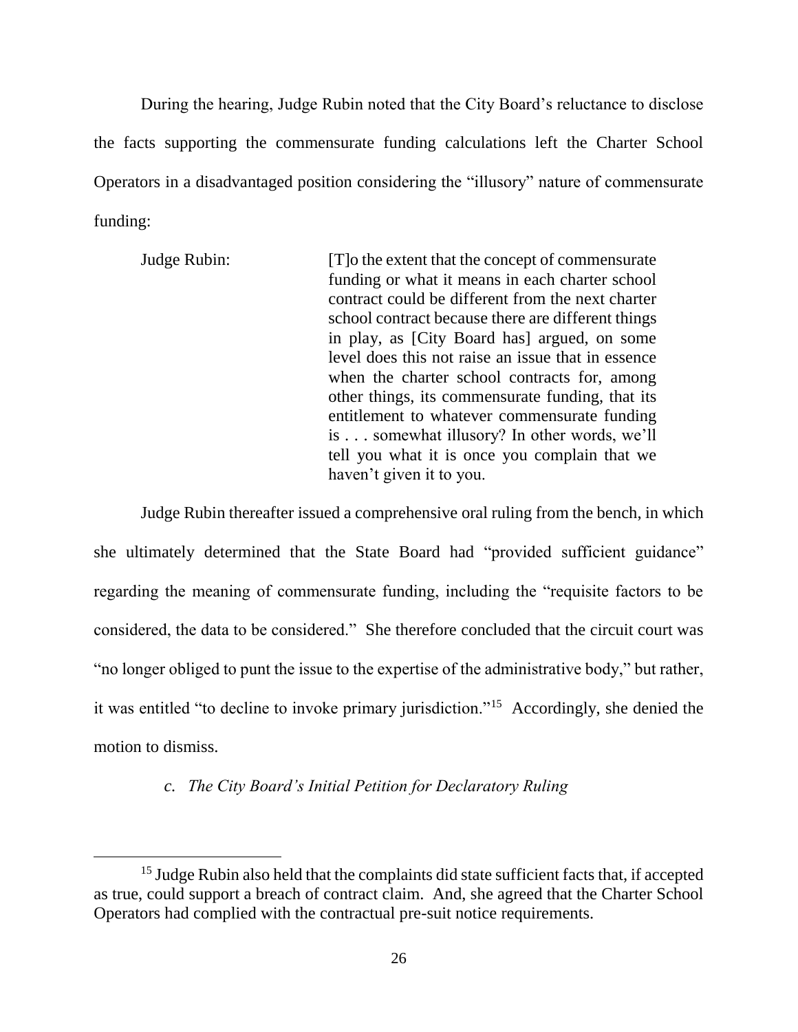During the hearing, Judge Rubin noted that the City Board's reluctance to disclose the facts supporting the commensurate funding calculations left the Charter School Operators in a disadvantaged position considering the "illusory" nature of commensurate funding:

> Judge Rubin: [T]o the extent that the concept of commensurate funding or what it means in each charter school contract could be different from the next charter school contract because there are different things in play, as [City Board has] argued, on some level does this not raise an issue that in essence when the charter school contracts for, among other things, its commensurate funding, that its entitlement to whatever commensurate funding is . . . somewhat illusory? In other words, we'll tell you what it is once you complain that we haven't given it to you.

Judge Rubin thereafter issued a comprehensive oral ruling from the bench, in which she ultimately determined that the State Board had "provided sufficient guidance" regarding the meaning of commensurate funding, including the "requisite factors to be considered, the data to be considered." She therefore concluded that the circuit court was "no longer obliged to punt the issue to the expertise of the administrative body," but rather, it was entitled "to decline to invoke primary jurisdiction."[15] Accordingly, she denied the motion to dismiss.

*c. The City Board's Initial Petition for Declaratory Ruling*

---

[15] Judge Rubin also held that the complaints did state sufficient facts that, if accepted as true, could support a breach of contract claim. And, she agreed that the Charter School Operators had complied with the contractual pre-suit notice requirements.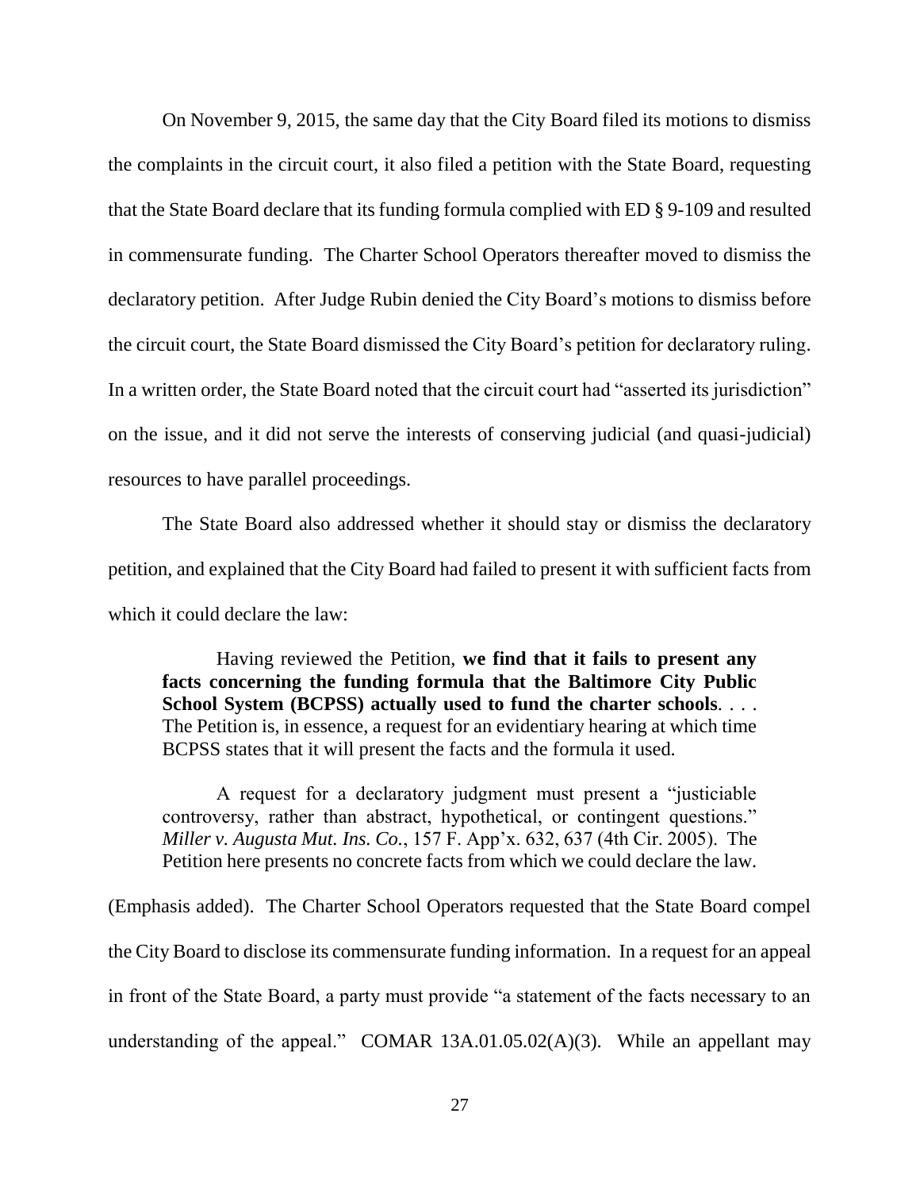On November 9, 2015, the same day that the City Board filed its motions to dismiss the complaints in the circuit court, it also filed a petition with the State Board, requesting that the State Board declare that its funding formula complied with ED § 9-109 and resulted in commensurate funding. The Charter School Operators thereafter moved to dismiss the declaratory petition. After Judge Rubin denied the City Board's motions to dismiss before the circuit court, the State Board dismissed the City Board's petition for declaratory ruling. In a written order, the State Board noted that the circuit court had "asserted its jurisdiction" on the issue, and it did not serve the interests of conserving judicial (and quasi-judicial) resources to have parallel proceedings.

The State Board also addressed whether it should stay or dismiss the declaratory petition, and explained that the City Board had failed to present it with sufficient facts from which it could declare the law:

> Having reviewed the Petition, **we find that it fails to present any facts concerning the funding formula that the Baltimore City Public School System (BCPSS) actually used to fund the charter schools**. . . . The Petition is, in essence, a request for an evidentiary hearing at which time BCPSS states that it will present the facts and the formula it used.
>
> A request for a declaratory judgment must present a "justiciable controversy, rather than abstract, hypothetical, or contingent questions." *Miller v. Augusta Mut. Ins. Co.*, 157 F. App'x. 632, 637 (4th Cir. 2005). The Petition here presents no concrete facts from which we could declare the law.

(Emphasis added). The Charter School Operators requested that the State Board compel the City Board to disclose its commensurate funding information. In a request for an appeal in front of the State Board, a party must provide "a statement of the facts necessary to an understanding of the appeal." COMAR 13A.01.05.02(A)(3). While an appellant may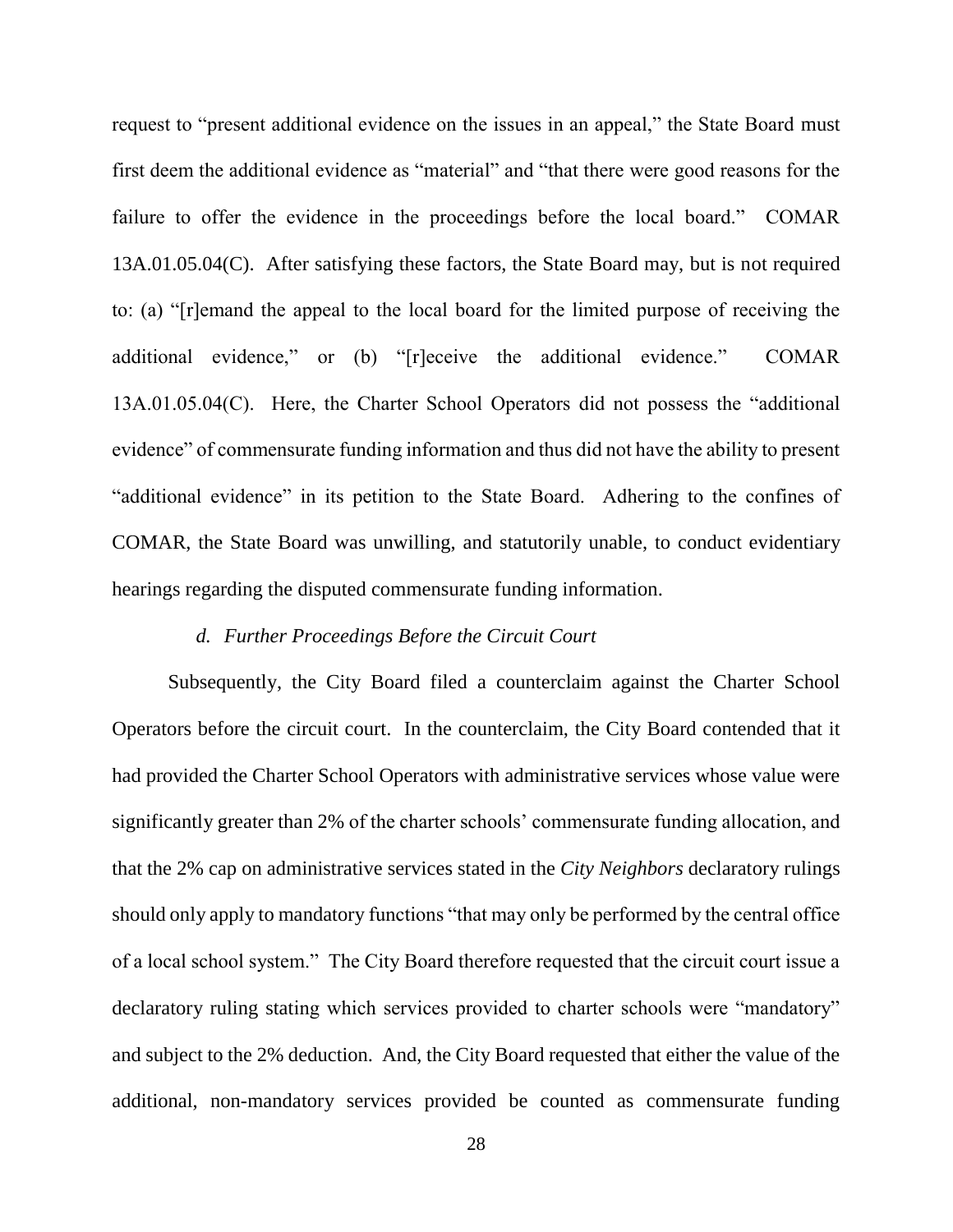request to "present additional evidence on the issues in an appeal," the State Board must first deem the additional evidence as "material" and "that there were good reasons for the failure to offer the evidence in the proceedings before the local board." COMAR 13A.01.05.04(C). After satisfying these factors, the State Board may, but is not required to: (a) "[r]emand the appeal to the local board for the limited purpose of receiving the additional evidence," or (b) "[r]eceive the additional evidence." COMAR 13A.01.05.04(C). Here, the Charter School Operators did not possess the "additional evidence" of commensurate funding information and thus did not have the ability to present "additional evidence" in its petition to the State Board. Adhering to the confines of COMAR, the State Board was unwilling, and statutorily unable, to conduct evidentiary hearings regarding the disputed commensurate funding information.

#### *d. Further Proceedings Before the Circuit Court*

Subsequently, the City Board filed a counterclaim against the Charter School Operators before the circuit court. In the counterclaim, the City Board contended that it had provided the Charter School Operators with administrative services whose value were significantly greater than 2% of the charter schools' commensurate funding allocation, and that the 2% cap on administrative services stated in the *City Neighbors* declaratory rulings should only apply to mandatory functions "that may only be performed by the central office of a local school system." The City Board therefore requested that the circuit court issue a declaratory ruling stating which services provided to charter schools were "mandatory" and subject to the 2% deduction. And, the City Board requested that either the value of the additional, non-mandatory services provided be counted as commensurate funding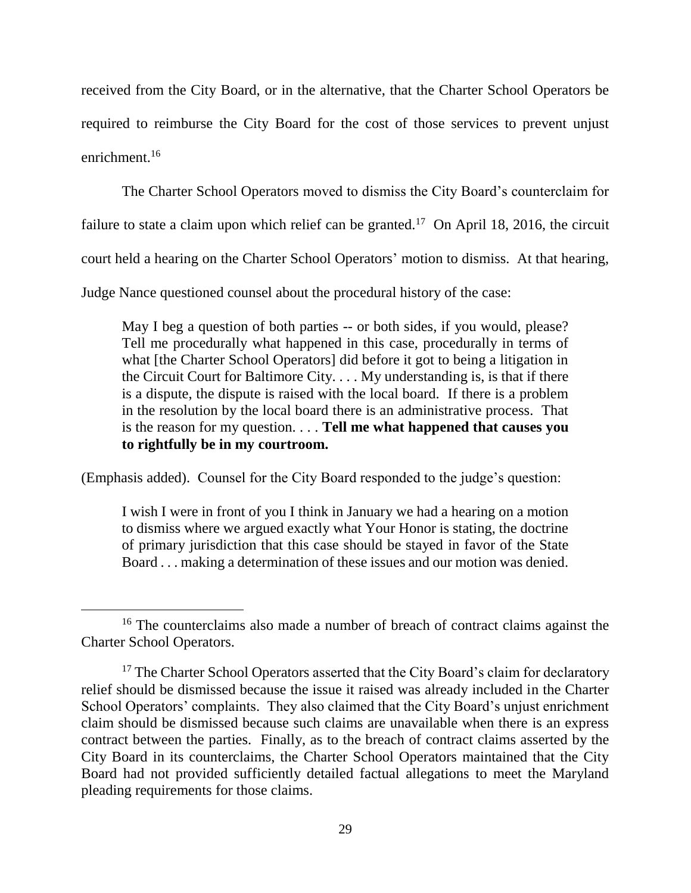received from the City Board, or in the alternative, that the Charter School Operators be required to reimburse the City Board for the cost of those services to prevent unjust enrichment.[16]

The Charter School Operators moved to dismiss the City Board's counterclaim for failure to state a claim upon which relief can be granted.[17] On April 18, 2016, the circuit court held a hearing on the Charter School Operators' motion to dismiss. At that hearing, Judge Nance questioned counsel about the procedural history of the case:

> May I beg a question of both parties -- or both sides, if you would, please? Tell me procedurally what happened in this case, procedurally in terms of what [the Charter School Operators] did before it got to being a litigation in the Circuit Court for Baltimore City. . . . My understanding is, is that if there is a dispute, the dispute is raised with the local board. If there is a problem in the resolution by the local board there is an administrative process. That is the reason for my question. . . . **Tell me what happened that causes you to rightfully be in my courtroom.**

(Emphasis added). Counsel for the City Board responded to the judge's question:

> I wish I were in front of you I think in January we had a hearing on a motion to dismiss where we argued exactly what Your Honor is stating, the doctrine of primary jurisdiction that this case should be stayed in favor of the State Board . . . making a determination of these issues and our motion was denied.

---

[16] The counterclaims also made a number of breach of contract claims against the Charter School Operators.

[17] The Charter School Operators asserted that the City Board's claim for declaratory relief should be dismissed because the issue it raised was already included in the Charter School Operators' complaints. They also claimed that the City Board's unjust enrichment claim should be dismissed because such claims are unavailable when there is an express contract between the parties. Finally, as to the breach of contract claims asserted by the City Board in its counterclaims, the Charter School Operators maintained that the City Board had not provided sufficiently detailed factual allegations to meet the Maryland pleading requirements for those claims.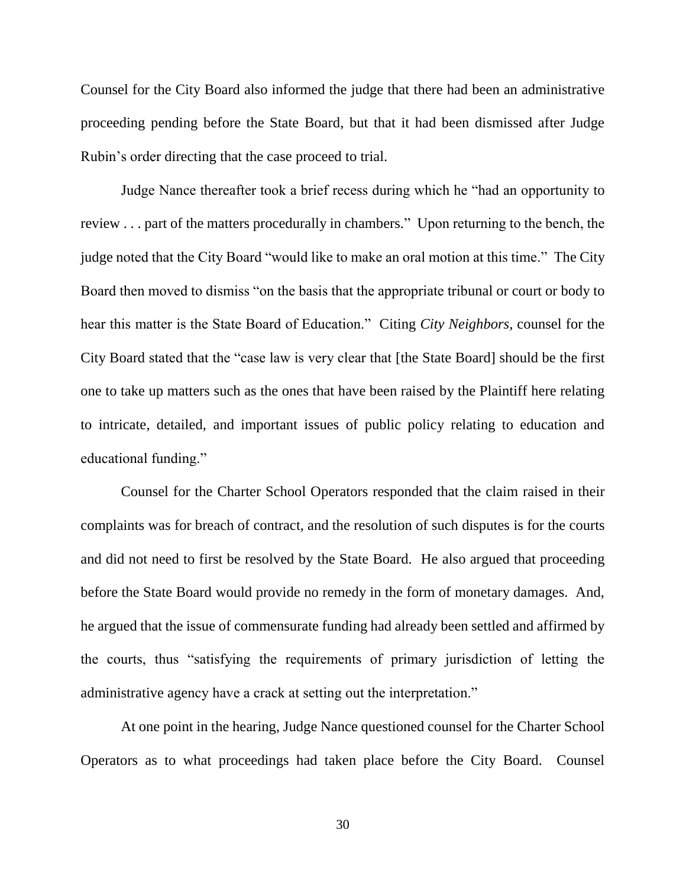Counsel for the City Board also informed the judge that there had been an administrative proceeding pending before the State Board, but that it had been dismissed after Judge Rubin's order directing that the case proceed to trial.

Judge Nance thereafter took a brief recess during which he "had an opportunity to review . . . part of the matters procedurally in chambers." Upon returning to the bench, the judge noted that the City Board "would like to make an oral motion at this time." The City Board then moved to dismiss "on the basis that the appropriate tribunal or court or body to hear this matter is the State Board of Education." Citing *City Neighbors*, counsel for the City Board stated that the "case law is very clear that [the State Board] should be the first one to take up matters such as the ones that have been raised by the Plaintiff here relating to intricate, detailed, and important issues of public policy relating to education and educational funding."

Counsel for the Charter School Operators responded that the claim raised in their complaints was for breach of contract, and the resolution of such disputes is for the courts and did not need to first be resolved by the State Board. He also argued that proceeding before the State Board would provide no remedy in the form of monetary damages. And, he argued that the issue of commensurate funding had already been settled and affirmed by the courts, thus "satisfying the requirements of primary jurisdiction of letting the administrative agency have a crack at setting out the interpretation."

At one point in the hearing, Judge Nance questioned counsel for the Charter School Operators as to what proceedings had taken place before the City Board. Counsel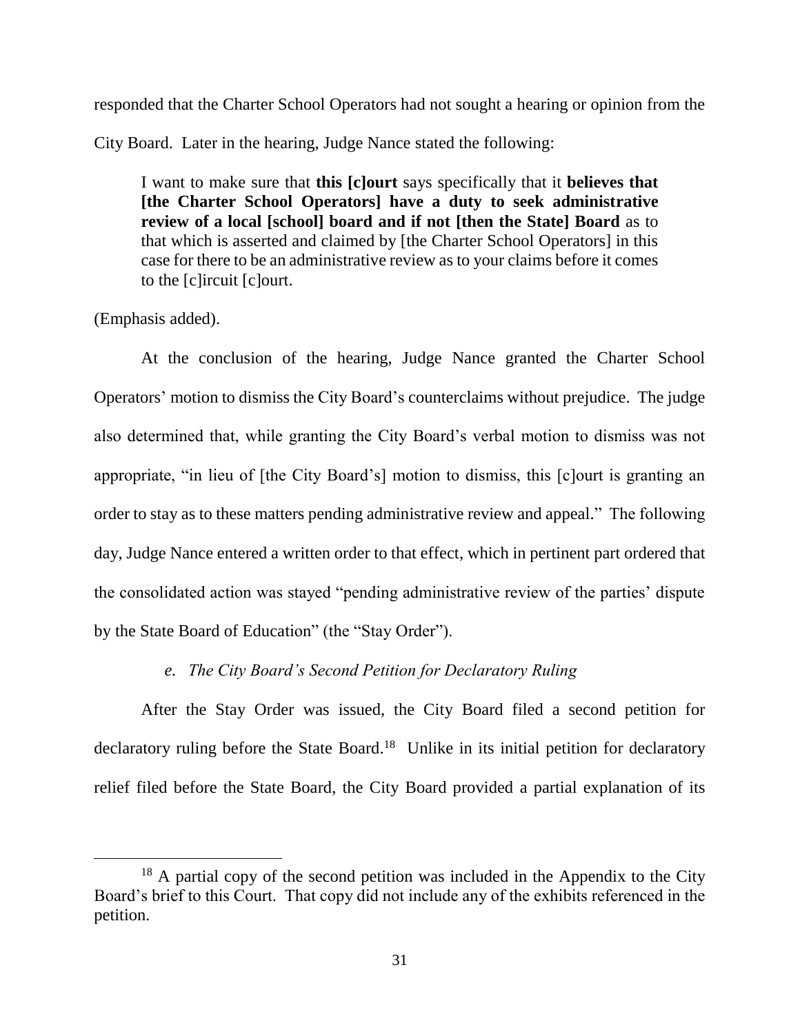responded that the Charter School Operators had not sought a hearing or opinion from the City Board. Later in the hearing, Judge Nance stated the following:

> I want to make sure that **this [c]ourt** says specifically that it **believes that [the Charter School Operators] have a duty to seek administrative review of a local [school] board and if not [then the State] Board** as to that which is asserted and claimed by [the Charter School Operators] in this case for there to be an administrative review as to your claims before it comes to the [c]ircuit [c]ourt.

(Emphasis added).

At the conclusion of the hearing, Judge Nance granted the Charter School Operators' motion to dismiss the City Board's counterclaims without prejudice. The judge also determined that, while granting the City Board's verbal motion to dismiss was not appropriate, "in lieu of [the City Board's] motion to dismiss, this [c]ourt is granting an order to stay as to these matters pending administrative review and appeal." The following day, Judge Nance entered a written order to that effect, which in pertinent part ordered that the consolidated action was stayed "pending administrative review of the parties' dispute by the State Board of Education" (the "Stay Order").

*e. The City Board's Second Petition for Declaratory Ruling*

After the Stay Order was issued, the City Board filed a second petition for declaratory ruling before the State Board.[18] Unlike in its initial petition for declaratory relief filed before the State Board, the City Board provided a partial explanation of its

[18] A partial copy of the second petition was included in the Appendix to the City Board's brief to this Court. That copy did not include any of the exhibits referenced in the petition.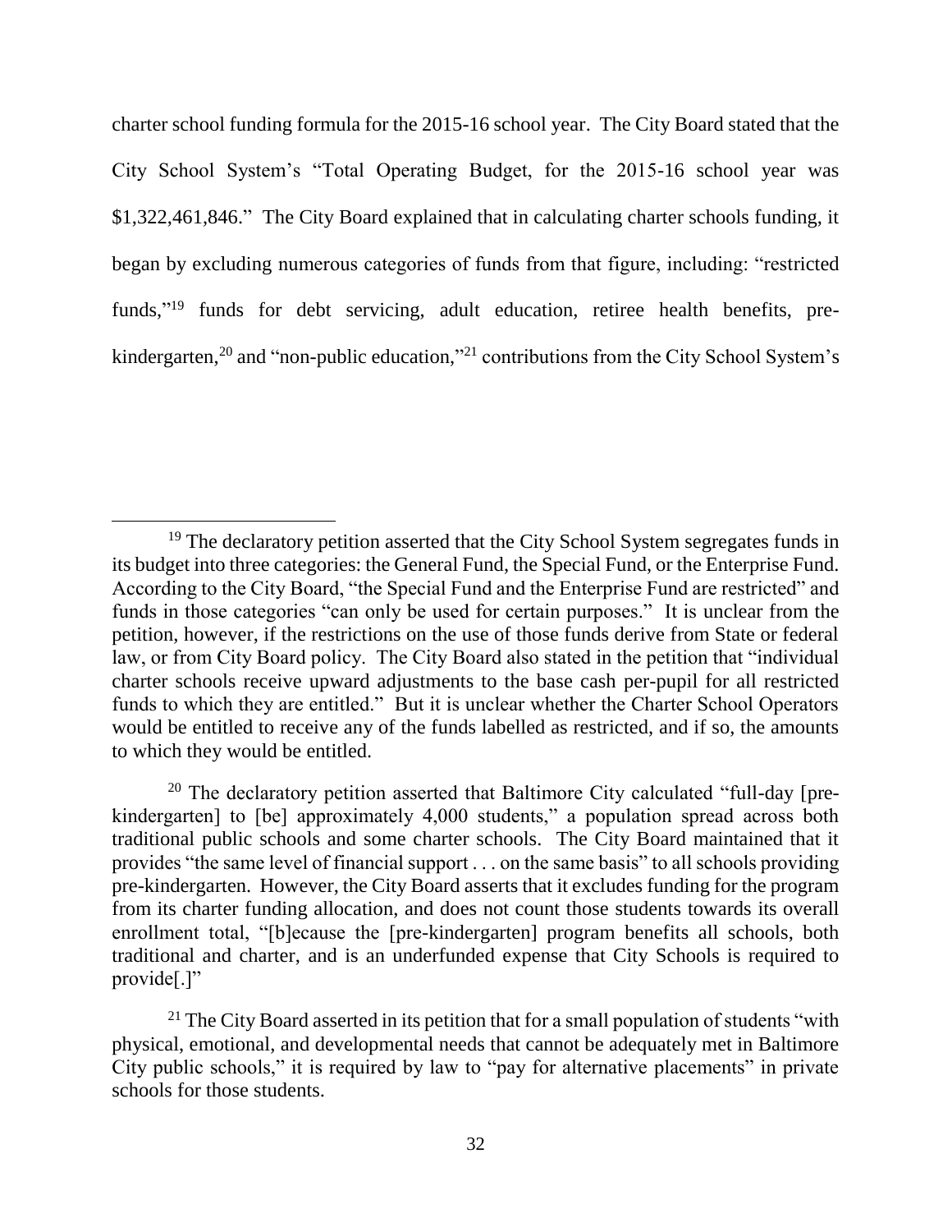charter school funding formula for the 2015-16 school year. The City Board stated that the City School System's "Total Operating Budget, for the 2015-16 school year was $1,322,461,846." The City Board explained that in calculating charter schools funding, it began by excluding numerous categories of funds from that figure, including: "restricted funds,"[19] funds for debt servicing, adult education, retiree health benefits, pre-kindergarten,[20] and "non-public education,"[21] contributions from the City School System's

---

[19] The declaratory petition asserted that the City School System segregates funds in its budget into three categories: the General Fund, the Special Fund, or the Enterprise Fund. According to the City Board, "the Special Fund and the Enterprise Fund are restricted" and funds in those categories "can only be used for certain purposes." It is unclear from the petition, however, if the restrictions on the use of those funds derive from State or federal law, or from City Board policy. The City Board also stated in the petition that "individual charter schools receive upward adjustments to the base cash per-pupil for all restricted funds to which they are entitled." But it is unclear whether the Charter School Operators would be entitled to receive any of the funds labelled as restricted, and if so, the amounts to which they would be entitled.

[20] The declaratory petition asserted that Baltimore City calculated "full-day [pre-kindergarten] to [be] approximately 4,000 students," a population spread across both traditional public schools and some charter schools. The City Board maintained that it provides "the same level of financial support . . . on the same basis" to all schools providing pre-kindergarten. However, the City Board asserts that it excludes funding for the program from its charter funding allocation, and does not count those students towards its overall enrollment total, "[b]ecause the [pre-kindergarten] program benefits all schools, both traditional and charter, and is an underfunded expense that City Schools is required to provide[.]"

[21] The City Board asserted in its petition that for a small population of students "with physical, emotional, and developmental needs that cannot be adequately met in Baltimore City public schools," it is required by law to "pay for alternative placements" in private schools for those students.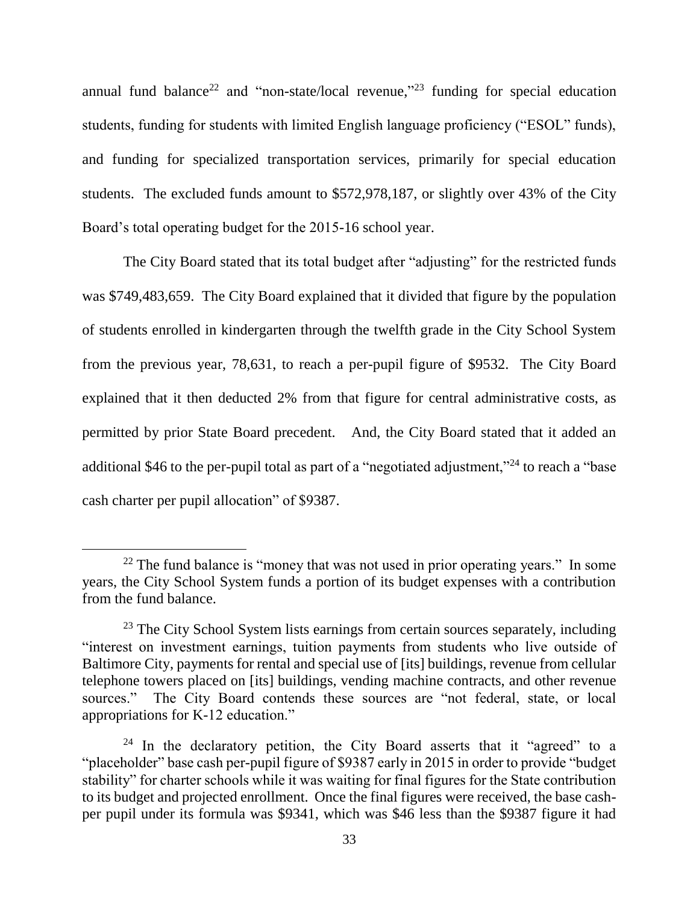annual fund balance[22] and "non-state/local revenue,"[23] funding for special education students, funding for students with limited English language proficiency ("ESOL" funds), and funding for specialized transportation services, primarily for special education students. The excluded funds amount to $572,978,187, or slightly over 43% of the City Board's total operating budget for the 2015-16 school year.

The City Board stated that its total budget after "adjusting" for the restricted funds was $749,483,659. The City Board explained that it divided that figure by the population of students enrolled in kindergarten through the twelfth grade in the City School System from the previous year, 78,631, to reach a per-pupil figure of $9532. The City Board explained that it then deducted 2% from that figure for central administrative costs, as permitted by prior State Board precedent. And, the City Board stated that it added an additional $46 to the per-pupil total as part of a "negotiated adjustment,"[24] to reach a "base cash charter per pupil allocation" of $9387.

---

[22] The fund balance is "money that was not used in prior operating years." In some years, the City School System funds a portion of its budget expenses with a contribution from the fund balance.

[23] The City School System lists earnings from certain sources separately, including "interest on investment earnings, tuition payments from students who live outside of Baltimore City, payments for rental and special use of [its] buildings, revenue from cellular telephone towers placed on [its] buildings, vending machine contracts, and other revenue sources." The City Board contends these sources are "not federal, state, or local appropriations for K-12 education."

[24] In the declaratory petition, the City Board asserts that it "agreed" to a "placeholder" base cash per-pupil figure of $9387 early in 2015 in order to provide "budget stability" for charter schools while it was waiting for final figures for the State contribution to its budget and projected enrollment. Once the final figures were received, the base cash-per pupil under its formula was $9341, which was $46 less than the $9387 figure it had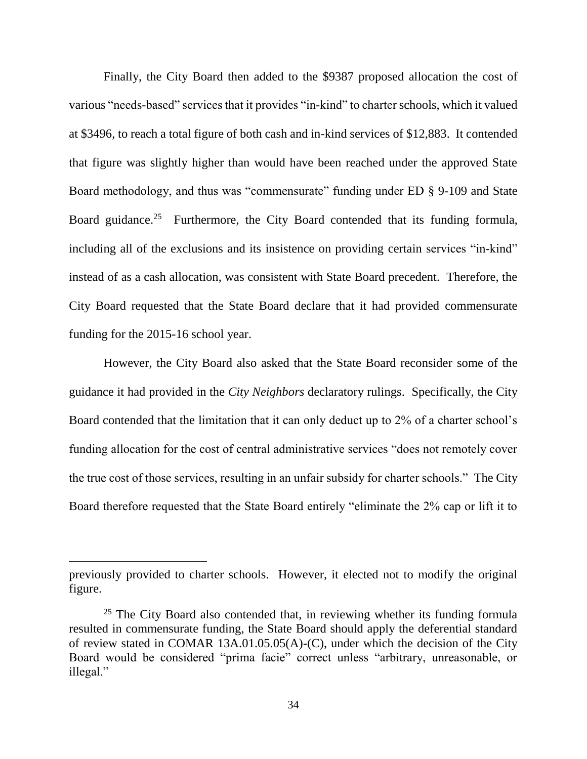Finally, the City Board then added to the $9387 proposed allocation the cost of various "needs-based" services that it provides "in-kind" to charter schools, which it valued at $3496, to reach a total figure of both cash and in-kind services of $12,883. It contended that figure was slightly higher than would have been reached under the approved State Board methodology, and thus was "commensurate" funding under ED § 9-109 and State Board guidance.[25] Furthermore, the City Board contended that its funding formula, including all of the exclusions and its insistence on providing certain services "in-kind" instead of as a cash allocation, was consistent with State Board precedent. Therefore, the City Board requested that the State Board declare that it had provided commensurate funding for the 2015-16 school year.

However, the City Board also asked that the State Board reconsider some of the guidance it had provided in the *City Neighbors* declaratory rulings. Specifically, the City Board contended that the limitation that it can only deduct up to 2% of a charter school's funding allocation for the cost of central administrative services "does not remotely cover the true cost of those services, resulting in an unfair subsidy for charter schools." The City Board therefore requested that the State Board entirely "eliminate the 2% cap or lift it to

---

previously provided to charter schools. However, it elected not to modify the original figure.

[25] The City Board also contended that, in reviewing whether its funding formula resulted in commensurate funding, the State Board should apply the deferential standard of review stated in COMAR 13A.01.05.05(A)-(C), under which the decision of the City Board would be considered "prima facie" correct unless "arbitrary, unreasonable, or illegal."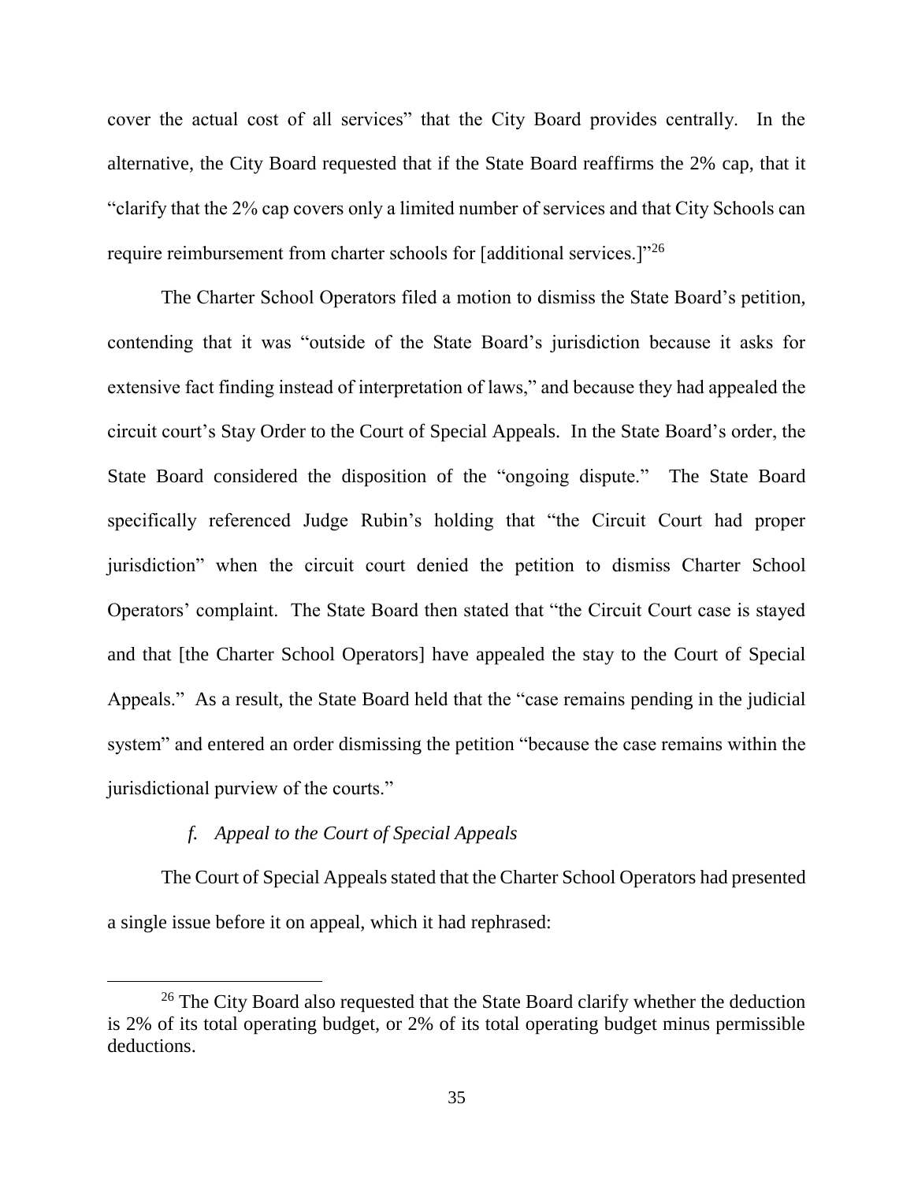cover the actual cost of all services" that the City Board provides centrally. In the alternative, the City Board requested that if the State Board reaffirms the 2% cap, that it "clarify that the 2% cap covers only a limited number of services and that City Schools can require reimbursement from charter schools for [additional services.]"[26]

The Charter School Operators filed a motion to dismiss the State Board's petition, contending that it was "outside of the State Board's jurisdiction because it asks for extensive fact finding instead of interpretation of laws," and because they had appealed the circuit court's Stay Order to the Court of Special Appeals. In the State Board's order, the State Board considered the disposition of the "ongoing dispute." The State Board specifically referenced Judge Rubin's holding that "the Circuit Court had proper jurisdiction" when the circuit court denied the petition to dismiss Charter School Operators' complaint. The State Board then stated that "the Circuit Court case is stayed and that [the Charter School Operators] have appealed the stay to the Court of Special Appeals." As a result, the State Board held that the "case remains pending in the judicial system" and entered an order dismissing the petition "because the case remains within the jurisdictional purview of the courts."

*f. Appeal to the Court of Special Appeals*

The Court of Special Appeals stated that the Charter School Operators had presented a single issue before it on appeal, which it had rephrased:

[26] The City Board also requested that the State Board clarify whether the deduction is 2% of its total operating budget, or 2% of its total operating budget minus permissible deductions.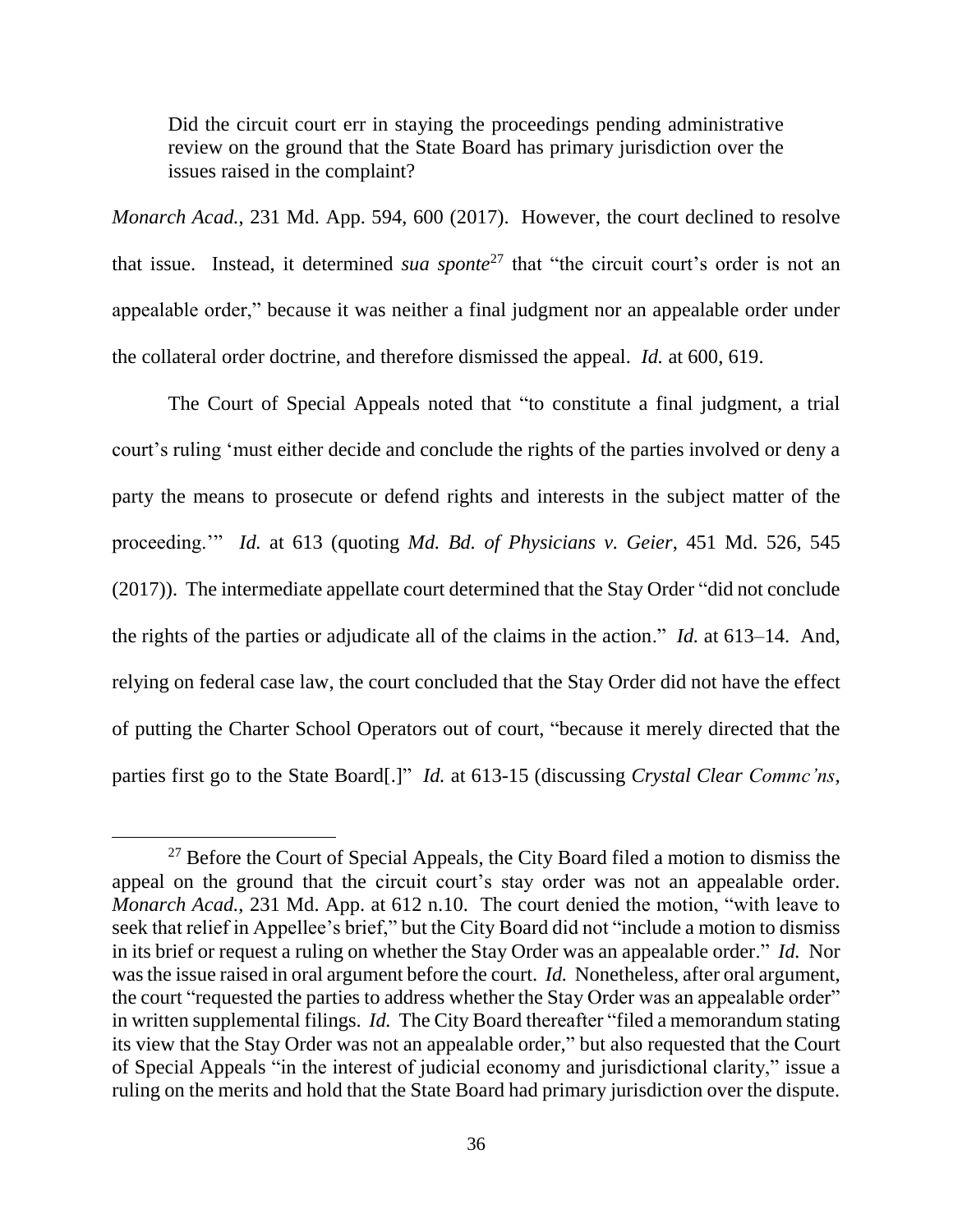> Did the circuit court err in staying the proceedings pending administrative review on the ground that the State Board has primary jurisdiction over the issues raised in the complaint?

*Monarch Acad.*, 231 Md. App. 594, 600 (2017). However, the court declined to resolve that issue. Instead, it determined *sua sponte*[27] that "the circuit court's order is not an appealable order," because it was neither a final judgment nor an appealable order under the collateral order doctrine, and therefore dismissed the appeal. *Id.* at 600, 619.

The Court of Special Appeals noted that "to constitute a final judgment, a trial court's ruling 'must either decide and conclude the rights of the parties involved or deny a party the means to prosecute or defend rights and interests in the subject matter of the proceeding.'" *Id.* at 613 (quoting *Md. Bd. of Physicians v. Geier*, 451 Md. 526, 545 (2017)). The intermediate appellate court determined that the Stay Order "did not conclude the rights of the parties or adjudicate all of the claims in the action." *Id.* at 613–14. And, relying on federal case law, the court concluded that the Stay Order did not have the effect of putting the Charter School Operators out of court, "because it merely directed that the parties first go to the State Board[.]" *Id.* at 613-15 (discussing *Crystal Clear Commc'ns,*

[27] Before the Court of Special Appeals, the City Board filed a motion to dismiss the appeal on the ground that the circuit court's stay order was not an appealable order. *Monarch Acad.*, 231 Md. App. at 612 n.10. The court denied the motion, "with leave to seek that relief in Appellee's brief," but the City Board did not "include a motion to dismiss in its brief or request a ruling on whether the Stay Order was an appealable order." *Id.* Nor was the issue raised in oral argument before the court. *Id.* Nonetheless, after oral argument, the court "requested the parties to address whether the Stay Order was an appealable order" in written supplemental filings. *Id.* The City Board thereafter "filed a memorandum stating its view that the Stay Order was not an appealable order," but also requested that the Court of Special Appeals "in the interest of judicial economy and jurisdictional clarity," issue a ruling on the merits and hold that the State Board had primary jurisdiction over the dispute.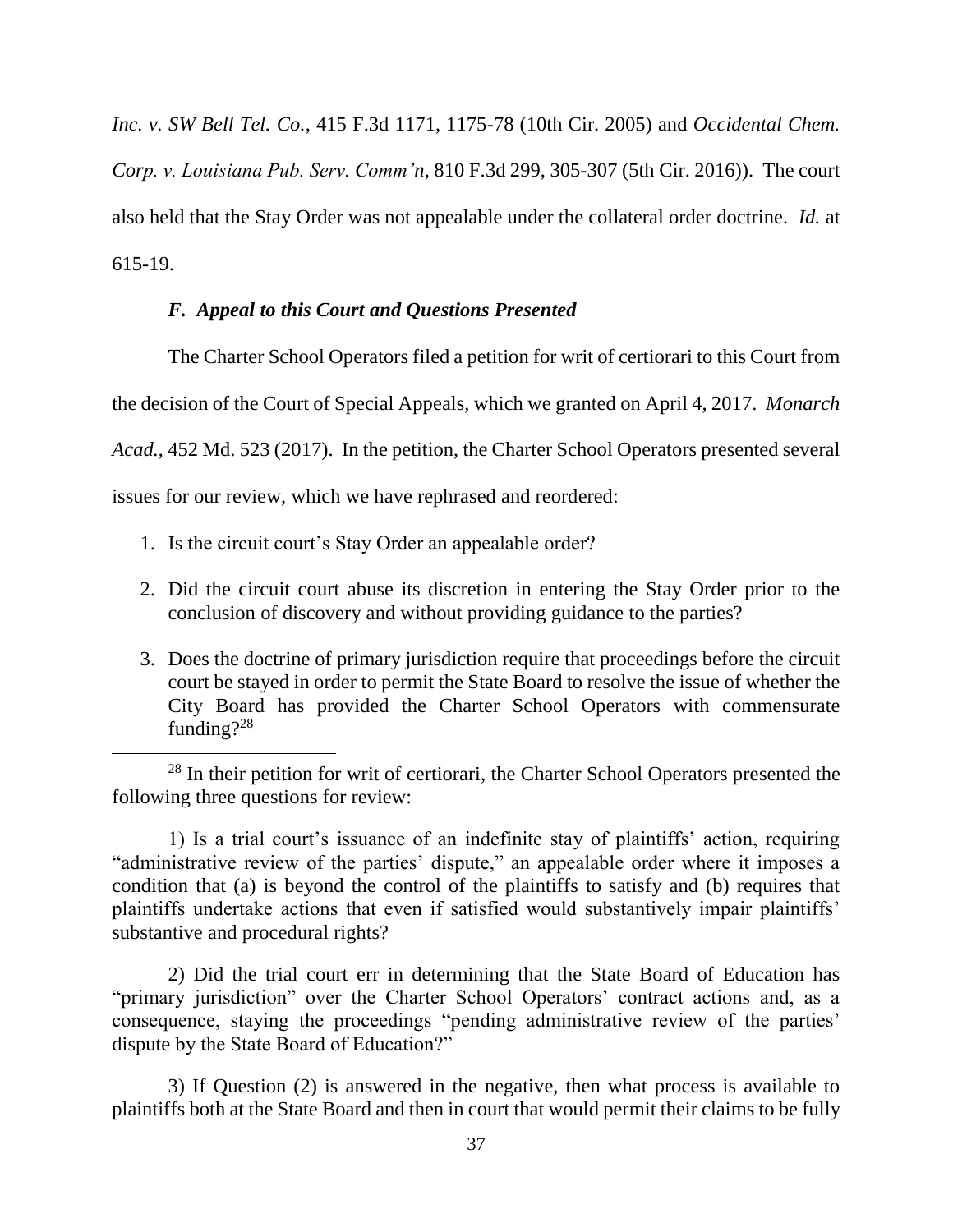*Inc. v. SW Bell Tel. Co.*, 415 F.3d 1171, 1175-78 (10th Cir. 2005) and *Occidental Chem. Corp. v. Louisiana Pub. Serv. Comm'n*, 810 F.3d 299, 305-307 (5th Cir. 2016)). The court also held that the Stay Order was not appealable under the collateral order doctrine. *Id.* at 615-19.

### *F. Appeal to this Court and Questions Presented*

The Charter School Operators filed a petition for writ of certiorari to this Court from the decision of the Court of Special Appeals, which we granted on April 4, 2017. *Monarch Acad.*, 452 Md. 523 (2017). In the petition, the Charter School Operators presented several issues for our review, which we have rephrased and reordered:

1. Is the circuit court's Stay Order an appealable order?
2. Did the circuit court abuse its discretion in entering the Stay Order prior to the conclusion of discovery and without providing guidance to the parties?
3. Does the doctrine of primary jurisdiction require that proceedings before the circuit court be stayed in order to permit the State Board to resolve the issue of whether the City Board has provided the Charter School Operators with commensurate funding?[28]

---

[28] In their petition for writ of certiorari, the Charter School Operators presented the following three questions for review:

1) Is a trial court's issuance of an indefinite stay of plaintiffs' action, requiring "administrative review of the parties' dispute," an appealable order where it imposes a condition that (a) is beyond the control of the plaintiffs to satisfy and (b) requires that plaintiffs undertake actions that even if satisfied would substantively impair plaintiffs' substantive and procedural rights?

2) Did the trial court err in determining that the State Board of Education has "primary jurisdiction" over the Charter School Operators' contract actions and, as a consequence, staying the proceedings "pending administrative review of the parties' dispute by the State Board of Education?"

3) If Question (2) is answered in the negative, then what process is available to plaintiffs both at the State Board and then in court that would permit their claims to be fully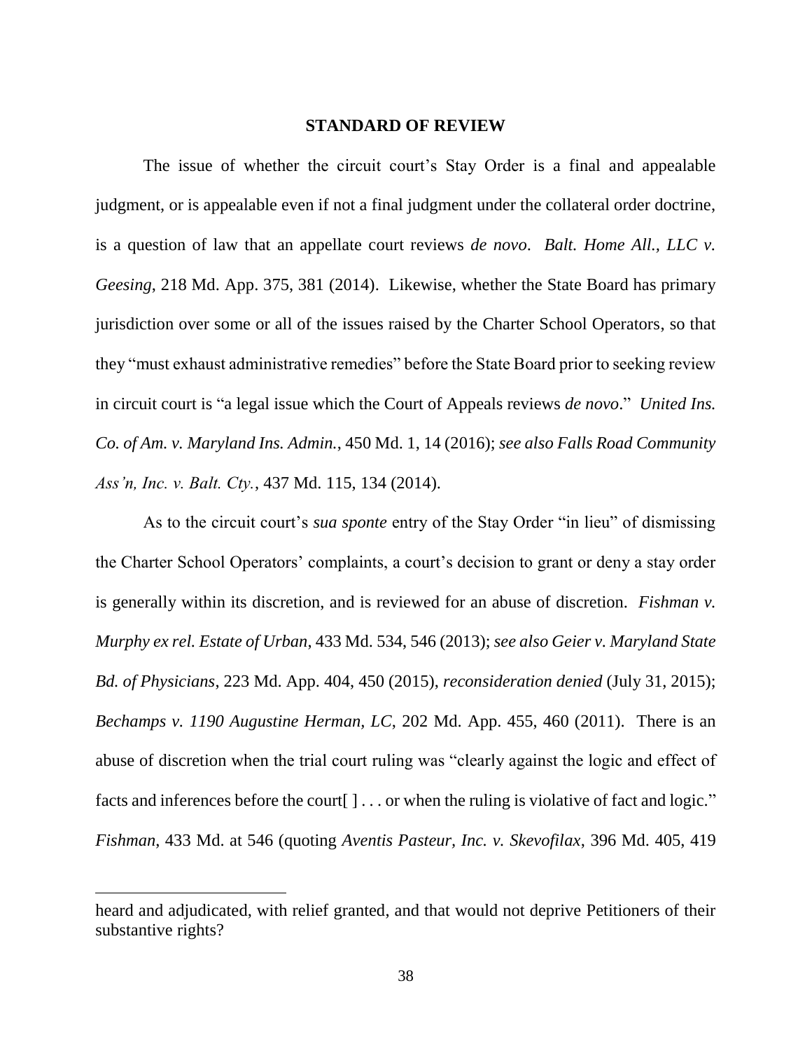## STANDARD OF REVIEW

The issue of whether the circuit court's Stay Order is a final and appealable judgment, or is appealable even if not a final judgment under the collateral order doctrine, is a question of law that an appellate court reviews *de novo*. *Balt. Home All., LLC v. Geesing*, 218 Md. App. 375, 381 (2014). Likewise, whether the State Board has primary jurisdiction over some or all of the issues raised by the Charter School Operators, so that they "must exhaust administrative remedies" before the State Board prior to seeking review in circuit court is "a legal issue which the Court of Appeals reviews *de novo*." *United Ins. Co. of Am. v. Maryland Ins. Admin.*, 450 Md. 1, 14 (2016); *see also Falls Road Community Ass'n, Inc. v. Balt. Cty.*, 437 Md. 115, 134 (2014).

As to the circuit court's *sua sponte* entry of the Stay Order "in lieu" of dismissing the Charter School Operators' complaints, a court's decision to grant or deny a stay order is generally within its discretion, and is reviewed for an abuse of discretion. *Fishman v. Murphy ex rel. Estate of Urban*, 433 Md. 534, 546 (2013); *see also Geier v. Maryland State Bd. of Physicians*, 223 Md. App. 404, 450 (2015), *reconsideration denied* (July 31, 2015); *Bechamps v. 1190 Augustine Herman, LC*, 202 Md. App. 455, 460 (2011). There is an abuse of discretion when the trial court ruling was "clearly against the logic and effect of facts and inferences before the court[ ] . . . or when the ruling is violative of fact and logic." *Fishman*, 433 Md. at 546 (quoting *Aventis Pasteur, Inc. v. Skevofilax*, 396 Md. 405, 419

---

heard and adjudicated, with relief granted, and that would not deprive Petitioners of their substantive rights?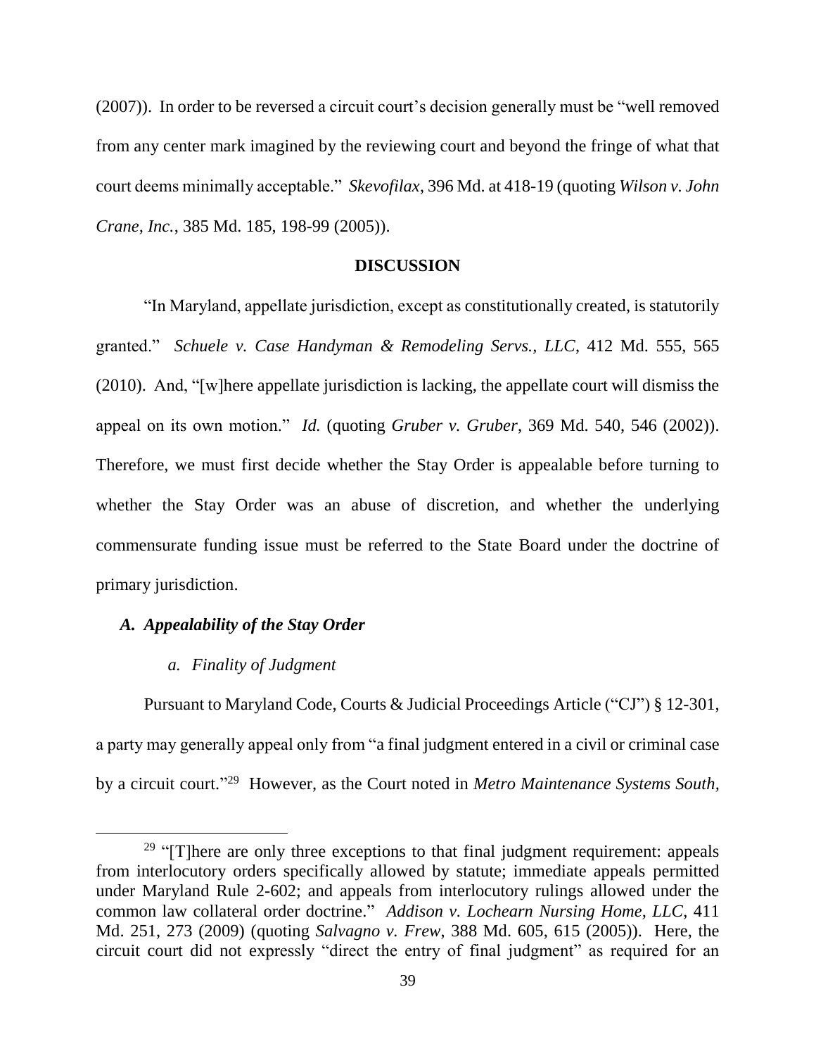(2007)). In order to be reversed a circuit court's decision generally must be "well removed from any center mark imagined by the reviewing court and beyond the fringe of what that court deems minimally acceptable." *Skevofilax*, 396 Md. at 418-19 (quoting *Wilson v. John Crane, Inc.*, 385 Md. 185, 198-99 (2005)).

## DISCUSSION

"In Maryland, appellate jurisdiction, except as constitutionally created, is statutorily granted." *Schuele v. Case Handyman & Remodeling Servs., LLC*, 412 Md. 555, 565 (2010). And, "[w]here appellate jurisdiction is lacking, the appellate court will dismiss the appeal on its own motion." *Id.* (quoting *Gruber v. Gruber*, 369 Md. 540, 546 (2002)). Therefore, we must first decide whether the Stay Order is appealable before turning to whether the Stay Order was an abuse of discretion, and whether the underlying commensurate funding issue must be referred to the State Board under the doctrine of primary jurisdiction.

### *A. Appealability of the Stay Order*

#### *a. Finality of Judgment*

Pursuant to Maryland Code, Courts & Judicial Proceedings Article ("CJ") § 12-301, a party may generally appeal only from "a final judgment entered in a civil or criminal case by a circuit court."[29] However, as the Court noted in *Metro Maintenance Systems South,*

---

[29] "[T]here are only three exceptions to that final judgment requirement: appeals from interlocutory orders specifically allowed by statute; immediate appeals permitted under Maryland Rule 2-602; and appeals from interlocutory rulings allowed under the common law collateral order doctrine." *Addison v. Lochearn Nursing Home, LLC*, 411 Md. 251, 273 (2009) (quoting *Salvagno v. Frew*, 388 Md. 605, 615 (2005)). Here, the circuit court did not expressly "direct the entry of final judgment" as required for an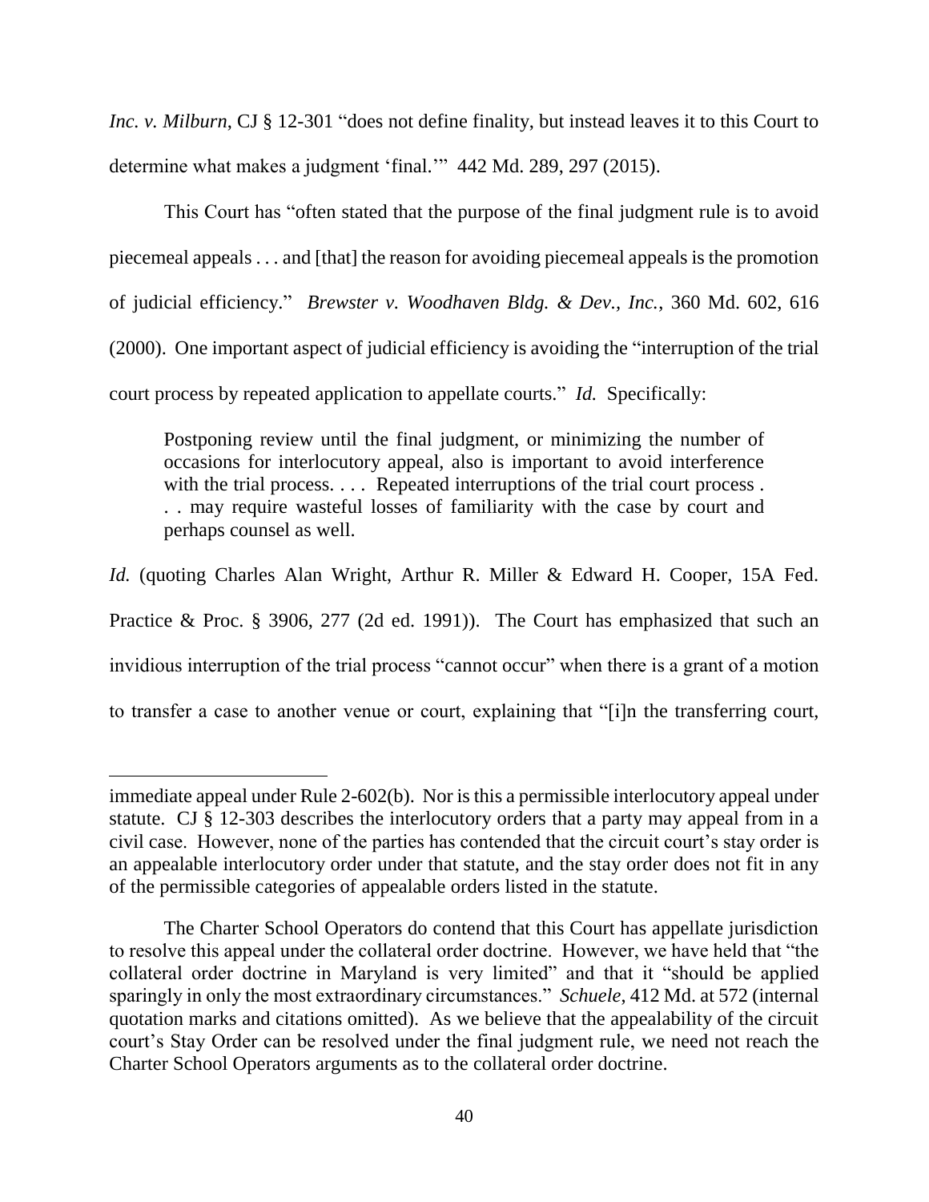*Inc. v. Milburn*, CJ § 12-301 "does not define finality, but instead leaves it to this Court to determine what makes a judgment 'final.'" 442 Md. 289, 297 (2015).

This Court has "often stated that the purpose of the final judgment rule is to avoid piecemeal appeals . . . and [that] the reason for avoiding piecemeal appeals is the promotion of judicial efficiency." *Brewster v. Woodhaven Bldg. & Dev., Inc.*, 360 Md. 602, 616 (2000). One important aspect of judicial efficiency is avoiding the "interruption of the trial court process by repeated application to appellate courts." *Id.* Specifically:

> Postponing review until the final judgment, or minimizing the number of occasions for interlocutory appeal, also is important to avoid interference with the trial process. . . . Repeated interruptions of the trial court process . . . may require wasteful losses of familiarity with the case by court and perhaps counsel as well.

*Id.* (quoting Charles Alan Wright, Arthur R. Miller & Edward H. Cooper, 15A Fed. Practice & Proc. § 3906, 277 (2d ed. 1991)). The Court has emphasized that such an invidious interruption of the trial process "cannot occur" when there is a grant of a motion to transfer a case to another venue or court, explaining that "[i]n the transferring court,

---

immediate appeal under Rule 2-602(b). Nor is this a permissible interlocutory appeal under statute. CJ § 12-303 describes the interlocutory orders that a party may appeal from in a civil case. However, none of the parties has contended that the circuit court's stay order is an appealable interlocutory order under that statute, and the stay order does not fit in any of the permissible categories of appealable orders listed in the statute.

The Charter School Operators do contend that this Court has appellate jurisdiction to resolve this appeal under the collateral order doctrine. However, we have held that "the collateral order doctrine in Maryland is very limited" and that it "should be applied sparingly in only the most extraordinary circumstances." *Schuele*, 412 Md. at 572 (internal quotation marks and citations omitted). As we believe that the appealability of the circuit court's Stay Order can be resolved under the final judgment rule, we need not reach the Charter School Operators arguments as to the collateral order doctrine.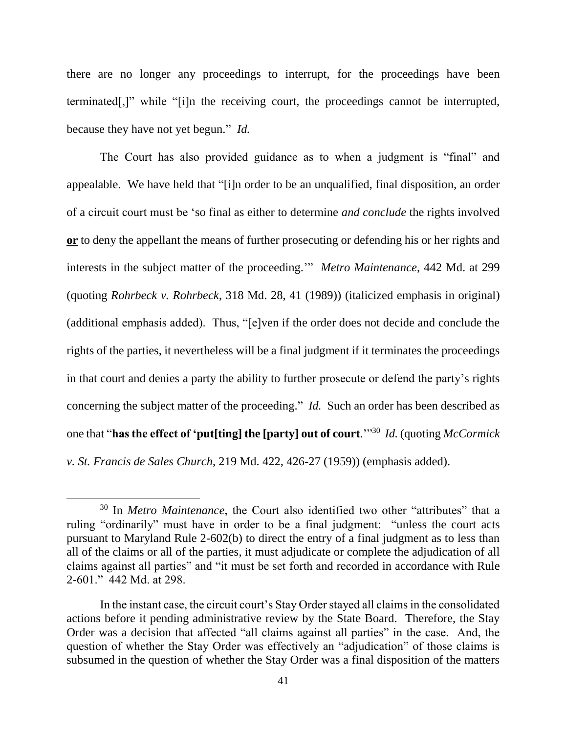there are no longer any proceedings to interrupt, for the proceedings have been terminated[,]" while "[i]n the receiving court, the proceedings cannot be interrupted, because they have not yet begun." *Id.*

The Court has also provided guidance as to when a judgment is "final" and appealable. We have held that "[i]n order to be an unqualified, final disposition, an order of a circuit court must be 'so final as either to determine *and conclude* the rights involved **or** to deny the appellant the means of further prosecuting or defending his or her rights and interests in the subject matter of the proceeding.'" *Metro Maintenance*, 442 Md. at 299 (quoting *Rohrbeck v. Rohrbeck*, 318 Md. 28, 41 (1989)) (italicized emphasis in original) (additional emphasis added). Thus, "[e]ven if the order does not decide and conclude the rights of the parties, it nevertheless will be a final judgment if it terminates the proceedings in that court and denies a party the ability to further prosecute or defend the party's rights concerning the subject matter of the proceeding." *Id.* Such an order has been described as one that "**has the effect of 'put[ting] the [party] out of court**.'"[30] *Id.* (quoting *McCormick v. St. Francis de Sales Church*, 219 Md. 422, 426-27 (1959)) (emphasis added).

---

[30] In *Metro Maintenance*, the Court also identified two other "attributes" that a ruling "ordinarily" must have in order to be a final judgment: "unless the court acts pursuant to Maryland Rule 2-602(b) to direct the entry of a final judgment as to less than all of the claims or all of the parties, it must adjudicate or complete the adjudication of all claims against all parties" and "it must be set forth and recorded in accordance with Rule 2-601." 442 Md. at 298.

In the instant case, the circuit court's Stay Order stayed all claims in the consolidated actions before it pending administrative review by the State Board. Therefore, the Stay Order was a decision that affected "all claims against all parties" in the case. And, the question of whether the Stay Order was effectively an "adjudication" of those claims is subsumed in the question of whether the Stay Order was a final disposition of the matters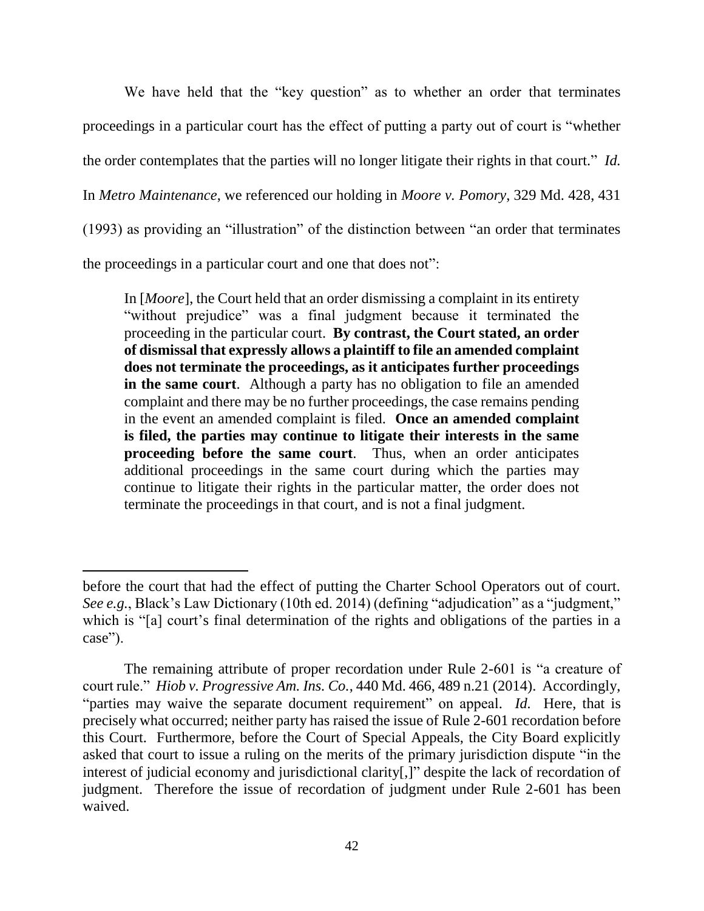We have held that the "key question" as to whether an order that terminates proceedings in a particular court has the effect of putting a party out of court is "whether the order contemplates that the parties will no longer litigate their rights in that court." *Id.* In *Metro Maintenance*, we referenced our holding in *Moore v. Pomory*, 329 Md. 428, 431 (1993) as providing an "illustration" of the distinction between "an order that terminates the proceedings in a particular court and one that does not":

> In [*Moore*], the Court held that an order dismissing a complaint in its entirety "without prejudice" was a final judgment because it terminated the proceeding in the particular court. **By contrast, the Court stated, an order of dismissal that expressly allows a plaintiff to file an amended complaint does not terminate the proceedings, as it anticipates further proceedings in the same court**. Although a party has no obligation to file an amended complaint and there may be no further proceedings, the case remains pending in the event an amended complaint is filed. **Once an amended complaint is filed, the parties may continue to litigate their interests in the same proceeding before the same court**. Thus, when an order anticipates additional proceedings in the same court during which the parties may continue to litigate their rights in the particular matter, the order does not terminate the proceedings in that court, and is not a final judgment.

---

before the court that had the effect of putting the Charter School Operators out of court. *See e.g.*, Black's Law Dictionary (10th ed. 2014) (defining "adjudication" as a "judgment," which is "[a] court's final determination of the rights and obligations of the parties in a case").

The remaining attribute of proper recordation under Rule 2-601 is "a creature of court rule." *Hiob v. Progressive Am. Ins. Co.*, 440 Md. 466, 489 n.21 (2014). Accordingly, "parties may waive the separate document requirement" on appeal. *Id.* Here, that is precisely what occurred; neither party has raised the issue of Rule 2-601 recordation before this Court. Furthermore, before the Court of Special Appeals, the City Board explicitly asked that court to issue a ruling on the merits of the primary jurisdiction dispute "in the interest of judicial economy and jurisdictional clarity[,]" despite the lack of recordation of judgment. Therefore the issue of recordation of judgment under Rule 2-601 has been waived.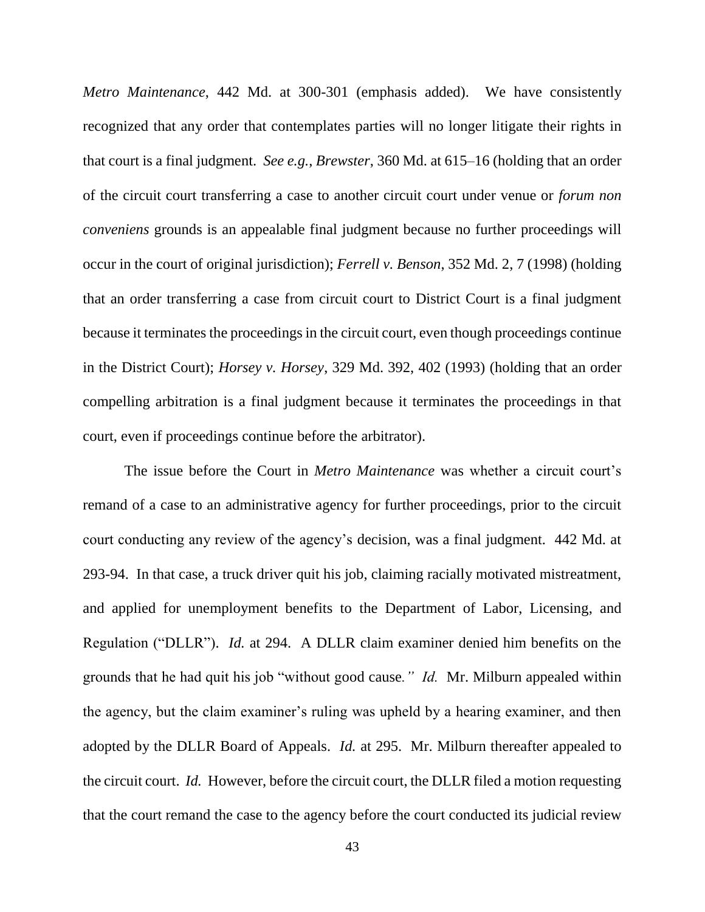*Metro Maintenance*, 442 Md. at 300-301 (emphasis added). We have consistently recognized that any order that contemplates parties will no longer litigate their rights in that court is a final judgment. *See e.g.*, *Brewster*, 360 Md. at 615–16 (holding that an order of the circuit court transferring a case to another circuit court under venue or *forum non conveniens* grounds is an appealable final judgment because no further proceedings will occur in the court of original jurisdiction); *Ferrell v. Benson*, 352 Md. 2, 7 (1998) (holding that an order transferring a case from circuit court to District Court is a final judgment because it terminates the proceedings in the circuit court, even though proceedings continue in the District Court); *Horsey v. Horsey*, 329 Md. 392, 402 (1993) (holding that an order compelling arbitration is a final judgment because it terminates the proceedings in that court, even if proceedings continue before the arbitrator).

The issue before the Court in *Metro Maintenance* was whether a circuit court's remand of a case to an administrative agency for further proceedings, prior to the circuit court conducting any review of the agency's decision, was a final judgment. 442 Md. at 293-94. In that case, a truck driver quit his job, claiming racially motivated mistreatment, and applied for unemployment benefits to the Department of Labor, Licensing, and Regulation ("DLLR"). *Id.* at 294. A DLLR claim examiner denied him benefits on the grounds that he had quit his job "without good cause." *Id.* Mr. Milburn appealed within the agency, but the claim examiner's ruling was upheld by a hearing examiner, and then adopted by the DLLR Board of Appeals. *Id.* at 295. Mr. Milburn thereafter appealed to the circuit court. *Id.* However, before the circuit court, the DLLR filed a motion requesting that the court remand the case to the agency before the court conducted its judicial review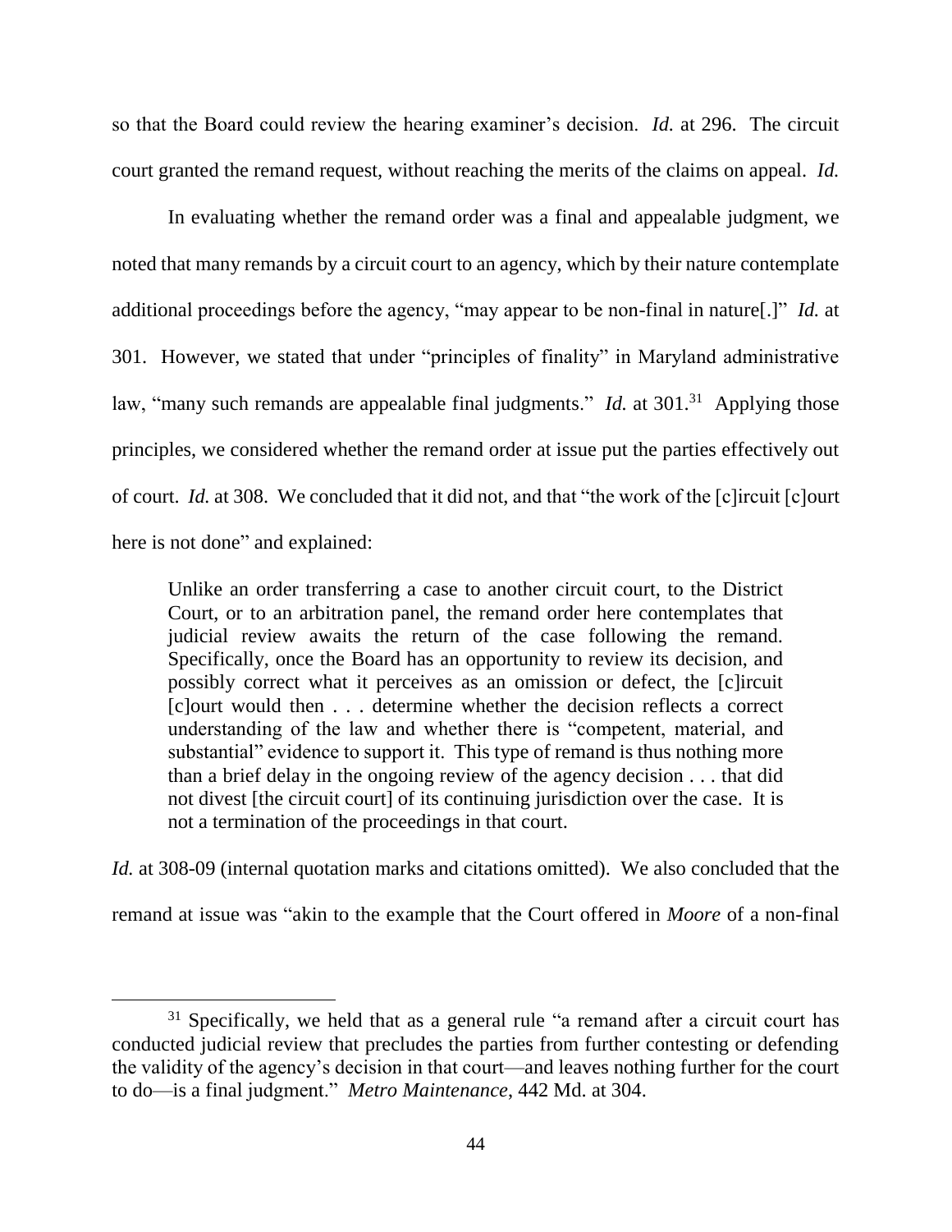so that the Board could review the hearing examiner's decision. *Id.* at 296. The circuit court granted the remand request, without reaching the merits of the claims on appeal. *Id.*

In evaluating whether the remand order was a final and appealable judgment, we noted that many remands by a circuit court to an agency, which by their nature contemplate additional proceedings before the agency, "may appear to be non-final in nature[.]" *Id.* at 301. However, we stated that under "principles of finality" in Maryland administrative law, "many such remands are appealable final judgments." *Id.* at 301.[31] Applying those principles, we considered whether the remand order at issue put the parties effectively out of court. *Id.* at 308. We concluded that it did not, and that "the work of the [c]ircuit [c]ourt here is not done" and explained:

> Unlike an order transferring a case to another circuit court, to the District Court, or to an arbitration panel, the remand order here contemplates that judicial review awaits the return of the case following the remand. Specifically, once the Board has an opportunity to review its decision, and possibly correct what it perceives as an omission or defect, the [c]ircuit [c]ourt would then . . . determine whether the decision reflects a correct understanding of the law and whether there is "competent, material, and substantial" evidence to support it. This type of remand is thus nothing more than a brief delay in the ongoing review of the agency decision . . . that did not divest [the circuit court] of its continuing jurisdiction over the case. It is not a termination of the proceedings in that court.

*Id.* at 308-09 (internal quotation marks and citations omitted). We also concluded that the remand at issue was "akin to the example that the Court offered in *Moore* of a non-final

[31] Specifically, we held that as a general rule "a remand after a circuit court has conducted judicial review that precludes the parties from further contesting or defending the validity of the agency's decision in that court—and leaves nothing further for the court to do—is a final judgment." *Metro Maintenance*, 442 Md. at 304.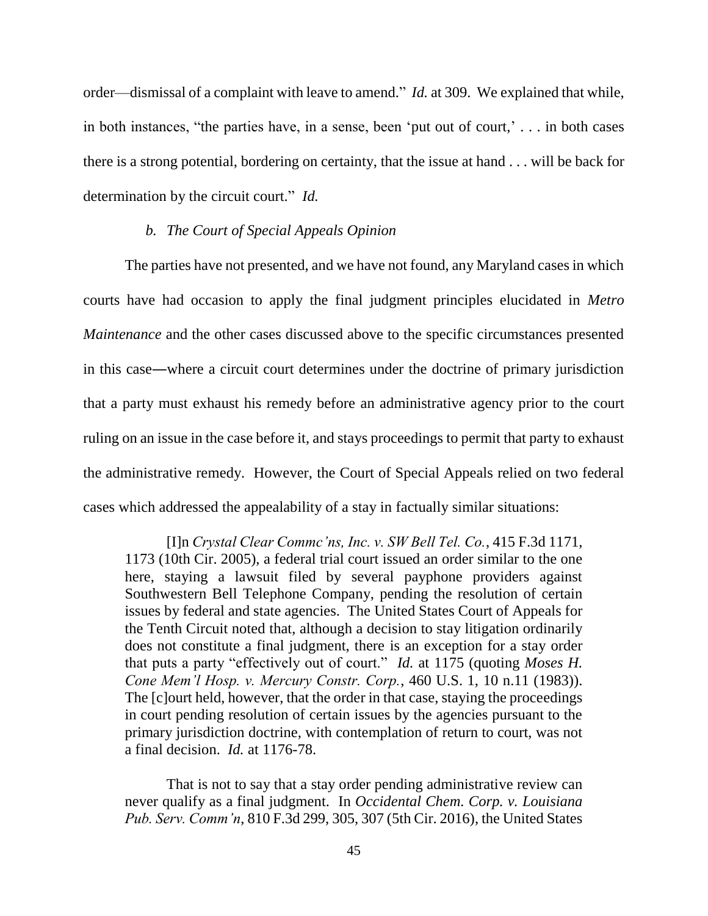order—dismissal of a complaint with leave to amend." *Id.* at 309. We explained that while, in both instances, "the parties have, in a sense, been 'put out of court,' . . . in both cases there is a strong potential, bordering on certainty, that the issue at hand . . . will be back for determination by the circuit court." *Id.*

*b. The Court of Special Appeals Opinion*

The parties have not presented, and we have not found, any Maryland cases in which courts have had occasion to apply the final judgment principles elucidated in *Metro Maintenance* and the other cases discussed above to the specific circumstances presented in this case—where a circuit court determines under the doctrine of primary jurisdiction that a party must exhaust his remedy before an administrative agency prior to the court ruling on an issue in the case before it, and stays proceedings to permit that party to exhaust the administrative remedy. However, the Court of Special Appeals relied on two federal cases which addressed the appealability of a stay in factually similar situations:

> [I]n *Crystal Clear Commc'ns, Inc. v. SW Bell Tel. Co.*, 415 F.3d 1171, 1173 (10th Cir. 2005), a federal trial court issued an order similar to the one here, staying a lawsuit filed by several payphone providers against Southwestern Bell Telephone Company, pending the resolution of certain issues by federal and state agencies. The United States Court of Appeals for the Tenth Circuit noted that, although a decision to stay litigation ordinarily does not constitute a final judgment, there is an exception for a stay order that puts a party "effectively out of court." *Id.* at 1175 (quoting *Moses H. Cone Mem'l Hosp. v. Mercury Constr. Corp.*, 460 U.S. 1, 10 n.11 (1983)). The [c]ourt held, however, that the order in that case, staying the proceedings in court pending resolution of certain issues by the agencies pursuant to the primary jurisdiction doctrine, with contemplation of return to court, was not a final decision. *Id.* at 1176-78.
>
> That is not to say that a stay order pending administrative review can never qualify as a final judgment. In *Occidental Chem. Corp. v. Louisiana Pub. Serv. Comm'n*, 810 F.3d 299, 305, 307 (5th Cir. 2016), the United States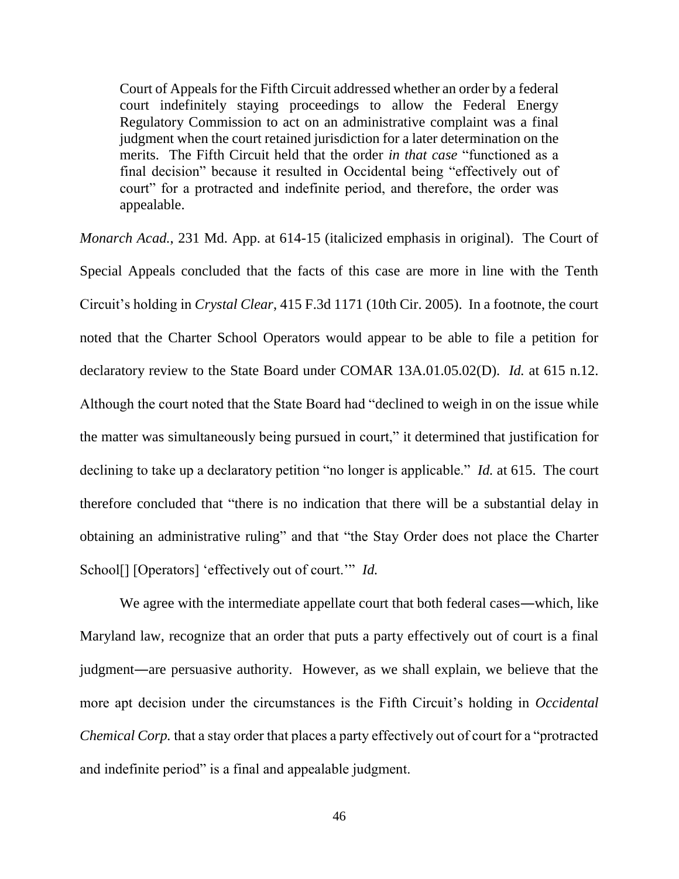> Court of Appeals for the Fifth Circuit addressed whether an order by a federal court indefinitely staying proceedings to allow the Federal Energy Regulatory Commission to act on an administrative complaint was a final judgment when the court retained jurisdiction for a later determination on the merits. The Fifth Circuit held that the order *in that case* "functioned as a final decision" because it resulted in Occidental being "effectively out of court" for a protracted and indefinite period, and therefore, the order was appealable.

*Monarch Acad.*, 231 Md. App. at 614-15 (italicized emphasis in original). The Court of Special Appeals concluded that the facts of this case are more in line with the Tenth Circuit's holding in *Crystal Clear*, 415 F.3d 1171 (10th Cir. 2005). In a footnote, the court noted that the Charter School Operators would appear to be able to file a petition for declaratory review to the State Board under COMAR 13A.01.05.02(D). *Id.* at 615 n.12. Although the court noted that the State Board had "declined to weigh in on the issue while the matter was simultaneously being pursued in court," it determined that justification for declining to take up a declaratory petition "no longer is applicable." *Id.* at 615. The court therefore concluded that "there is no indication that there will be a substantial delay in obtaining an administrative ruling" and that "the Stay Order does not place the Charter School[] [Operators] 'effectively out of court.'" *Id.*

We agree with the intermediate appellate court that both federal cases―which, like Maryland law, recognize that an order that puts a party effectively out of court is a final judgment―are persuasive authority. However, as we shall explain, we believe that the more apt decision under the circumstances is the Fifth Circuit's holding in *Occidental Chemical Corp.* that a stay order that places a party effectively out of court for a "protracted and indefinite period" is a final and appealable judgment.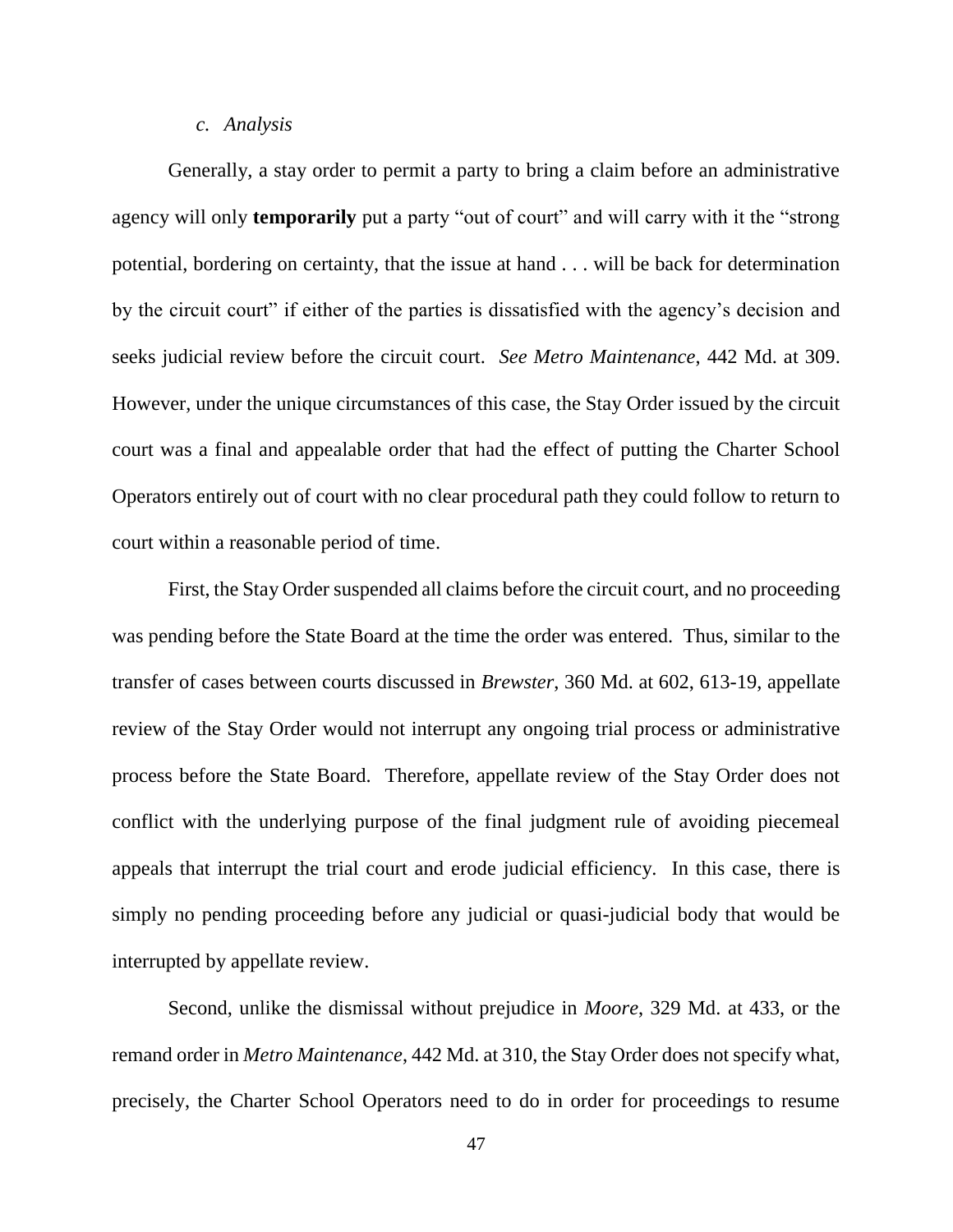*c. Analysis*

Generally, a stay order to permit a party to bring a claim before an administrative agency will only **temporarily** put a party "out of court" and will carry with it the "strong potential, bordering on certainty, that the issue at hand . . . will be back for determination by the circuit court" if either of the parties is dissatisfied with the agency's decision and seeks judicial review before the circuit court. *See Metro Maintenance*, 442 Md. at 309. However, under the unique circumstances of this case, the Stay Order issued by the circuit court was a final and appealable order that had the effect of putting the Charter School Operators entirely out of court with no clear procedural path they could follow to return to court within a reasonable period of time.

First, the Stay Order suspended all claims before the circuit court, and no proceeding was pending before the State Board at the time the order was entered. Thus, similar to the transfer of cases between courts discussed in *Brewster*, 360 Md. at 602, 613-19, appellate review of the Stay Order would not interrupt any ongoing trial process or administrative process before the State Board. Therefore, appellate review of the Stay Order does not conflict with the underlying purpose of the final judgment rule of avoiding piecemeal appeals that interrupt the trial court and erode judicial efficiency. In this case, there is simply no pending proceeding before any judicial or quasi-judicial body that would be interrupted by appellate review.

Second, unlike the dismissal without prejudice in *Moore*, 329 Md. at 433, or the remand order in *Metro Maintenance*, 442 Md. at 310, the Stay Order does not specify what, precisely, the Charter School Operators need to do in order for proceedings to resume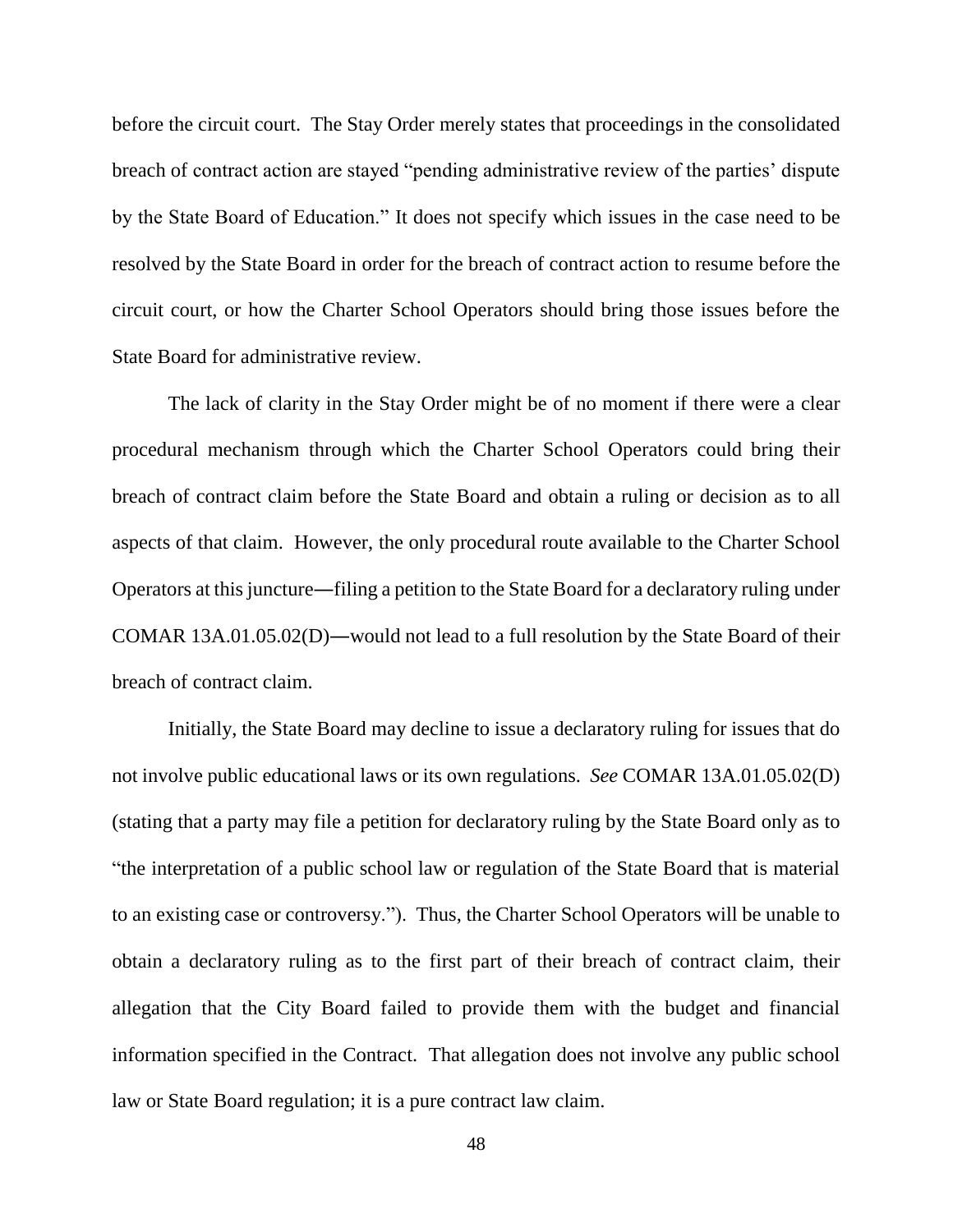before the circuit court. The Stay Order merely states that proceedings in the consolidated breach of contract action are stayed "pending administrative review of the parties' dispute by the State Board of Education." It does not specify which issues in the case need to be resolved by the State Board in order for the breach of contract action to resume before the circuit court, or how the Charter School Operators should bring those issues before the State Board for administrative review.

The lack of clarity in the Stay Order might be of no moment if there were a clear procedural mechanism through which the Charter School Operators could bring their breach of contract claim before the State Board and obtain a ruling or decision as to all aspects of that claim. However, the only procedural route available to the Charter School Operators at this juncture—filing a petition to the State Board for a declaratory ruling under COMAR 13A.01.05.02(D)—would not lead to a full resolution by the State Board of their breach of contract claim.

Initially, the State Board may decline to issue a declaratory ruling for issues that do not involve public educational laws or its own regulations. *See* COMAR 13A.01.05.02(D) (stating that a party may file a petition for declaratory ruling by the State Board only as to "the interpretation of a public school law or regulation of the State Board that is material to an existing case or controversy."). Thus, the Charter School Operators will be unable to obtain a declaratory ruling as to the first part of their breach of contract claim, their allegation that the City Board failed to provide them with the budget and financial information specified in the Contract. That allegation does not involve any public school law or State Board regulation; it is a pure contract law claim.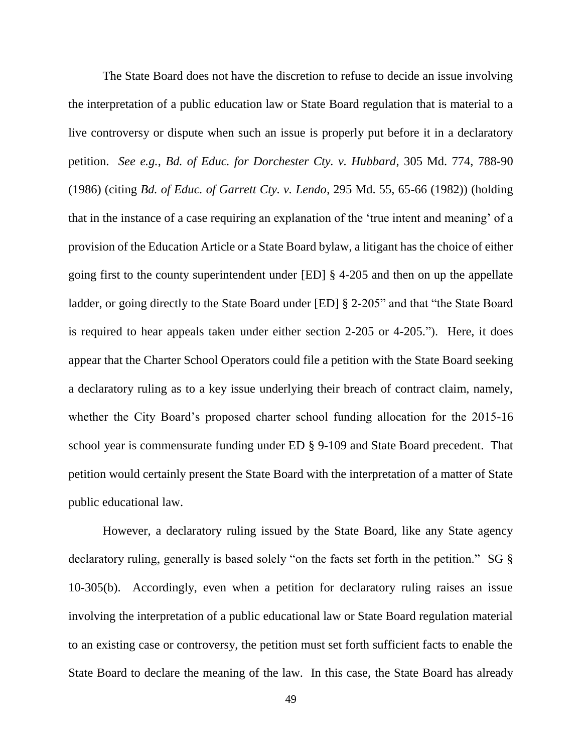The State Board does not have the discretion to refuse to decide an issue involving the interpretation of a public education law or State Board regulation that is material to a live controversy or dispute when such an issue is properly put before it in a declaratory petition. *See e.g.*, *Bd. of Educ. for Dorchester Cty. v. Hubbard*, 305 Md. 774, 788-90 (1986) (citing *Bd. of Educ. of Garrett Cty. v. Lendo*, 295 Md. 55, 65-66 (1982)) (holding that in the instance of a case requiring an explanation of the 'true intent and meaning' of a provision of the Education Article or a State Board bylaw, a litigant has the choice of either going first to the county superintendent under [ED] § 4-205 and then on up the appellate ladder, or going directly to the State Board under [ED] § 2-205" and that "the State Board is required to hear appeals taken under either section 2-205 or 4-205."). Here, it does appear that the Charter School Operators could file a petition with the State Board seeking a declaratory ruling as to a key issue underlying their breach of contract claim, namely, whether the City Board's proposed charter school funding allocation for the 2015-16 school year is commensurate funding under ED § 9-109 and State Board precedent. That petition would certainly present the State Board with the interpretation of a matter of State public educational law.

However, a declaratory ruling issued by the State Board, like any State agency declaratory ruling, generally is based solely "on the facts set forth in the petition." SG § 10-305(b). Accordingly, even when a petition for declaratory ruling raises an issue involving the interpretation of a public educational law or State Board regulation material to an existing case or controversy, the petition must set forth sufficient facts to enable the State Board to declare the meaning of the law. In this case, the State Board has already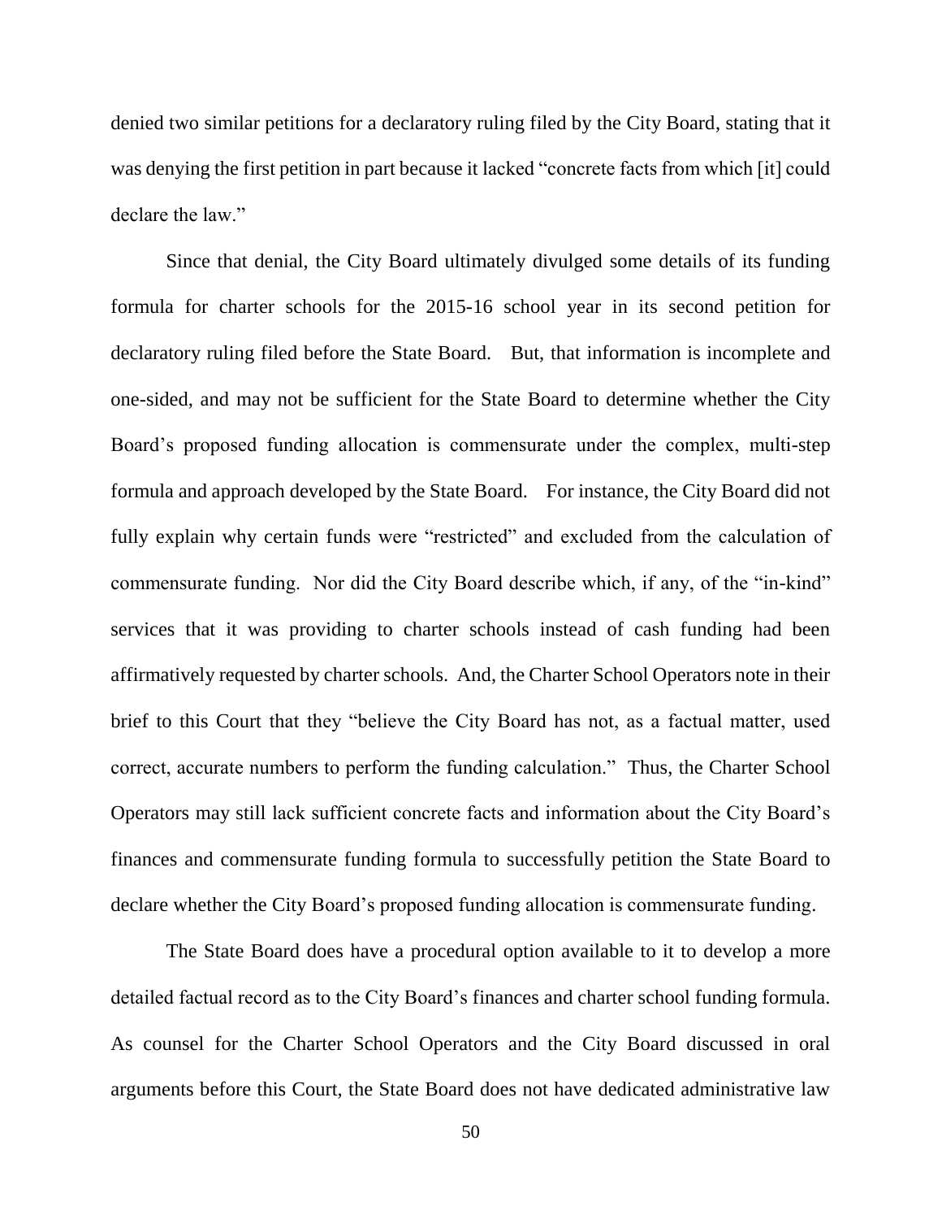denied two similar petitions for a declaratory ruling filed by the City Board, stating that it was denying the first petition in part because it lacked "concrete facts from which [it] could declare the law."

Since that denial, the City Board ultimately divulged some details of its funding formula for charter schools for the 2015-16 school year in its second petition for declaratory ruling filed before the State Board. But, that information is incomplete and one-sided, and may not be sufficient for the State Board to determine whether the City Board's proposed funding allocation is commensurate under the complex, multi-step formula and approach developed by the State Board. For instance, the City Board did not fully explain why certain funds were "restricted" and excluded from the calculation of commensurate funding. Nor did the City Board describe which, if any, of the "in-kind" services that it was providing to charter schools instead of cash funding had been affirmatively requested by charter schools. And, the Charter School Operators note in their brief to this Court that they "believe the City Board has not, as a factual matter, used correct, accurate numbers to perform the funding calculation." Thus, the Charter School Operators may still lack sufficient concrete facts and information about the City Board's finances and commensurate funding formula to successfully petition the State Board to declare whether the City Board's proposed funding allocation is commensurate funding.

The State Board does have a procedural option available to it to develop a more detailed factual record as to the City Board's finances and charter school funding formula. As counsel for the Charter School Operators and the City Board discussed in oral arguments before this Court, the State Board does not have dedicated administrative law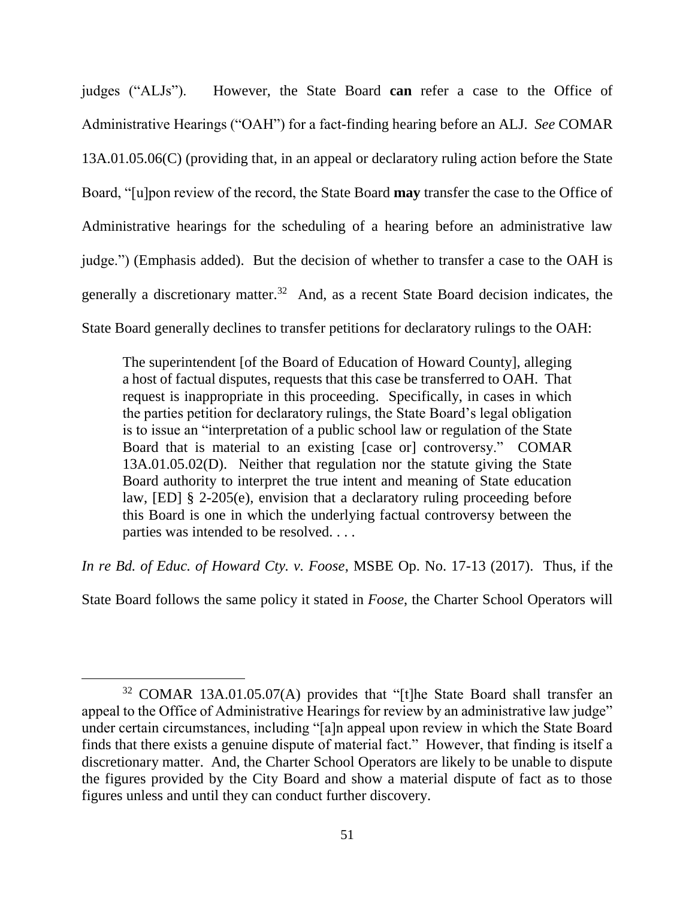judges ("ALJs"). However, the State Board **can** refer a case to the Office of Administrative Hearings ("OAH") for a fact-finding hearing before an ALJ. *See* COMAR 13A.01.05.06(C) (providing that, in an appeal or declaratory ruling action before the State Board, "[u]pon review of the record, the State Board **may** transfer the case to the Office of Administrative hearings for the scheduling of a hearing before an administrative law judge.") (Emphasis added). But the decision of whether to transfer a case to the OAH is generally a discretionary matter.[32] And, as a recent State Board decision indicates, the State Board generally declines to transfer petitions for declaratory rulings to the OAH:

> The superintendent [of the Board of Education of Howard County], alleging a host of factual disputes, requests that this case be transferred to OAH. That request is inappropriate in this proceeding. Specifically, in cases in which the parties petition for declaratory rulings, the State Board's legal obligation is to issue an "interpretation of a public school law or regulation of the State Board that is material to an existing [case or] controversy." COMAR 13A.01.05.02(D). Neither that regulation nor the statute giving the State Board authority to interpret the true intent and meaning of State education law, [ED] § 2-205(e), envision that a declaratory ruling proceeding before this Board is one in which the underlying factual controversy between the parties was intended to be resolved. . . .

*In re Bd. of Educ. of Howard Cty. v. Foose*, MSBE Op. No. 17-13 (2017). Thus, if the State Board follows the same policy it stated in *Foose*, the Charter School Operators will

---

[32] COMAR 13A.01.05.07(A) provides that "[t]he State Board shall transfer an appeal to the Office of Administrative Hearings for review by an administrative law judge" under certain circumstances, including "[a]n appeal upon review in which the State Board finds that there exists a genuine dispute of material fact." However, that finding is itself a discretionary matter. And, the Charter School Operators are likely to be unable to dispute the figures provided by the City Board and show a material dispute of fact as to those figures unless and until they can conduct further discovery.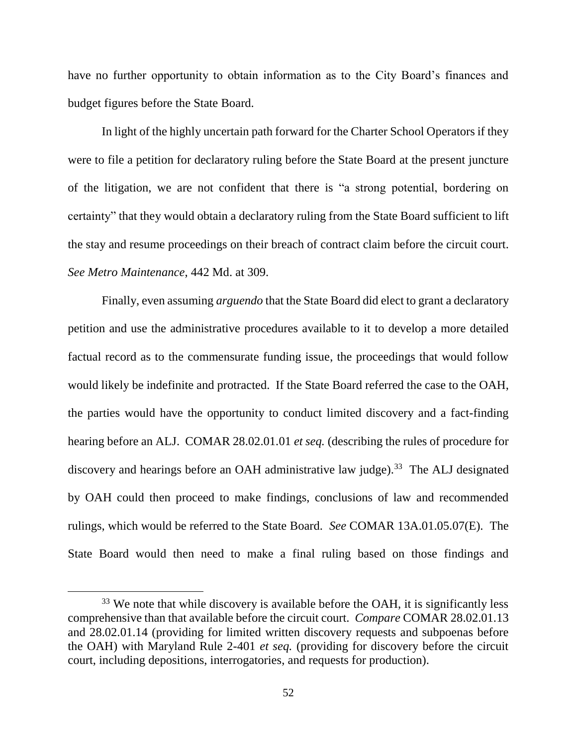have no further opportunity to obtain information as to the City Board's finances and budget figures before the State Board.

In light of the highly uncertain path forward for the Charter School Operators if they were to file a petition for declaratory ruling before the State Board at the present juncture of the litigation, we are not confident that there is "a strong potential, bordering on certainty" that they would obtain a declaratory ruling from the State Board sufficient to lift the stay and resume proceedings on their breach of contract claim before the circuit court. *See Metro Maintenance*, 442 Md. at 309.

Finally, even assuming *arguendo* that the State Board did elect to grant a declaratory petition and use the administrative procedures available to it to develop a more detailed factual record as to the commensurate funding issue, the proceedings that would follow would likely be indefinite and protracted. If the State Board referred the case to the OAH, the parties would have the opportunity to conduct limited discovery and a fact-finding hearing before an ALJ. COMAR 28.02.01.01 *et seq.* (describing the rules of procedure for discovery and hearings before an OAH administrative law judge).[33] The ALJ designated by OAH could then proceed to make findings, conclusions of law and recommended rulings, which would be referred to the State Board. *See* COMAR 13A.01.05.07(E). The State Board would then need to make a final ruling based on those findings and

---

[33] We note that while discovery is available before the OAH, it is significantly less comprehensive than that available before the circuit court. *Compare* COMAR 28.02.01.13 and 28.02.01.14 (providing for limited written discovery requests and subpoenas before the OAH) with Maryland Rule 2-401 *et seq.* (providing for discovery before the circuit court, including depositions, interrogatories, and requests for production).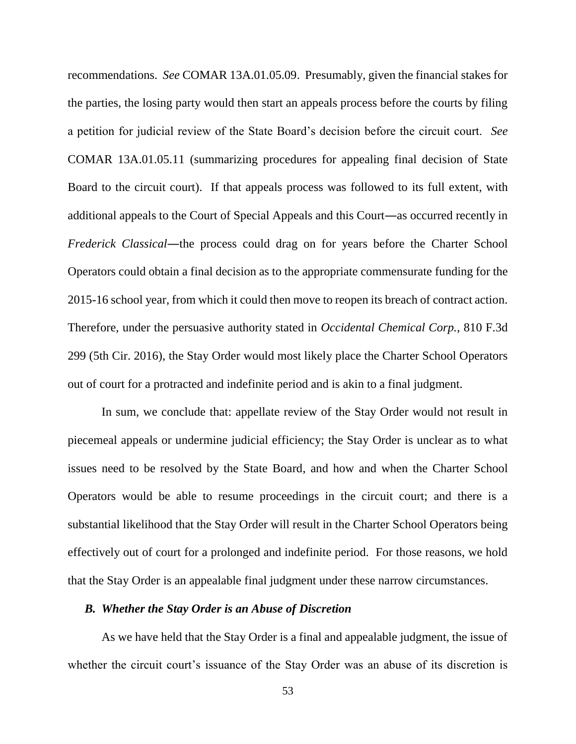recommendations. *See* COMAR 13A.01.05.09. Presumably, given the financial stakes for the parties, the losing party would then start an appeals process before the courts by filing a petition for judicial review of the State Board's decision before the circuit court. *See* COMAR 13A.01.05.11 (summarizing procedures for appealing final decision of State Board to the circuit court). If that appeals process was followed to its full extent, with additional appeals to the Court of Special Appeals and this Court—as occurred recently in *Frederick Classical*—the process could drag on for years before the Charter School Operators could obtain a final decision as to the appropriate commensurate funding for the 2015-16 school year, from which it could then move to reopen its breach of contract action. Therefore, under the persuasive authority stated in *Occidental Chemical Corp.*, 810 F.3d 299 (5th Cir. 2016), the Stay Order would most likely place the Charter School Operators out of court for a protracted and indefinite period and is akin to a final judgment.

In sum, we conclude that: appellate review of the Stay Order would not result in piecemeal appeals or undermine judicial efficiency; the Stay Order is unclear as to what issues need to be resolved by the State Board, and how and when the Charter School Operators would be able to resume proceedings in the circuit court; and there is a substantial likelihood that the Stay Order will result in the Charter School Operators being effectively out of court for a prolonged and indefinite period. For those reasons, we hold that the Stay Order is an appealable final judgment under these narrow circumstances.

### *B. Whether the Stay Order is an Abuse of Discretion*

As we have held that the Stay Order is a final and appealable judgment, the issue of whether the circuit court's issuance of the Stay Order was an abuse of its discretion is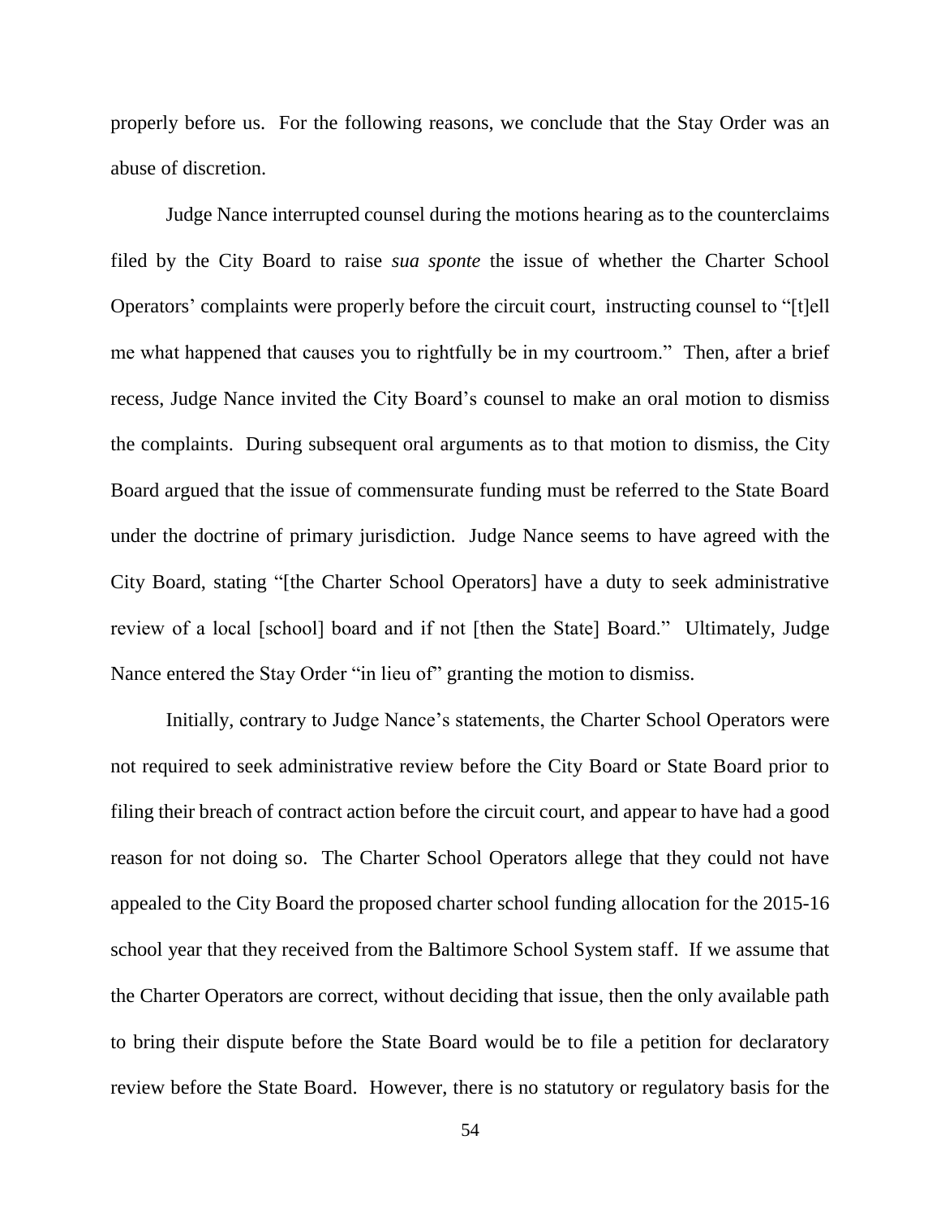properly before us. For the following reasons, we conclude that the Stay Order was an abuse of discretion.

Judge Nance interrupted counsel during the motions hearing as to the counterclaims filed by the City Board to raise *sua sponte* the issue of whether the Charter School Operators' complaints were properly before the circuit court, instructing counsel to "[t]ell me what happened that causes you to rightfully be in my courtroom." Then, after a brief recess, Judge Nance invited the City Board's counsel to make an oral motion to dismiss the complaints. During subsequent oral arguments as to that motion to dismiss, the City Board argued that the issue of commensurate funding must be referred to the State Board under the doctrine of primary jurisdiction. Judge Nance seems to have agreed with the City Board, stating "[the Charter School Operators] have a duty to seek administrative review of a local [school] board and if not [then the State] Board." Ultimately, Judge Nance entered the Stay Order "in lieu of" granting the motion to dismiss.

Initially, contrary to Judge Nance's statements, the Charter School Operators were not required to seek administrative review before the City Board or State Board prior to filing their breach of contract action before the circuit court, and appear to have had a good reason for not doing so. The Charter School Operators allege that they could not have appealed to the City Board the proposed charter school funding allocation for the 2015-16 school year that they received from the Baltimore School System staff. If we assume that the Charter Operators are correct, without deciding that issue, then the only available path to bring their dispute before the State Board would be to file a petition for declaratory review before the State Board. However, there is no statutory or regulatory basis for the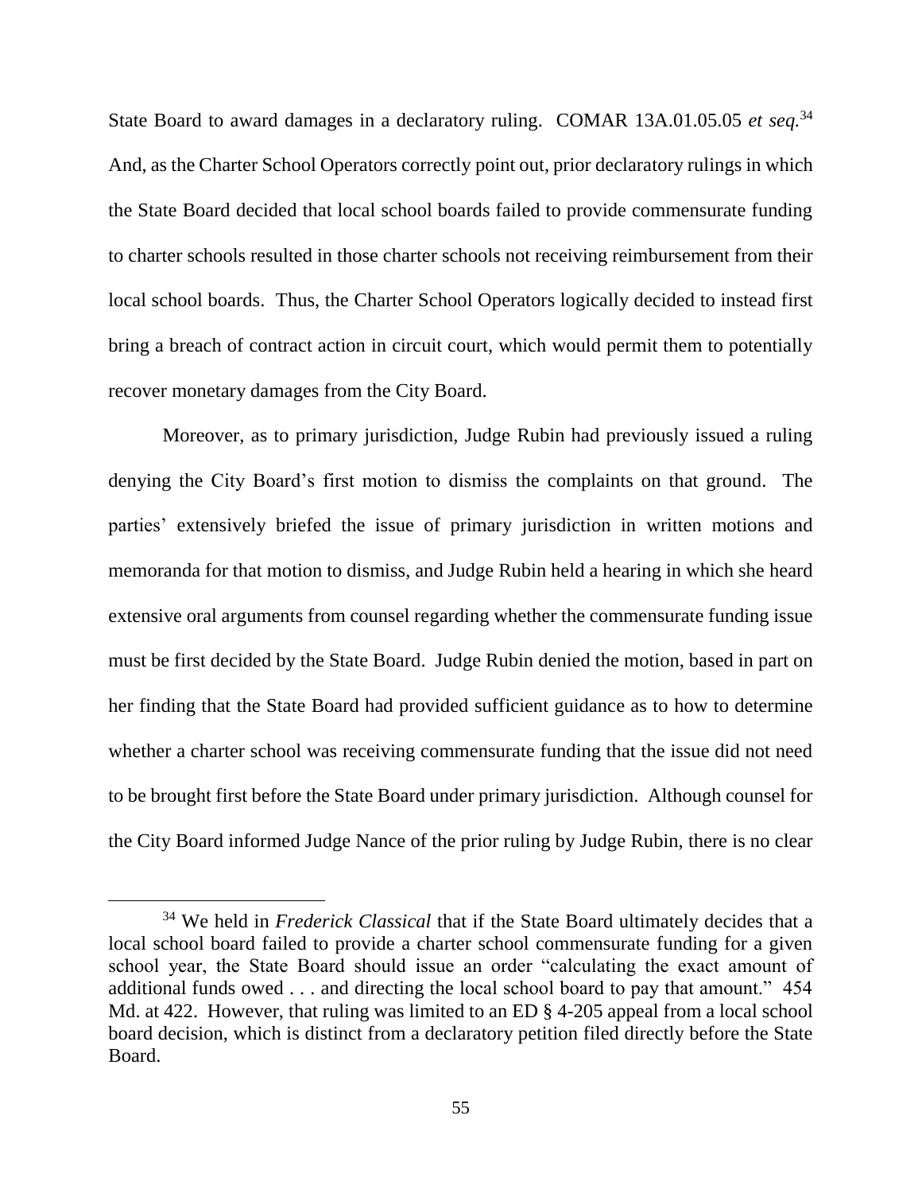State Board to award damages in a declaratory ruling. COMAR 13A.01.05.05 *et seq.*[34] And, as the Charter School Operators correctly point out, prior declaratory rulings in which the State Board decided that local school boards failed to provide commensurate funding to charter schools resulted in those charter schools not receiving reimbursement from their local school boards. Thus, the Charter School Operators logically decided to instead first bring a breach of contract action in circuit court, which would permit them to potentially recover monetary damages from the City Board.

Moreover, as to primary jurisdiction, Judge Rubin had previously issued a ruling denying the City Board's first motion to dismiss the complaints on that ground. The parties' extensively briefed the issue of primary jurisdiction in written motions and memoranda for that motion to dismiss, and Judge Rubin held a hearing in which she heard extensive oral arguments from counsel regarding whether the commensurate funding issue must be first decided by the State Board. Judge Rubin denied the motion, based in part on her finding that the State Board had provided sufficient guidance as to how to determine whether a charter school was receiving commensurate funding that the issue did not need to be brought first before the State Board under primary jurisdiction. Although counsel for the City Board informed Judge Nance of the prior ruling by Judge Rubin, there is no clear

[34] We held in *Frederick Classical* that if the State Board ultimately decides that a local school board failed to provide a charter school commensurate funding for a given school year, the State Board should issue an order "calculating the exact amount of additional funds owed . . . and directing the local school board to pay that amount." 454 Md. at 422. However, that ruling was limited to an ED § 4-205 appeal from a local school board decision, which is distinct from a declaratory petition filed directly before the State Board.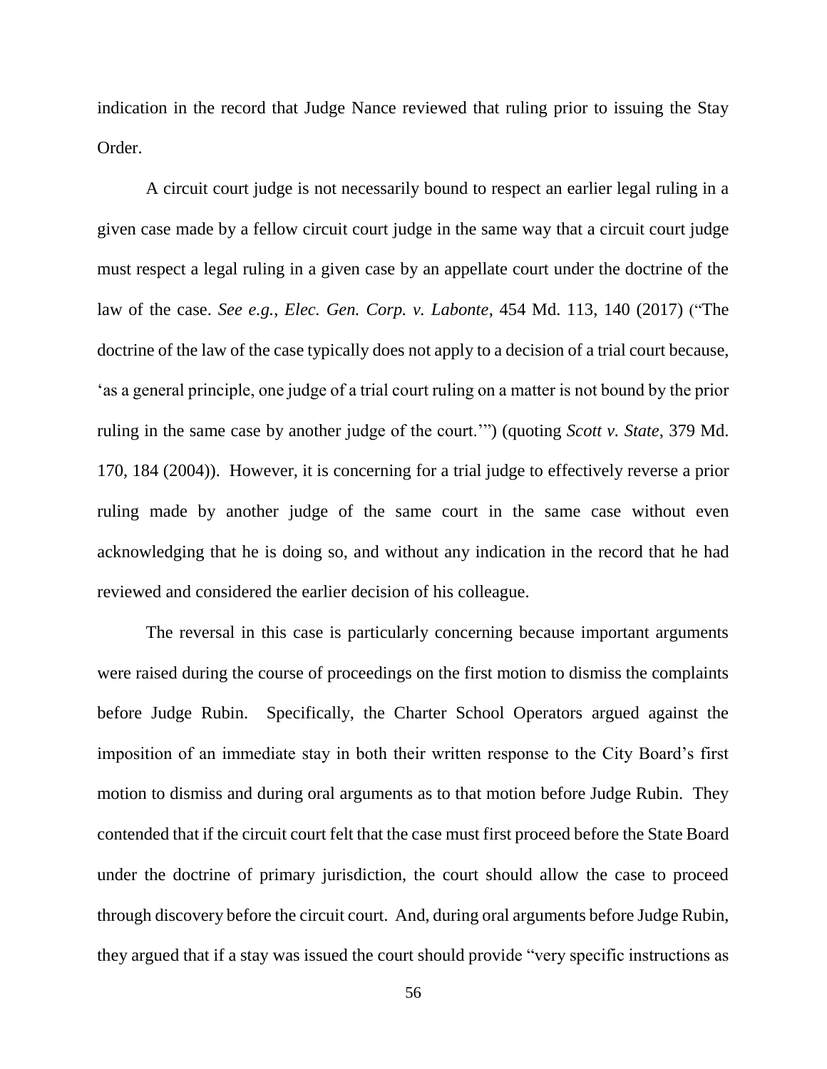indication in the record that Judge Nance reviewed that ruling prior to issuing the Stay Order.

A circuit court judge is not necessarily bound to respect an earlier legal ruling in a given case made by a fellow circuit court judge in the same way that a circuit court judge must respect a legal ruling in a given case by an appellate court under the doctrine of the law of the case. *See e.g.*, *Elec. Gen. Corp. v. Labonte*, 454 Md. 113, 140 (2017) ("The doctrine of the law of the case typically does not apply to a decision of a trial court because, 'as a general principle, one judge of a trial court ruling on a matter is not bound by the prior ruling in the same case by another judge of the court.'") (quoting *Scott v. State*, 379 Md. 170, 184 (2004)). However, it is concerning for a trial judge to effectively reverse a prior ruling made by another judge of the same court in the same case without even acknowledging that he is doing so, and without any indication in the record that he had reviewed and considered the earlier decision of his colleague.

The reversal in this case is particularly concerning because important arguments were raised during the course of proceedings on the first motion to dismiss the complaints before Judge Rubin. Specifically, the Charter School Operators argued against the imposition of an immediate stay in both their written response to the City Board's first motion to dismiss and during oral arguments as to that motion before Judge Rubin. They contended that if the circuit court felt that the case must first proceed before the State Board under the doctrine of primary jurisdiction, the court should allow the case to proceed through discovery before the circuit court. And, during oral arguments before Judge Rubin, they argued that if a stay was issued the court should provide "very specific instructions as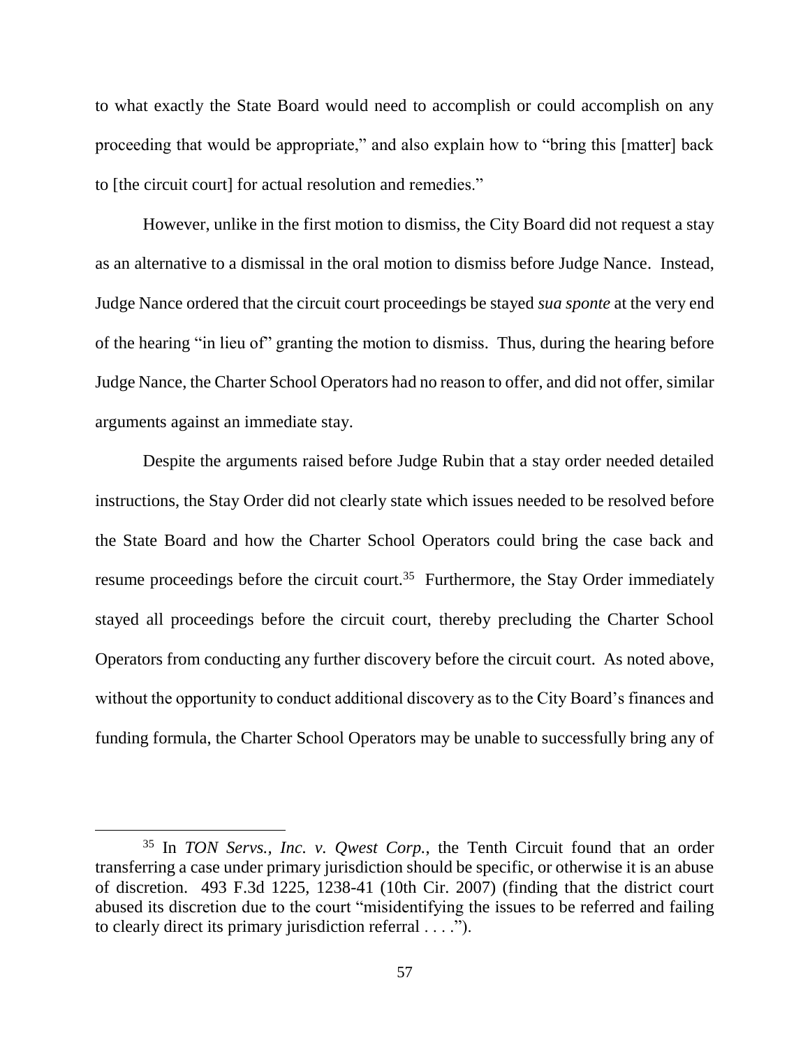to what exactly the State Board would need to accomplish or could accomplish on any proceeding that would be appropriate," and also explain how to "bring this [matter] back to [the circuit court] for actual resolution and remedies."

However, unlike in the first motion to dismiss, the City Board did not request a stay as an alternative to a dismissal in the oral motion to dismiss before Judge Nance. Instead, Judge Nance ordered that the circuit court proceedings be stayed *sua sponte* at the very end of the hearing "in lieu of" granting the motion to dismiss. Thus, during the hearing before Judge Nance, the Charter School Operators had no reason to offer, and did not offer, similar arguments against an immediate stay.

Despite the arguments raised before Judge Rubin that a stay order needed detailed instructions, the Stay Order did not clearly state which issues needed to be resolved before the State Board and how the Charter School Operators could bring the case back and resume proceedings before the circuit court.[35] Furthermore, the Stay Order immediately stayed all proceedings before the circuit court, thereby precluding the Charter School Operators from conducting any further discovery before the circuit court. As noted above, without the opportunity to conduct additional discovery as to the City Board's finances and funding formula, the Charter School Operators may be unable to successfully bring any of

---

[35] In *TON Servs., Inc. v. Qwest Corp.*, the Tenth Circuit found that an order transferring a case under primary jurisdiction should be specific, or otherwise it is an abuse of discretion. 493 F.3d 1225, 1238-41 (10th Cir. 2007) (finding that the district court abused its discretion due to the court "misidentifying the issues to be referred and failing to clearly direct its primary jurisdiction referral . . . .").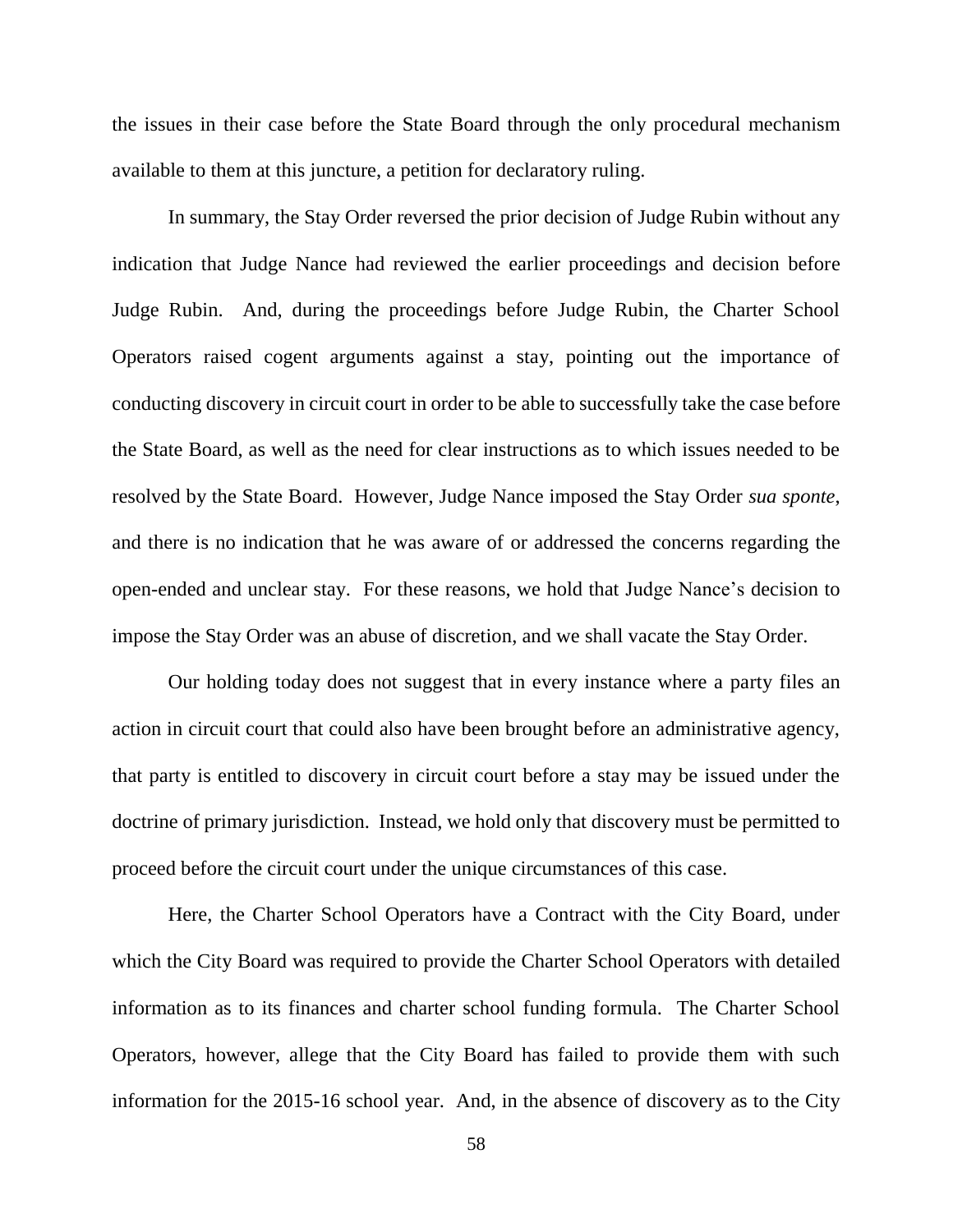the issues in their case before the State Board through the only procedural mechanism available to them at this juncture, a petition for declaratory ruling.

In summary, the Stay Order reversed the prior decision of Judge Rubin without any indication that Judge Nance had reviewed the earlier proceedings and decision before Judge Rubin. And, during the proceedings before Judge Rubin, the Charter School Operators raised cogent arguments against a stay, pointing out the importance of conducting discovery in circuit court in order to be able to successfully take the case before the State Board, as well as the need for clear instructions as to which issues needed to be resolved by the State Board. However, Judge Nance imposed the Stay Order *sua sponte*, and there is no indication that he was aware of or addressed the concerns regarding the open-ended and unclear stay. For these reasons, we hold that Judge Nance's decision to impose the Stay Order was an abuse of discretion, and we shall vacate the Stay Order.

Our holding today does not suggest that in every instance where a party files an action in circuit court that could also have been brought before an administrative agency, that party is entitled to discovery in circuit court before a stay may be issued under the doctrine of primary jurisdiction. Instead, we hold only that discovery must be permitted to proceed before the circuit court under the unique circumstances of this case.

Here, the Charter School Operators have a Contract with the City Board, under which the City Board was required to provide the Charter School Operators with detailed information as to its finances and charter school funding formula. The Charter School Operators, however, allege that the City Board has failed to provide them with such information for the 2015-16 school year. And, in the absence of discovery as to the City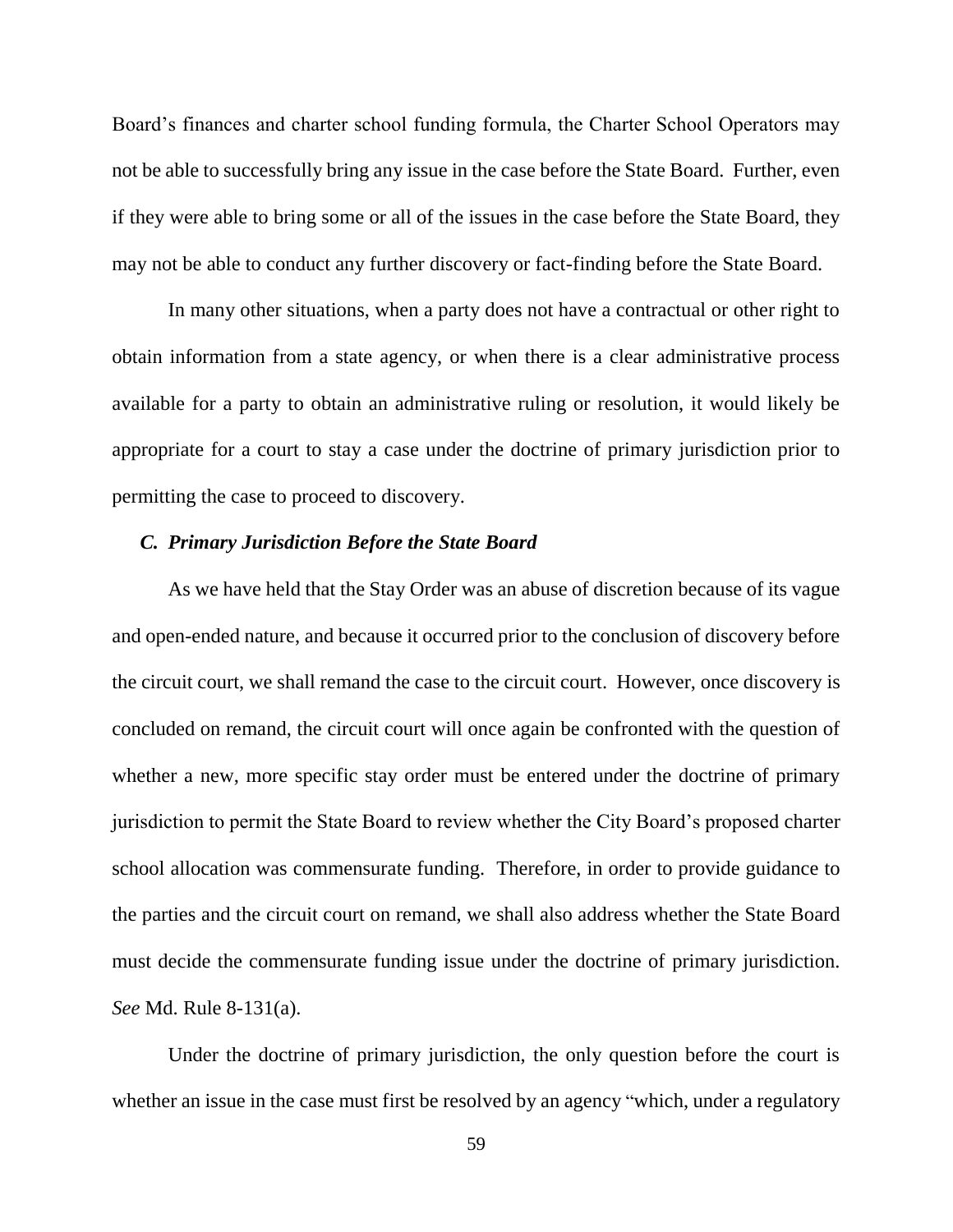Board's finances and charter school funding formula, the Charter School Operators may not be able to successfully bring any issue in the case before the State Board. Further, even if they were able to bring some or all of the issues in the case before the State Board, they may not be able to conduct any further discovery or fact-finding before the State Board.

In many other situations, when a party does not have a contractual or other right to obtain information from a state agency, or when there is a clear administrative process available for a party to obtain an administrative ruling or resolution, it would likely be appropriate for a court to stay a case under the doctrine of primary jurisdiction prior to permitting the case to proceed to discovery.

### *C. Primary Jurisdiction Before the State Board*

As we have held that the Stay Order was an abuse of discretion because of its vague and open-ended nature, and because it occurred prior to the conclusion of discovery before the circuit court, we shall remand the case to the circuit court. However, once discovery is concluded on remand, the circuit court will once again be confronted with the question of whether a new, more specific stay order must be entered under the doctrine of primary jurisdiction to permit the State Board to review whether the City Board's proposed charter school allocation was commensurate funding. Therefore, in order to provide guidance to the parties and the circuit court on remand, we shall also address whether the State Board must decide the commensurate funding issue under the doctrine of primary jurisdiction. *See* Md. Rule 8-131(a).

Under the doctrine of primary jurisdiction, the only question before the court is whether an issue in the case must first be resolved by an agency "which, under a regulatory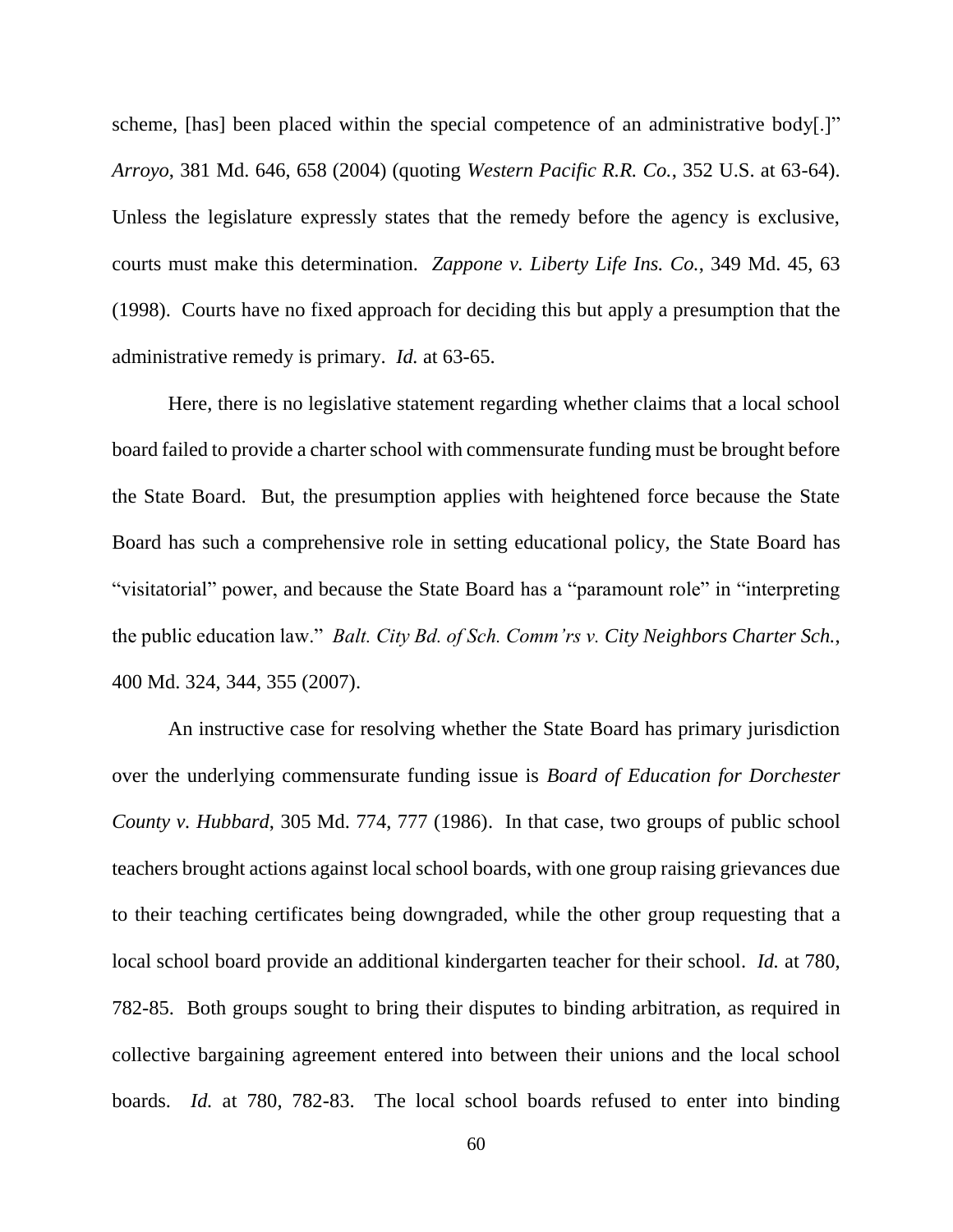scheme, [has] been placed within the special competence of an administrative body[.]" *Arroyo*, 381 Md. 646, 658 (2004) (quoting *Western Pacific R.R. Co.*, 352 U.S. at 63-64). Unless the legislature expressly states that the remedy before the agency is exclusive, courts must make this determination. *Zappone v. Liberty Life Ins. Co.*, 349 Md. 45, 63 (1998). Courts have no fixed approach for deciding this but apply a presumption that the administrative remedy is primary. *Id.* at 63-65.

Here, there is no legislative statement regarding whether claims that a local school board failed to provide a charter school with commensurate funding must be brought before the State Board. But, the presumption applies with heightened force because the State Board has such a comprehensive role in setting educational policy, the State Board has "visitatorial" power, and because the State Board has a "paramount role" in "interpreting the public education law." *Balt. City Bd. of Sch. Comm'rs v. City Neighbors Charter Sch.*, 400 Md. 324, 344, 355 (2007).

An instructive case for resolving whether the State Board has primary jurisdiction over the underlying commensurate funding issue is *Board of Education for Dorchester County v. Hubbard*, 305 Md. 774, 777 (1986). In that case, two groups of public school teachers brought actions against local school boards, with one group raising grievances due to their teaching certificates being downgraded, while the other group requesting that a local school board provide an additional kindergarten teacher for their school. *Id.* at 780, 782-85. Both groups sought to bring their disputes to binding arbitration, as required in collective bargaining agreement entered into between their unions and the local school boards. *Id.* at 780, 782-83. The local school boards refused to enter into binding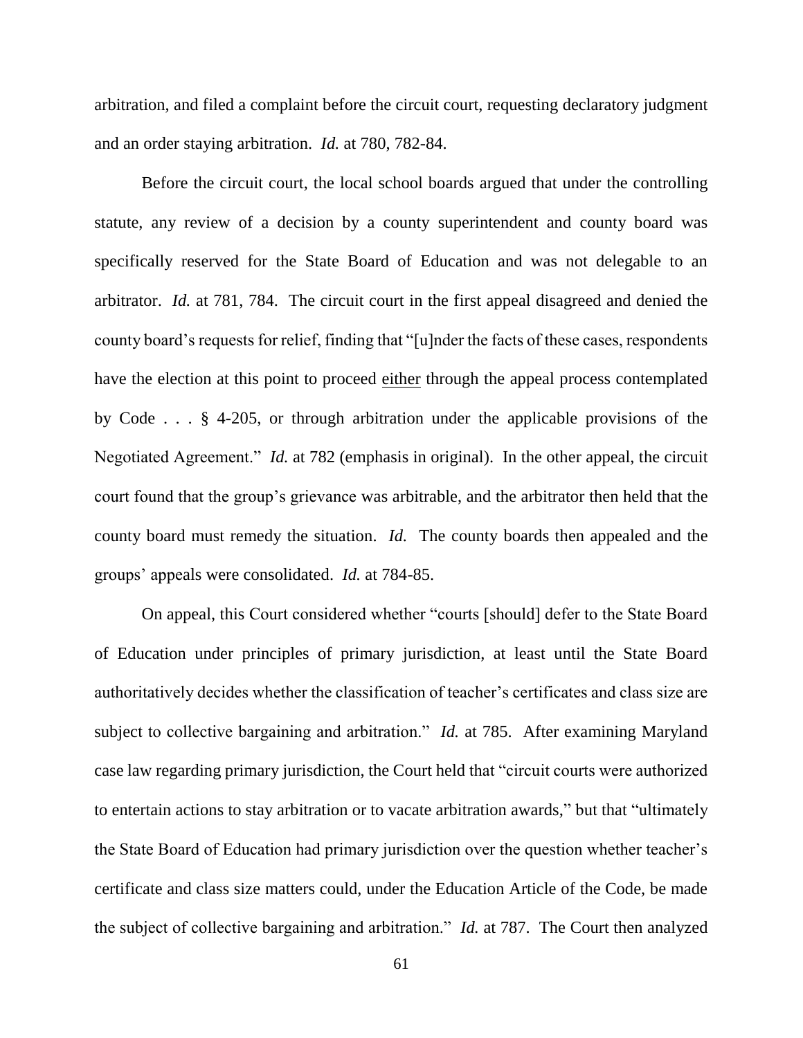arbitration, and filed a complaint before the circuit court, requesting declaratory judgment and an order staying arbitration. *Id.* at 780, 782-84.

Before the circuit court, the local school boards argued that under the controlling statute, any review of a decision by a county superintendent and county board was specifically reserved for the State Board of Education and was not delegable to an arbitrator. *Id.* at 781, 784. The circuit court in the first appeal disagreed and denied the county board's requests for relief, finding that "[u]nder the facts of these cases, respondents have the election at this point to proceed <u>either</u> through the appeal process contemplated by Code . . . § 4-205, or through arbitration under the applicable provisions of the Negotiated Agreement." *Id.* at 782 (emphasis in original). In the other appeal, the circuit court found that the group's grievance was arbitrable, and the arbitrator then held that the county board must remedy the situation. *Id.* The county boards then appealed and the groups' appeals were consolidated. *Id.* at 784-85.

On appeal, this Court considered whether "courts [should] defer to the State Board of Education under principles of primary jurisdiction, at least until the State Board authoritatively decides whether the classification of teacher's certificates and class size are subject to collective bargaining and arbitration." *Id.* at 785. After examining Maryland case law regarding primary jurisdiction, the Court held that "circuit courts were authorized to entertain actions to stay arbitration or to vacate arbitration awards," but that "ultimately the State Board of Education had primary jurisdiction over the question whether teacher's certificate and class size matters could, under the Education Article of the Code, be made the subject of collective bargaining and arbitration." *Id.* at 787. The Court then analyzed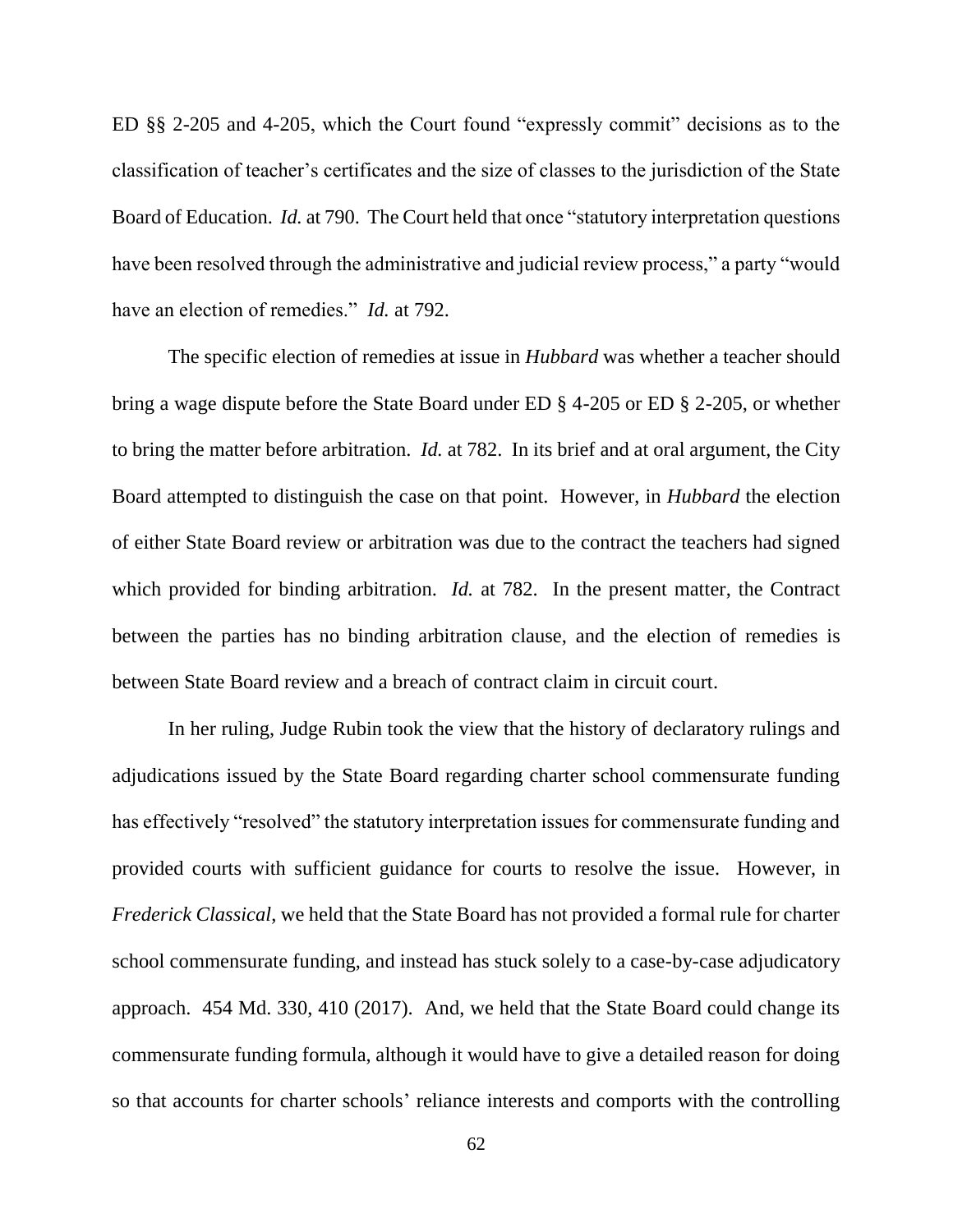ED §§ 2-205 and 4-205, which the Court found "expressly commit" decisions as to the classification of teacher's certificates and the size of classes to the jurisdiction of the State Board of Education. *Id.* at 790. The Court held that once "statutory interpretation questions have been resolved through the administrative and judicial review process," a party "would have an election of remedies." *Id.* at 792.

The specific election of remedies at issue in *Hubbard* was whether a teacher should bring a wage dispute before the State Board under ED § 4-205 or ED § 2-205, or whether to bring the matter before arbitration. *Id.* at 782. In its brief and at oral argument, the City Board attempted to distinguish the case on that point. However, in *Hubbard* the election of either State Board review or arbitration was due to the contract the teachers had signed which provided for binding arbitration. *Id.* at 782. In the present matter, the Contract between the parties has no binding arbitration clause, and the election of remedies is between State Board review and a breach of contract claim in circuit court.

In her ruling, Judge Rubin took the view that the history of declaratory rulings and adjudications issued by the State Board regarding charter school commensurate funding has effectively "resolved" the statutory interpretation issues for commensurate funding and provided courts with sufficient guidance for courts to resolve the issue. However, in *Frederick Classical*, we held that the State Board has not provided a formal rule for charter school commensurate funding, and instead has stuck solely to a case-by-case adjudicatory approach. 454 Md. 330, 410 (2017). And, we held that the State Board could change its commensurate funding formula, although it would have to give a detailed reason for doing so that accounts for charter schools' reliance interests and comports with the controlling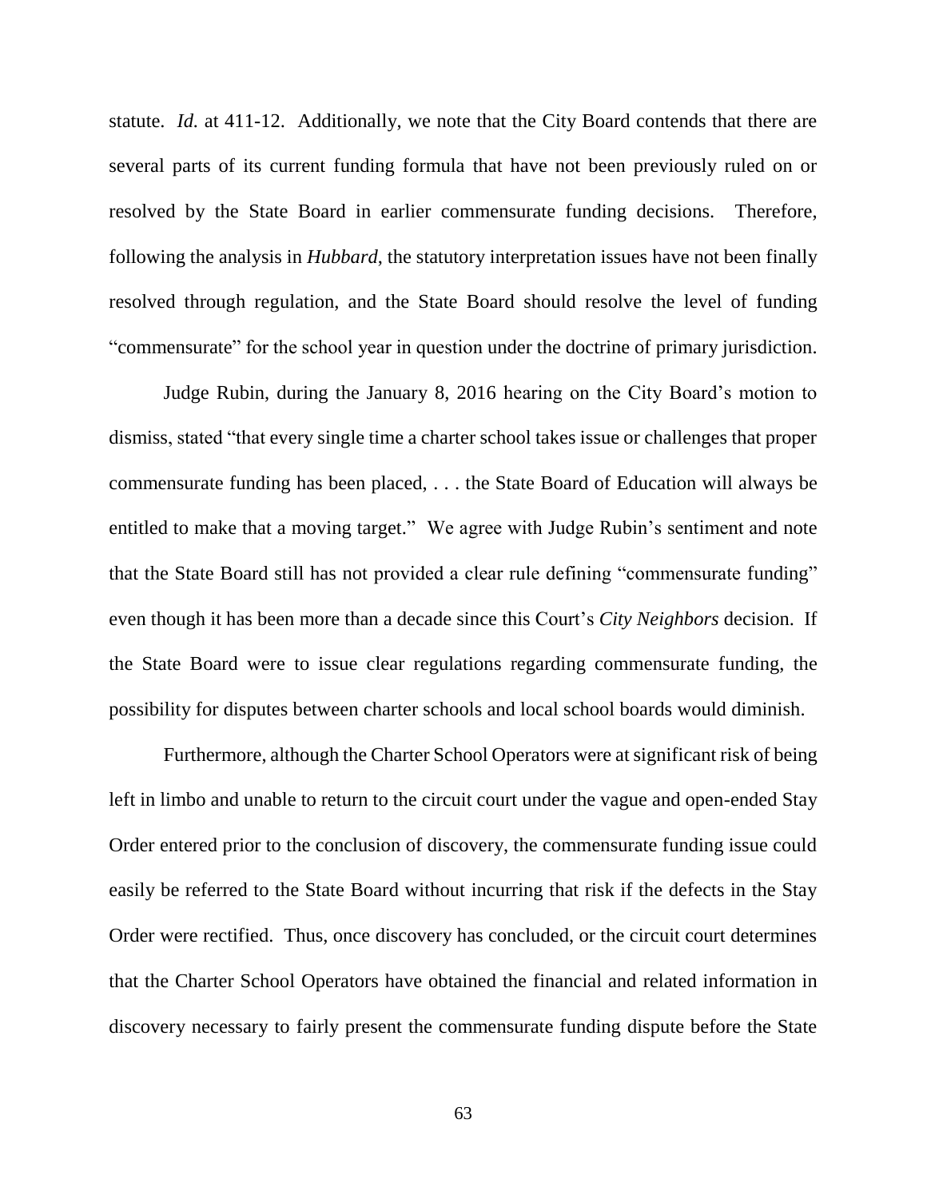statute. *Id.* at 411-12. Additionally, we note that the City Board contends that there are several parts of its current funding formula that have not been previously ruled on or resolved by the State Board in earlier commensurate funding decisions. Therefore, following the analysis in *Hubbard*, the statutory interpretation issues have not been finally resolved through regulation, and the State Board should resolve the level of funding "commensurate" for the school year in question under the doctrine of primary jurisdiction.

Judge Rubin, during the January 8, 2016 hearing on the City Board's motion to dismiss, stated "that every single time a charter school takes issue or challenges that proper commensurate funding has been placed, . . . the State Board of Education will always be entitled to make that a moving target." We agree with Judge Rubin's sentiment and note that the State Board still has not provided a clear rule defining "commensurate funding" even though it has been more than a decade since this Court's *City Neighbors* decision. If the State Board were to issue clear regulations regarding commensurate funding, the possibility for disputes between charter schools and local school boards would diminish.

Furthermore, although the Charter School Operators were at significant risk of being left in limbo and unable to return to the circuit court under the vague and open-ended Stay Order entered prior to the conclusion of discovery, the commensurate funding issue could easily be referred to the State Board without incurring that risk if the defects in the Stay Order were rectified. Thus, once discovery has concluded, or the circuit court determines that the Charter School Operators have obtained the financial and related information in discovery necessary to fairly present the commensurate funding dispute before the State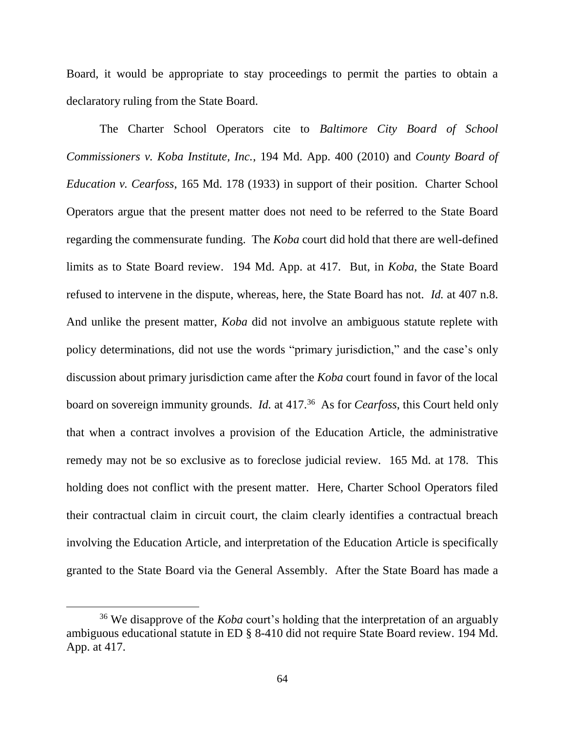Board, it would be appropriate to stay proceedings to permit the parties to obtain a declaratory ruling from the State Board.

The Charter School Operators cite to *Baltimore City Board of School Commissioners v. Koba Institute, Inc.*, 194 Md. App. 400 (2010) and *County Board of Education v. Cearfoss*, 165 Md. 178 (1933) in support of their position. Charter School Operators argue that the present matter does not need to be referred to the State Board regarding the commensurate funding. The *Koba* court did hold that there are well-defined limits as to State Board review. 194 Md. App. at 417. But, in *Koba*, the State Board refused to intervene in the dispute, whereas, here, the State Board has not. *Id.* at 407 n.8. And unlike the present matter, *Koba* did not involve an ambiguous statute replete with policy determinations, did not use the words "primary jurisdiction," and the case's only discussion about primary jurisdiction came after the *Koba* court found in favor of the local board on sovereign immunity grounds. *Id.* at 417.[36] As for *Cearfoss*, this Court held only that when a contract involves a provision of the Education Article, the administrative remedy may not be so exclusive as to foreclose judicial review. 165 Md. at 178. This holding does not conflict with the present matter. Here, Charter School Operators filed their contractual claim in circuit court, the claim clearly identifies a contractual breach involving the Education Article, and interpretation of the Education Article is specifically granted to the State Board via the General Assembly. After the State Board has made a

---

[36] We disapprove of the *Koba* court's holding that the interpretation of an arguably ambiguous educational statute in ED § 8-410 did not require State Board review. 194 Md. App. at 417.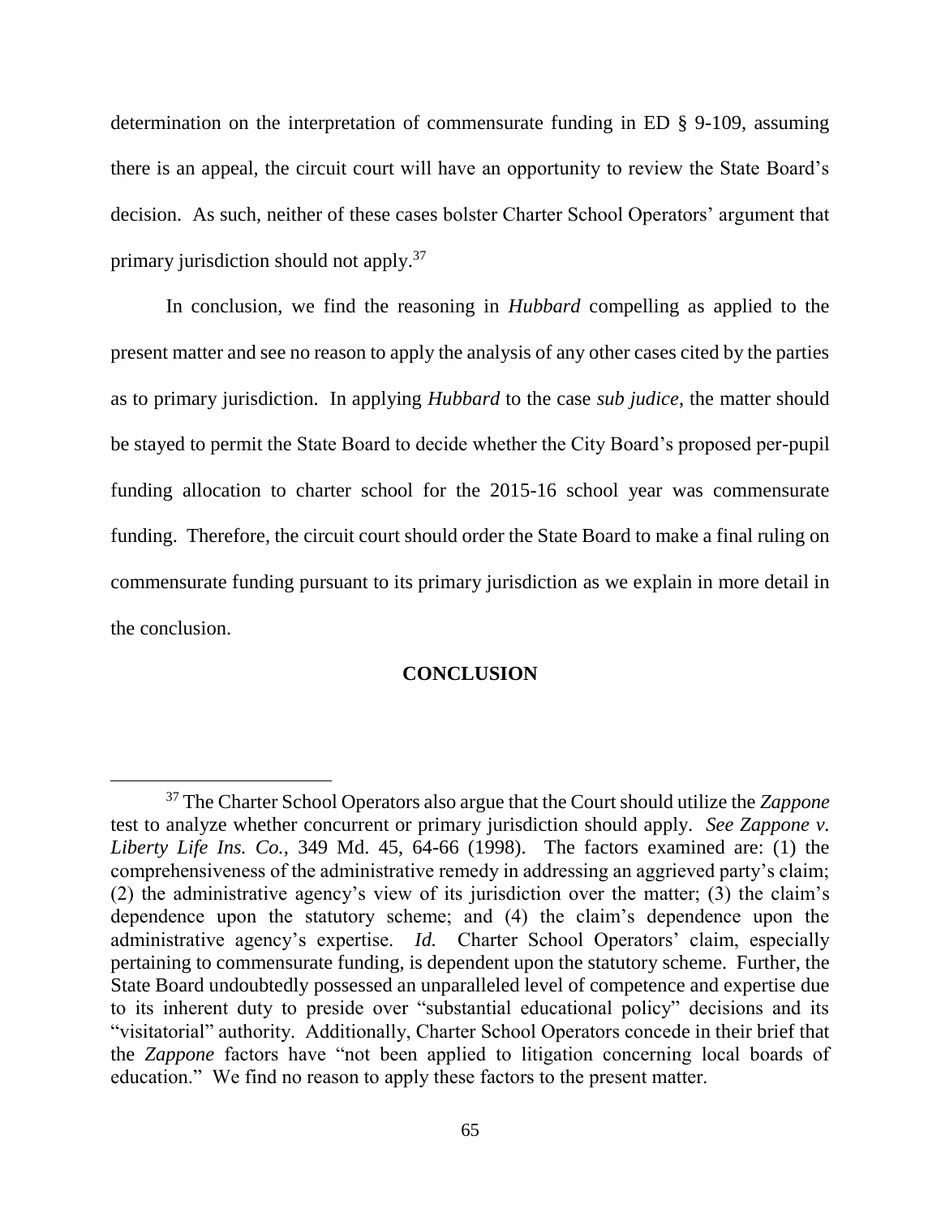determination on the interpretation of commensurate funding in ED § 9-109, assuming there is an appeal, the circuit court will have an opportunity to review the State Board's decision. As such, neither of these cases bolster Charter School Operators' argument that primary jurisdiction should not apply.[37]

In conclusion, we find the reasoning in *Hubbard* compelling as applied to the present matter and see no reason to apply the analysis of any other cases cited by the parties as to primary jurisdiction. In applying *Hubbard* to the case *sub judice*, the matter should be stayed to permit the State Board to decide whether the City Board's proposed per-pupil funding allocation to charter school for the 2015-16 school year was commensurate funding. Therefore, the circuit court should order the State Board to make a final ruling on commensurate funding pursuant to its primary jurisdiction as we explain in more detail in the conclusion.

## CONCLUSION

---

[37] The Charter School Operators also argue that the Court should utilize the *Zappone* test to analyze whether concurrent or primary jurisdiction should apply. *See Zappone v. Liberty Life Ins. Co.*, 349 Md. 45, 64-66 (1998). The factors examined are: (1) the comprehensiveness of the administrative remedy in addressing an aggrieved party's claim; (2) the administrative agency's view of its jurisdiction over the matter; (3) the claim's dependence upon the statutory scheme; and (4) the claim's dependence upon the administrative agency's expertise. *Id.* Charter School Operators' claim, especially pertaining to commensurate funding, is dependent upon the statutory scheme. Further, the State Board undoubtedly possessed an unparalleled level of competence and expertise due to its inherent duty to preside over "substantial educational policy" decisions and its "visitatorial" authority. Additionally, Charter School Operators concede in their brief that the *Zappone* factors have "not been applied to litigation concerning local boards of education." We find no reason to apply these factors to the present matter.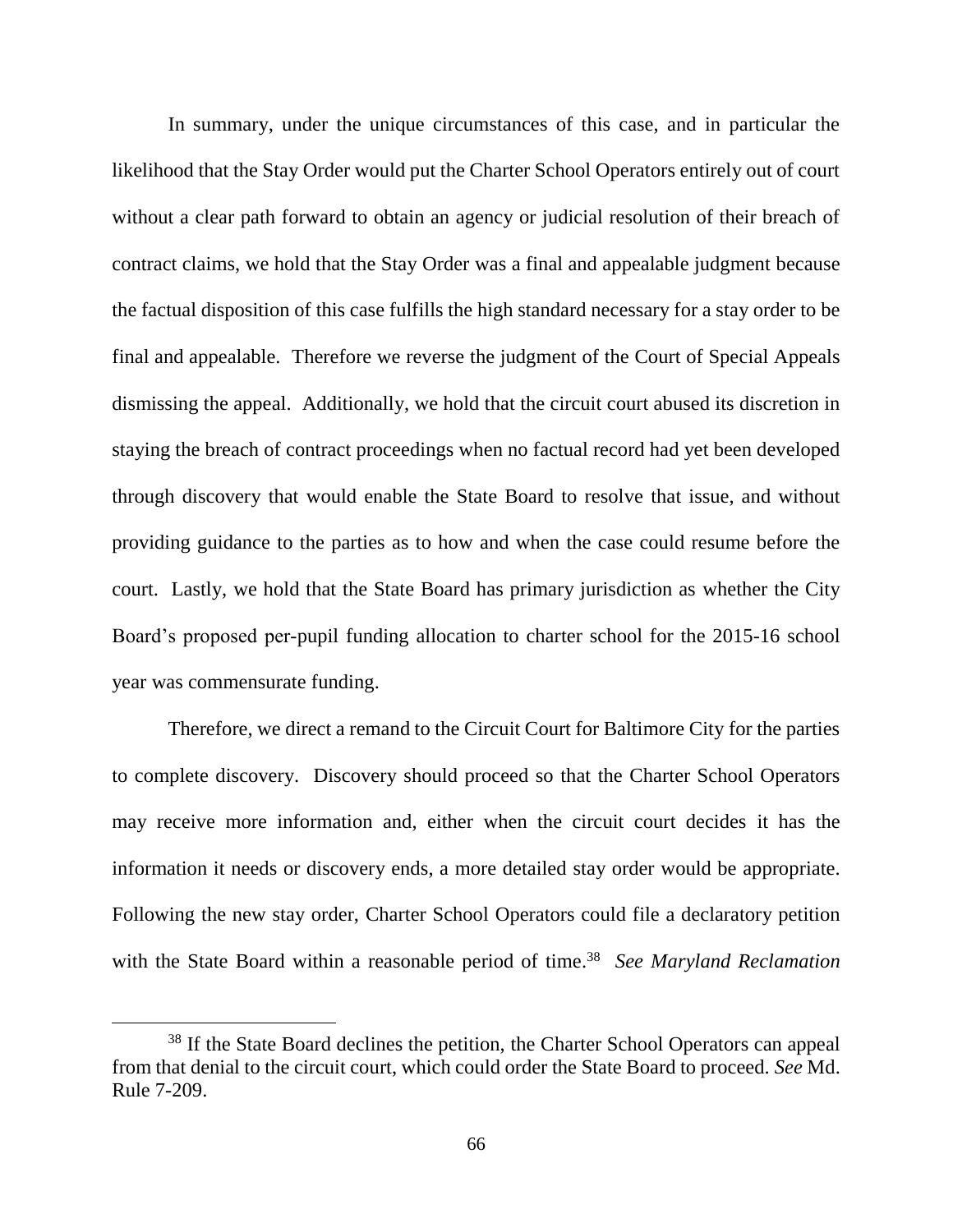In summary, under the unique circumstances of this case, and in particular the likelihood that the Stay Order would put the Charter School Operators entirely out of court without a clear path forward to obtain an agency or judicial resolution of their breach of contract claims, we hold that the Stay Order was a final and appealable judgment because the factual disposition of this case fulfills the high standard necessary for a stay order to be final and appealable. Therefore we reverse the judgment of the Court of Special Appeals dismissing the appeal. Additionally, we hold that the circuit court abused its discretion in staying the breach of contract proceedings when no factual record had yet been developed through discovery that would enable the State Board to resolve that issue, and without providing guidance to the parties as to how and when the case could resume before the court. Lastly, we hold that the State Board has primary jurisdiction as whether the City Board's proposed per-pupil funding allocation to charter school for the 2015-16 school year was commensurate funding.

Therefore, we direct a remand to the Circuit Court for Baltimore City for the parties to complete discovery. Discovery should proceed so that the Charter School Operators may receive more information and, either when the circuit court decides it has the information it needs or discovery ends, a more detailed stay order would be appropriate. Following the new stay order, Charter School Operators could file a declaratory petition with the State Board within a reasonable period of time.[38] *See Maryland Reclamation*

[38] If the State Board declines the petition, the Charter School Operators can appeal from that denial to the circuit court, which could order the State Board to proceed. *See* Md. Rule 7-209.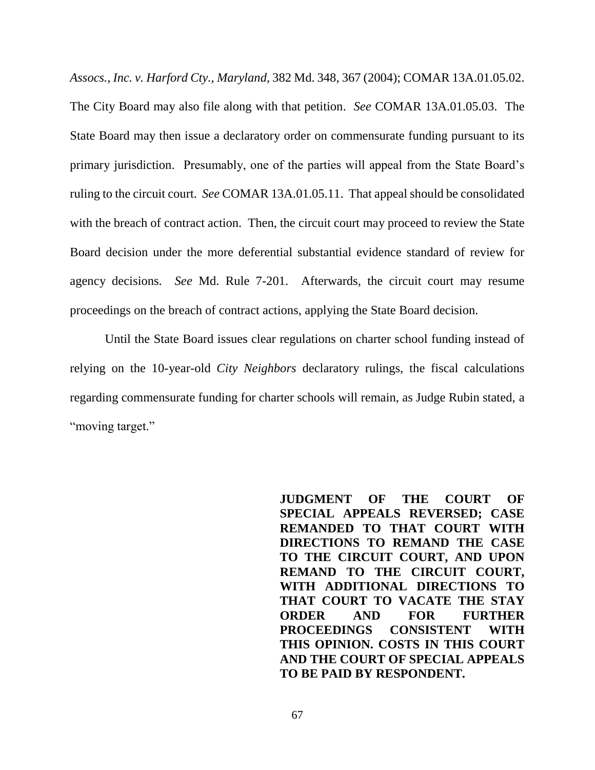*Assocs., Inc. v. Harford Cty., Maryland*, 382 Md. 348, 367 (2004); COMAR 13A.01.05.02. The City Board may also file along with that petition. *See* COMAR 13A.01.05.03. The State Board may then issue a declaratory order on commensurate funding pursuant to its primary jurisdiction. Presumably, one of the parties will appeal from the State Board's ruling to the circuit court. *See* COMAR 13A.01.05.11. That appeal should be consolidated with the breach of contract action. Then, the circuit court may proceed to review the State Board decision under the more deferential substantial evidence standard of review for agency decisions. *See* Md. Rule 7-201. Afterwards, the circuit court may resume proceedings on the breach of contract actions, applying the State Board decision.

Until the State Board issues clear regulations on charter school funding instead of relying on the 10-year-old *City Neighbors* declaratory rulings, the fiscal calculations regarding commensurate funding for charter schools will remain, as Judge Rubin stated, a "moving target."

**JUDGMENT OF THE COURT OF SPECIAL APPEALS REVERSED; CASE REMANDED TO THAT COURT WITH DIRECTIONS TO REMAND THE CASE TO THE CIRCUIT COURT, AND UPON REMAND TO THE CIRCUIT COURT, WITH ADDITIONAL DIRECTIONS TO THAT COURT TO VACATE THE STAY ORDER AND FOR FURTHER PROCEEDINGS CONSISTENT WITH THIS OPINION. COSTS IN THIS COURT AND THE COURT OF SPECIAL APPEALS TO BE PAID BY RESPONDENT.**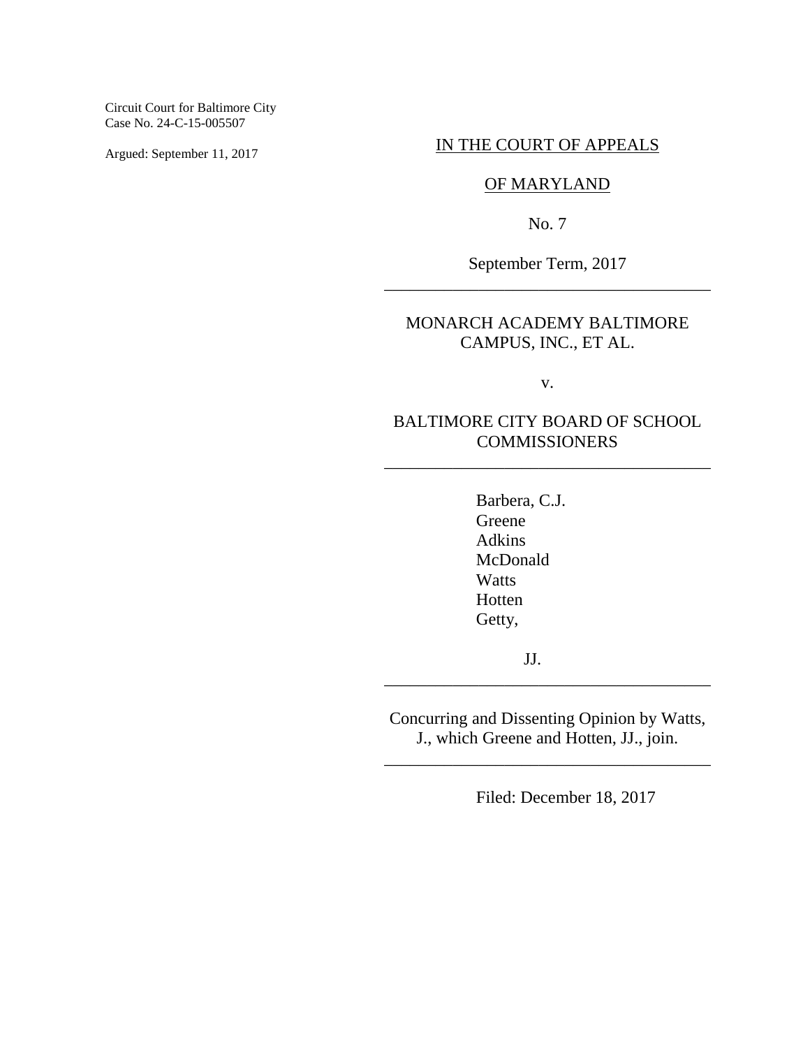Circuit Court for Baltimore City
Case No. 24-C-15-005507

Argued: September 11, 2017

IN THE COURT OF APPEALS

OF MARYLAND

No. 7

September Term, 2017

---

MONARCH ACADEMY BALTIMORE CAMPUS, INC., ET AL.

v.

BALTIMORE CITY BOARD OF SCHOOL COMMISSIONERS

---

Barbera, C.J.
Greene
Adkins
McDonald
Watts
Hotten
Getty,

JJ.

---

Concurring and Dissenting Opinion by Watts, J., which Greene and Hotten, JJ., join.

---

Filed: December 18, 2017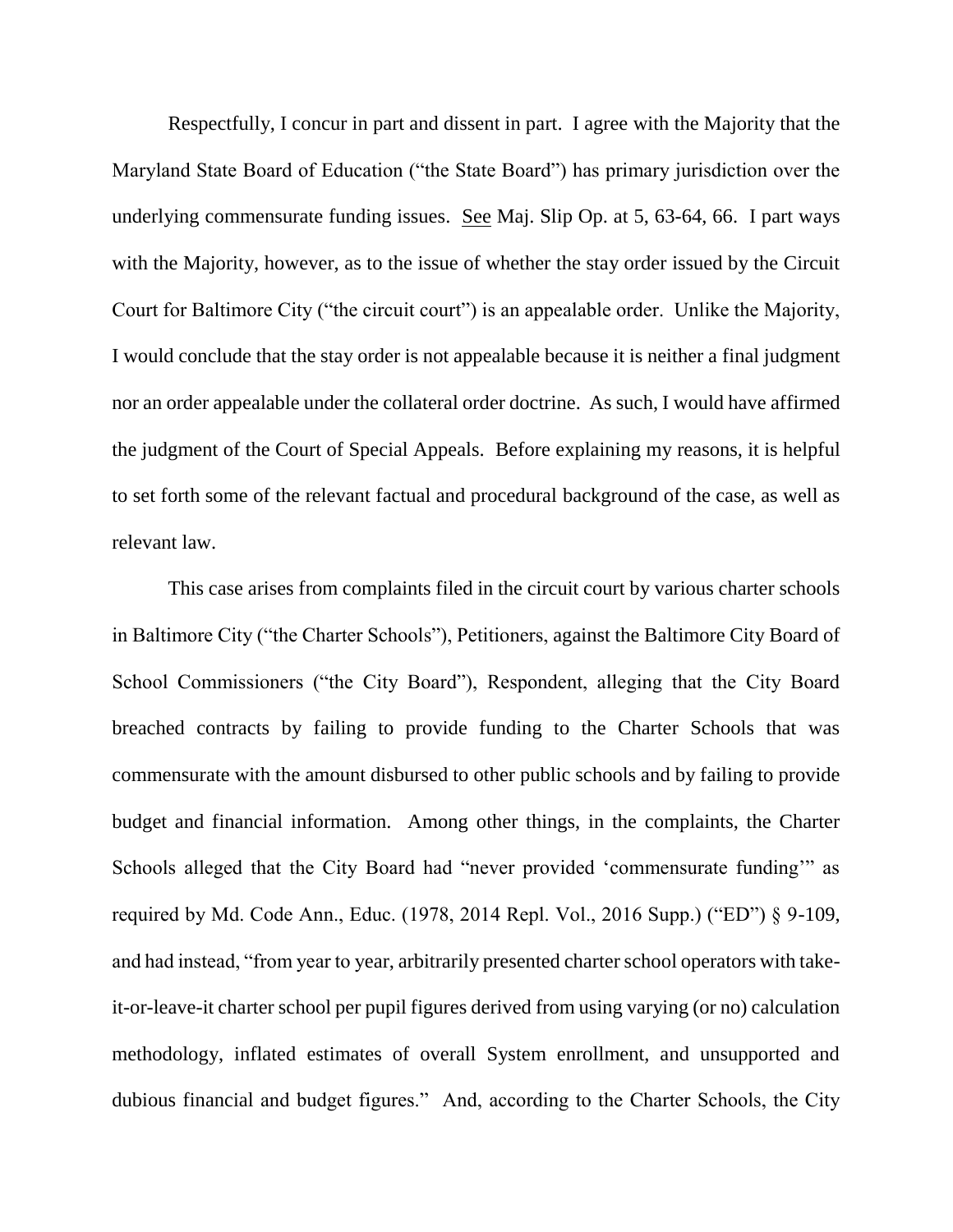Respectfully, I concur in part and dissent in part. I agree with the Majority that the Maryland State Board of Education ("the State Board") has primary jurisdiction over the underlying commensurate funding issues. See Maj. Slip Op. at 5, 63-64, 66. I part ways with the Majority, however, as to the issue of whether the stay order issued by the Circuit Court for Baltimore City ("the circuit court") is an appealable order. Unlike the Majority, I would conclude that the stay order is not appealable because it is neither a final judgment nor an order appealable under the collateral order doctrine. As such, I would have affirmed the judgment of the Court of Special Appeals. Before explaining my reasons, it is helpful to set forth some of the relevant factual and procedural background of the case, as well as relevant law.

This case arises from complaints filed in the circuit court by various charter schools in Baltimore City ("the Charter Schools"), Petitioners, against the Baltimore City Board of School Commissioners ("the City Board"), Respondent, alleging that the City Board breached contracts by failing to provide funding to the Charter Schools that was commensurate with the amount disbursed to other public schools and by failing to provide budget and financial information. Among other things, in the complaints, the Charter Schools alleged that the City Board had "never provided 'commensurate funding'" as required by Md. Code Ann., Educ. (1978, 2014 Repl. Vol., 2016 Supp.) ("ED") § 9-109, and had instead, "from year to year, arbitrarily presented charter school operators with take-it-or-leave-it charter school per pupil figures derived from using varying (or no) calculation methodology, inflated estimates of overall System enrollment, and unsupported and dubious financial and budget figures." And, according to the Charter Schools, the City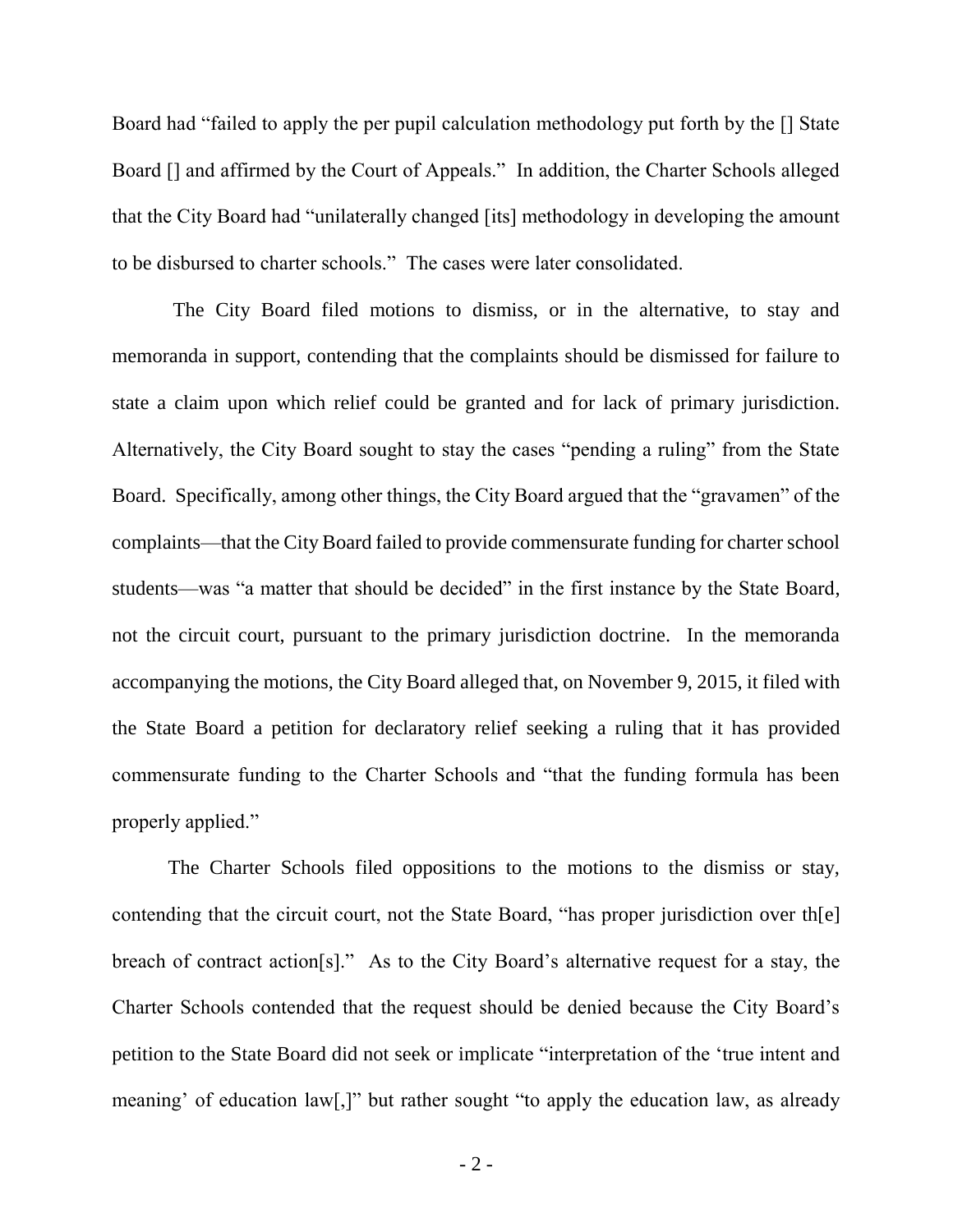Board had "failed to apply the per pupil calculation methodology put forth by the [] State Board [] and affirmed by the Court of Appeals." In addition, the Charter Schools alleged that the City Board had "unilaterally changed [its] methodology in developing the amount to be disbursed to charter schools." The cases were later consolidated.

The City Board filed motions to dismiss, or in the alternative, to stay and memoranda in support, contending that the complaints should be dismissed for failure to state a claim upon which relief could be granted and for lack of primary jurisdiction. Alternatively, the City Board sought to stay the cases "pending a ruling" from the State Board. Specifically, among other things, the City Board argued that the "gravamen" of the complaints—that the City Board failed to provide commensurate funding for charter school students—was "a matter that should be decided" in the first instance by the State Board, not the circuit court, pursuant to the primary jurisdiction doctrine. In the memoranda accompanying the motions, the City Board alleged that, on November 9, 2015, it filed with the State Board a petition for declaratory relief seeking a ruling that it has provided commensurate funding to the Charter Schools and "that the funding formula has been properly applied."

The Charter Schools filed oppositions to the motions to the dismiss or stay, contending that the circuit court, not the State Board, "has proper jurisdiction over th[e] breach of contract action[s]." As to the City Board's alternative request for a stay, the Charter Schools contended that the request should be denied because the City Board's petition to the State Board did not seek or implicate "interpretation of the 'true intent and meaning' of education law[,]" but rather sought "to apply the education law, as already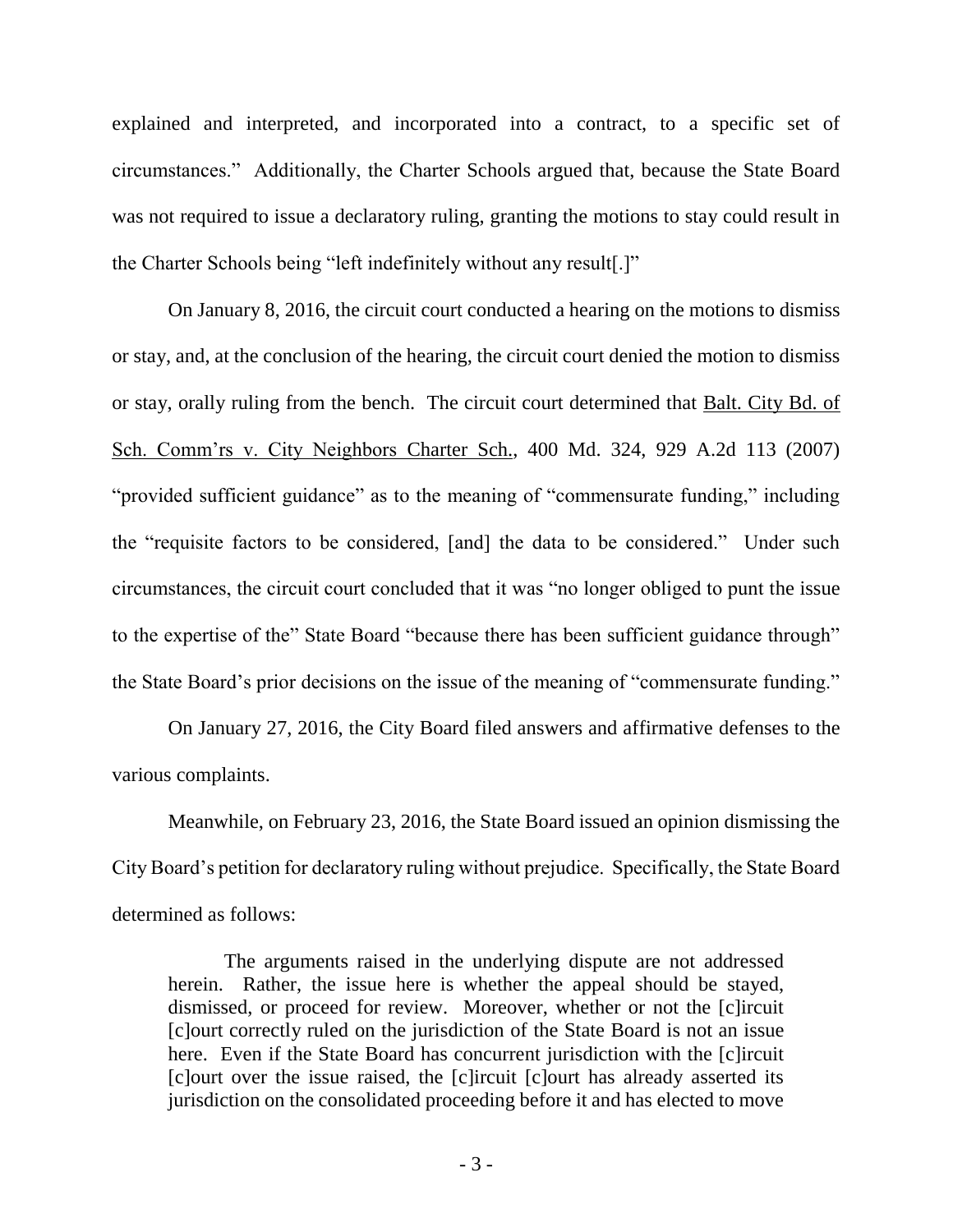explained and interpreted, and incorporated into a contract, to a specific set of circumstances." Additionally, the Charter Schools argued that, because the State Board was not required to issue a declaratory ruling, granting the motions to stay could result in the Charter Schools being "left indefinitely without any result[.]"

On January 8, 2016, the circuit court conducted a hearing on the motions to dismiss or stay, and, at the conclusion of the hearing, the circuit court denied the motion to dismiss or stay, orally ruling from the bench. The circuit court determined that Balt. City Bd. of Sch. Comm'rs v. City Neighbors Charter Sch., 400 Md. 324, 929 A.2d 113 (2007) "provided sufficient guidance" as to the meaning of "commensurate funding," including the "requisite factors to be considered, [and] the data to be considered." Under such circumstances, the circuit court concluded that it was "no longer obliged to punt the issue to the expertise of the" State Board "because there has been sufficient guidance through" the State Board's prior decisions on the issue of the meaning of "commensurate funding."

On January 27, 2016, the City Board filed answers and affirmative defenses to the various complaints.

Meanwhile, on February 23, 2016, the State Board issued an opinion dismissing the City Board's petition for declaratory ruling without prejudice. Specifically, the State Board determined as follows:

> The arguments raised in the underlying dispute are not addressed herein. Rather, the issue here is whether the appeal should be stayed, dismissed, or proceed for review. Moreover, whether or not the [c]ircuit [c]ourt correctly ruled on the jurisdiction of the State Board is not an issue here. Even if the State Board has concurrent jurisdiction with the [c]ircuit [c]ourt over the issue raised, the [c]ircuit [c]ourt has already asserted its jurisdiction on the consolidated proceeding before it and has elected to move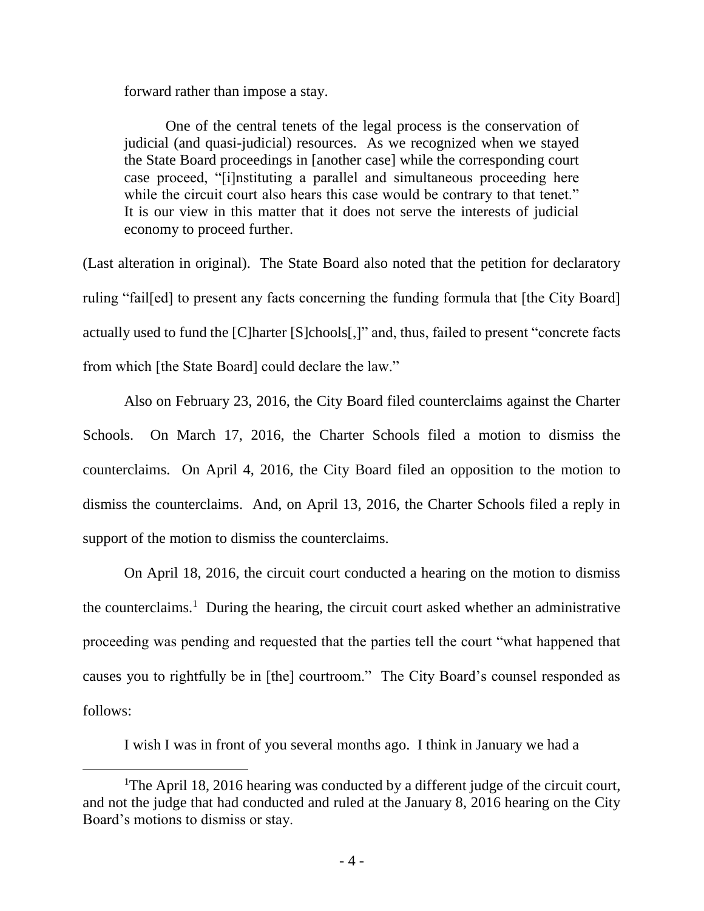forward rather than impose a stay.

> One of the central tenets of the legal process is the conservation of judicial (and quasi-judicial) resources. As we recognized when we stayed the State Board proceedings in [another case] while the corresponding court case proceed, "[i]nstituting a parallel and simultaneous proceeding here while the circuit court also hears this case would be contrary to that tenet." It is our view in this matter that it does not serve the interests of judicial economy to proceed further.

(Last alteration in original). The State Board also noted that the petition for declaratory ruling "fail[ed] to present any facts concerning the funding formula that [the City Board] actually used to fund the [C]harter [S]chools[,]" and, thus, failed to present "concrete facts from which [the State Board] could declare the law."

Also on February 23, 2016, the City Board filed counterclaims against the Charter Schools. On March 17, 2016, the Charter Schools filed a motion to dismiss the counterclaims. On April 4, 2016, the City Board filed an opposition to the motion to dismiss the counterclaims. And, on April 13, 2016, the Charter Schools filed a reply in support of the motion to dismiss the counterclaims.

On April 18, 2016, the circuit court conducted a hearing on the motion to dismiss the counterclaims.[1] During the hearing, the circuit court asked whether an administrative proceeding was pending and requested that the parties tell the court "what happened that causes you to rightfully be in [the] courtroom." The City Board's counsel responded as follows:

> I wish I was in front of you several months ago. I think in January we had a

[1] The April 18, 2016 hearing was conducted by a different judge of the circuit court, and not the judge that had conducted and ruled at the January 8, 2016 hearing on the City Board's motions to dismiss or stay.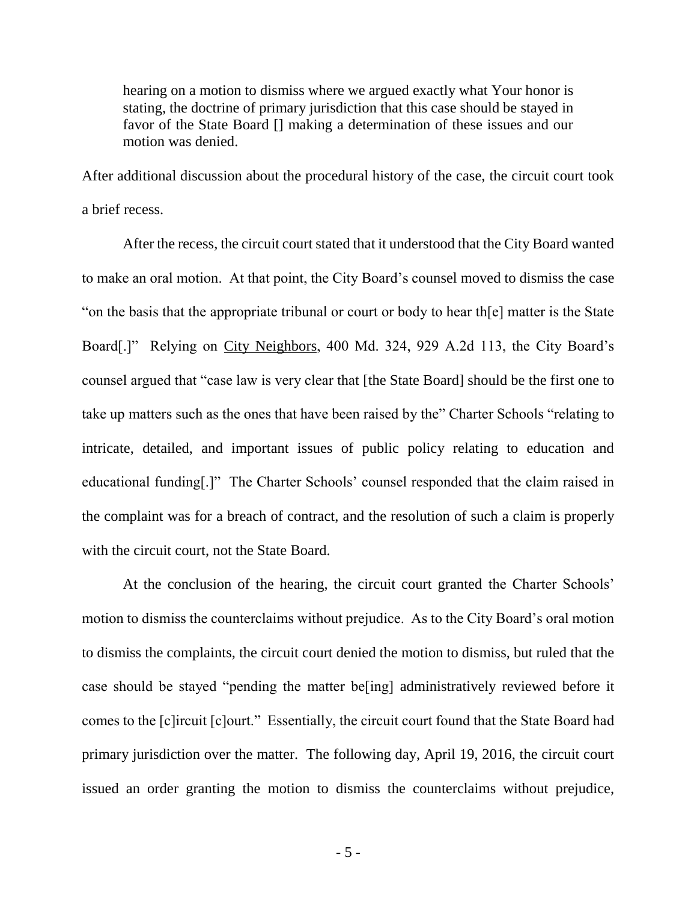> hearing on a motion to dismiss where we argued exactly what Your honor is stating, the doctrine of primary jurisdiction that this case should be stayed in favor of the State Board [] making a determination of these issues and our motion was denied.

After additional discussion about the procedural history of the case, the circuit court took a brief recess.

After the recess, the circuit court stated that it understood that the City Board wanted to make an oral motion. At that point, the City Board's counsel moved to dismiss the case "on the basis that the appropriate tribunal or court or body to hear th[e] matter is the State Board[.]" Relying on City Neighbors, 400 Md. 324, 929 A.2d 113, the City Board's counsel argued that "case law is very clear that [the State Board] should be the first one to take up matters such as the ones that have been raised by the" Charter Schools "relating to intricate, detailed, and important issues of public policy relating to education and educational funding[.]" The Charter Schools' counsel responded that the claim raised in the complaint was for a breach of contract, and the resolution of such a claim is properly with the circuit court, not the State Board.

At the conclusion of the hearing, the circuit court granted the Charter Schools' motion to dismiss the counterclaims without prejudice. As to the City Board's oral motion to dismiss the complaints, the circuit court denied the motion to dismiss, but ruled that the case should be stayed "pending the matter be[ing] administratively reviewed before it comes to the [c]ircuit [c]ourt." Essentially, the circuit court found that the State Board had primary jurisdiction over the matter. The following day, April 19, 2016, the circuit court issued an order granting the motion to dismiss the counterclaims without prejudice,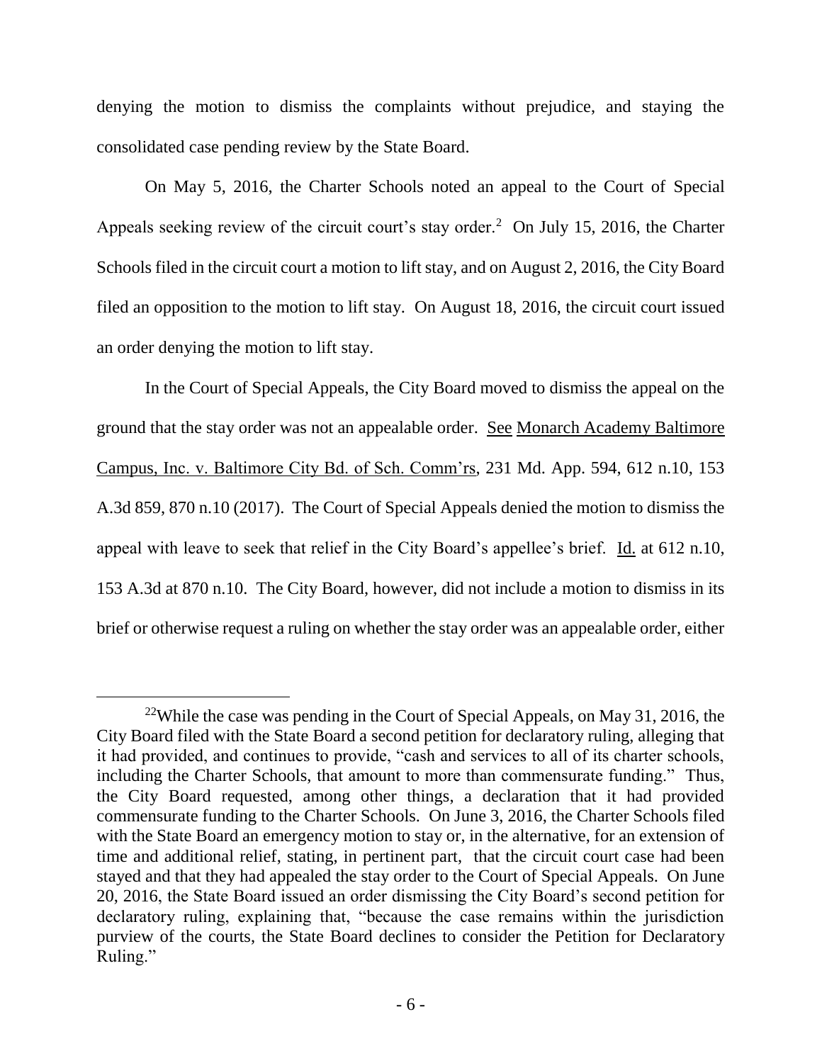denying the motion to dismiss the complaints without prejudice, and staying the consolidated case pending review by the State Board.

On May 5, 2016, the Charter Schools noted an appeal to the Court of Special Appeals seeking review of the circuit court's stay order.[2] On July 15, 2016, the Charter Schools filed in the circuit court a motion to lift stay, and on August 2, 2016, the City Board filed an opposition to the motion to lift stay. On August 18, 2016, the circuit court issued an order denying the motion to lift stay.

In the Court of Special Appeals, the City Board moved to dismiss the appeal on the ground that the stay order was not an appealable order. See Monarch Academy Baltimore Campus, Inc. v. Baltimore City Bd. of Sch. Comm'rs, 231 Md. App. 594, 612 n.10, 153 A.3d 859, 870 n.10 (2017). The Court of Special Appeals denied the motion to dismiss the appeal with leave to seek that relief in the City Board's appellee's brief. Id. at 612 n.10, 153 A.3d at 870 n.10. The City Board, however, did not include a motion to dismiss in its brief or otherwise request a ruling on whether the stay order was an appealable order, either

---

[22]While the case was pending in the Court of Special Appeals, on May 31, 2016, the City Board filed with the State Board a second petition for declaratory ruling, alleging that it had provided, and continues to provide, "cash and services to all of its charter schools, including the Charter Schools, that amount to more than commensurate funding." Thus, the City Board requested, among other things, a declaration that it had provided commensurate funding to the Charter Schools. On June 3, 2016, the Charter Schools filed with the State Board an emergency motion to stay or, in the alternative, for an extension of time and additional relief, stating, in pertinent part, that the circuit court case had been stayed and that they had appealed the stay order to the Court of Special Appeals. On June 20, 2016, the State Board issued an order dismissing the City Board's second petition for declaratory ruling, explaining that, "because the case remains within the jurisdiction purview of the courts, the State Board declines to consider the Petition for Declaratory Ruling."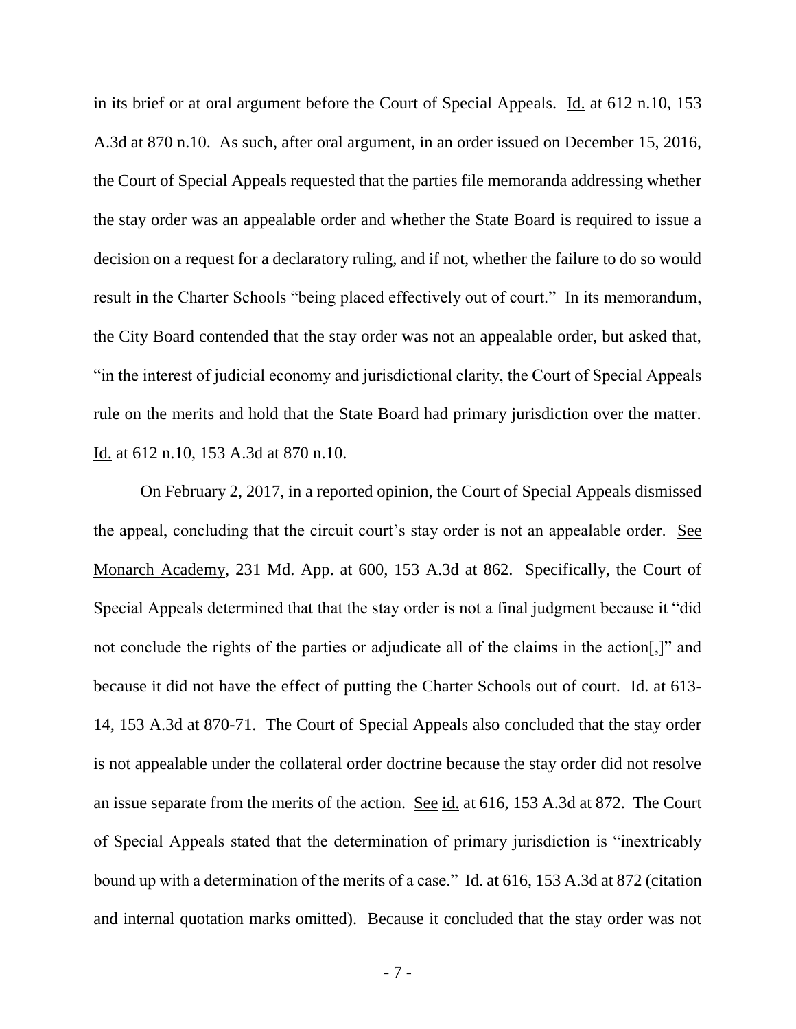in its brief or at oral argument before the Court of Special Appeals. Id. at 612 n.10, 153 A.3d at 870 n.10. As such, after oral argument, in an order issued on December 15, 2016, the Court of Special Appeals requested that the parties file memoranda addressing whether the stay order was an appealable order and whether the State Board is required to issue a decision on a request for a declaratory ruling, and if not, whether the failure to do so would result in the Charter Schools "being placed effectively out of court." In its memorandum, the City Board contended that the stay order was not an appealable order, but asked that, "in the interest of judicial economy and jurisdictional clarity, the Court of Special Appeals rule on the merits and hold that the State Board had primary jurisdiction over the matter. Id. at 612 n.10, 153 A.3d at 870 n.10.

On February 2, 2017, in a reported opinion, the Court of Special Appeals dismissed the appeal, concluding that the circuit court's stay order is not an appealable order. See Monarch Academy, 231 Md. App. at 600, 153 A.3d at 862. Specifically, the Court of Special Appeals determined that that the stay order is not a final judgment because it "did not conclude the rights of the parties or adjudicate all of the claims in the action[,]" and because it did not have the effect of putting the Charter Schools out of court. Id. at 613-14, 153 A.3d at 870-71. The Court of Special Appeals also concluded that the stay order is not appealable under the collateral order doctrine because the stay order did not resolve an issue separate from the merits of the action. See id. at 616, 153 A.3d at 872. The Court of Special Appeals stated that the determination of primary jurisdiction is "inextricably bound up with a determination of the merits of a case." Id. at 616, 153 A.3d at 872 (citation and internal quotation marks omitted). Because it concluded that the stay order was not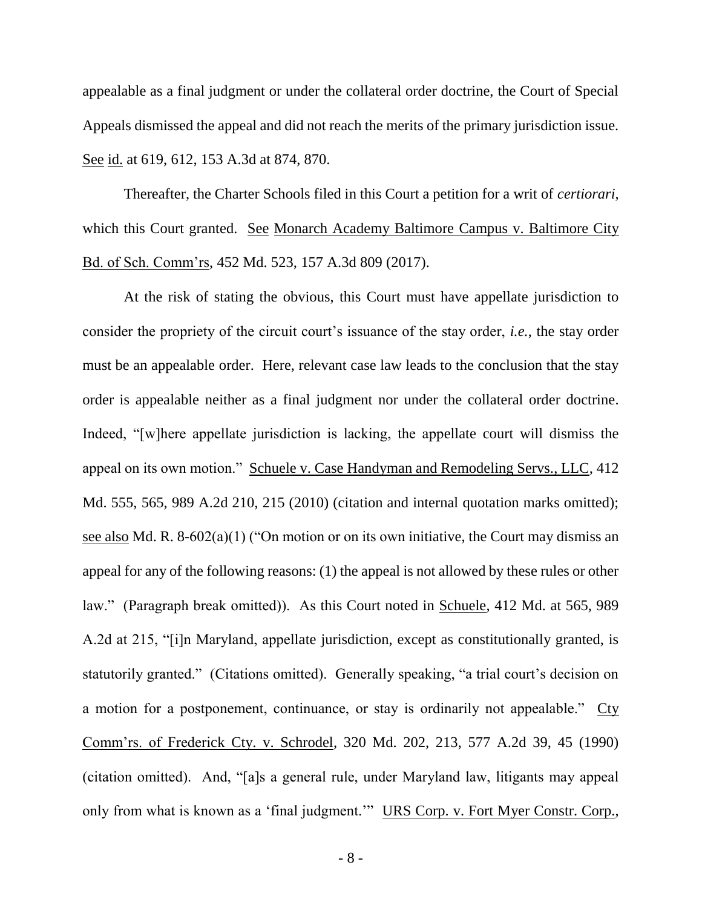appealable as a final judgment or under the collateral order doctrine, the Court of Special Appeals dismissed the appeal and did not reach the merits of the primary jurisdiction issue. See id. at 619, 612, 153 A.3d at 874, 870.

Thereafter, the Charter Schools filed in this Court a petition for a writ of *certiorari*, which this Court granted. See Monarch Academy Baltimore Campus v. Baltimore City Bd. of Sch. Comm'rs, 452 Md. 523, 157 A.3d 809 (2017).

At the risk of stating the obvious, this Court must have appellate jurisdiction to consider the propriety of the circuit court's issuance of the stay order, *i.e.*, the stay order must be an appealable order. Here, relevant case law leads to the conclusion that the stay order is appealable neither as a final judgment nor under the collateral order doctrine. Indeed, "[w]here appellate jurisdiction is lacking, the appellate court will dismiss the appeal on its own motion." Schuele v. Case Handyman and Remodeling Servs., LLC, 412 Md. 555, 565, 989 A.2d 210, 215 (2010) (citation and internal quotation marks omitted); see also Md. R. 8-602(a)(1) ("On motion or on its own initiative, the Court may dismiss an appeal for any of the following reasons: (1) the appeal is not allowed by these rules or other law." (Paragraph break omitted)). As this Court noted in Schuele, 412 Md. at 565, 989 A.2d at 215, "[i]n Maryland, appellate jurisdiction, except as constitutionally granted, is statutorily granted." (Citations omitted). Generally speaking, "a trial court's decision on a motion for a postponement, continuance, or stay is ordinarily not appealable." Cty Comm'rs. of Frederick Cty. v. Schrodel, 320 Md. 202, 213, 577 A.2d 39, 45 (1990) (citation omitted). And, "[a]s a general rule, under Maryland law, litigants may appeal only from what is known as a 'final judgment.'" URS Corp. v. Fort Myer Constr. Corp.,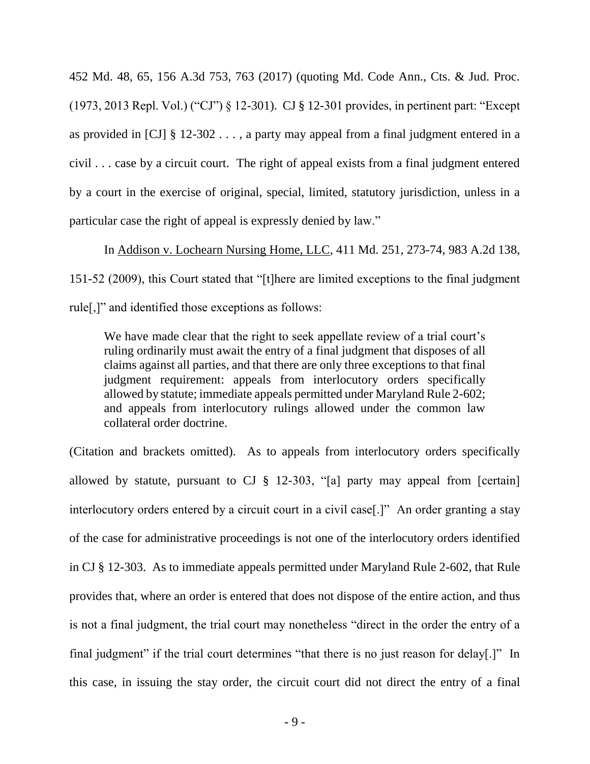452 Md. 48, 65, 156 A.3d 753, 763 (2017) (quoting Md. Code Ann., Cts. & Jud. Proc. (1973, 2013 Repl. Vol.) ("CJ") § 12-301). CJ § 12-301 provides, in pertinent part: "Except as provided in [CJ] § 12-302 . . . , a party may appeal from a final judgment entered in a civil . . . case by a circuit court. The right of appeal exists from a final judgment entered by a court in the exercise of original, special, limited, statutory jurisdiction, unless in a particular case the right of appeal is expressly denied by law."

In Addison v. Lochearn Nursing Home, LLC, 411 Md. 251, 273-74, 983 A.2d 138, 151-52 (2009), this Court stated that "[t]here are limited exceptions to the final judgment rule[,]" and identified those exceptions as follows:

> We have made clear that the right to seek appellate review of a trial court's ruling ordinarily must await the entry of a final judgment that disposes of all claims against all parties, and that there are only three exceptions to that final judgment requirement: appeals from interlocutory orders specifically allowed by statute; immediate appeals permitted under Maryland Rule 2-602; and appeals from interlocutory rulings allowed under the common law collateral order doctrine.

(Citation and brackets omitted). As to appeals from interlocutory orders specifically allowed by statute, pursuant to CJ § 12-303, "[a] party may appeal from [certain] interlocutory orders entered by a circuit court in a civil case[.]" An order granting a stay of the case for administrative proceedings is not one of the interlocutory orders identified in CJ § 12-303. As to immediate appeals permitted under Maryland Rule 2-602, that Rule provides that, where an order is entered that does not dispose of the entire action, and thus is not a final judgment, the trial court may nonetheless "direct in the order the entry of a final judgment" if the trial court determines "that there is no just reason for delay[.]" In this case, in issuing the stay order, the circuit court did not direct the entry of a final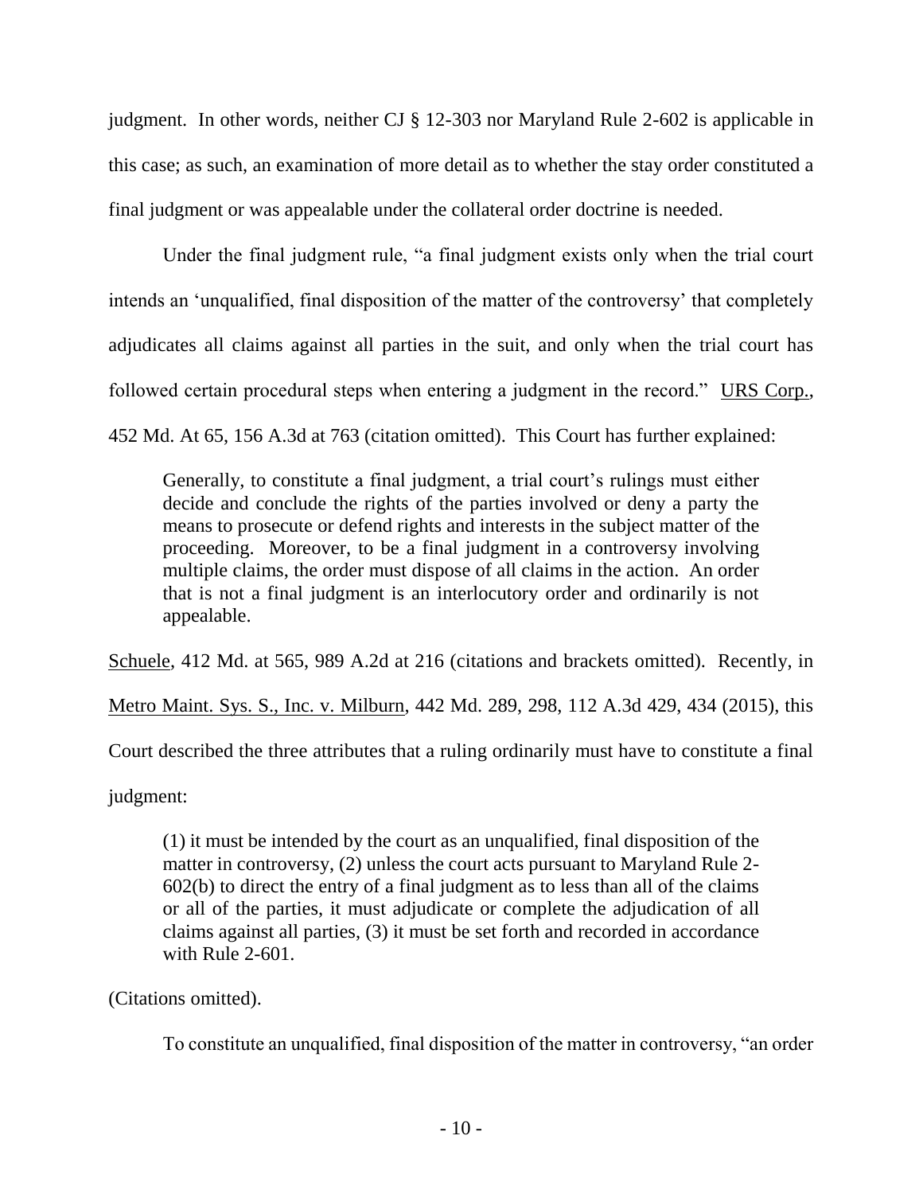judgment. In other words, neither CJ § 12-303 nor Maryland Rule 2-602 is applicable in this case; as such, an examination of more detail as to whether the stay order constituted a final judgment or was appealable under the collateral order doctrine is needed.

Under the final judgment rule, "a final judgment exists only when the trial court intends an 'unqualified, final disposition of the matter of the controversy' that completely adjudicates all claims against all parties in the suit, and only when the trial court has followed certain procedural steps when entering a judgment in the record." URS Corp., 452 Md. At 65, 156 A.3d at 763 (citation omitted). This Court has further explained:

> Generally, to constitute a final judgment, a trial court's rulings must either decide and conclude the rights of the parties involved or deny a party the means to prosecute or defend rights and interests in the subject matter of the proceeding. Moreover, to be a final judgment in a controversy involving multiple claims, the order must dispose of all claims in the action. An order that is not a final judgment is an interlocutory order and ordinarily is not appealable.

Schuele, 412 Md. at 565, 989 A.2d at 216 (citations and brackets omitted). Recently, in Metro Maint. Sys. S., Inc. v. Milburn, 442 Md. 289, 298, 112 A.3d 429, 434 (2015), this Court described the three attributes that a ruling ordinarily must have to constitute a final judgment:

> (1) it must be intended by the court as an unqualified, final disposition of the matter in controversy, (2) unless the court acts pursuant to Maryland Rule 2-602(b) to direct the entry of a final judgment as to less than all of the claims or all of the parties, it must adjudicate or complete the adjudication of all claims against all parties, (3) it must be set forth and recorded in accordance with Rule 2-601.

(Citations omitted).

To constitute an unqualified, final disposition of the matter in controversy, "an order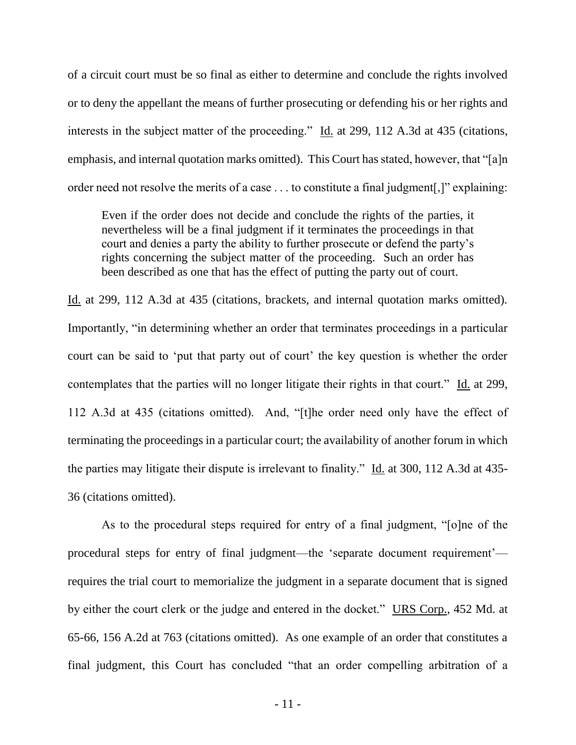of a circuit court must be so final as either to determine and conclude the rights involved or to deny the appellant the means of further prosecuting or defending his or her rights and interests in the subject matter of the proceeding." Id. at 299, 112 A.3d at 435 (citations, emphasis, and internal quotation marks omitted). This Court has stated, however, that "[a]n order need not resolve the merits of a case . . . to constitute a final judgment[,]" explaining:

> Even if the order does not decide and conclude the rights of the parties, it nevertheless will be a final judgment if it terminates the proceedings in that court and denies a party the ability to further prosecute or defend the party's rights concerning the subject matter of the proceeding. Such an order has been described as one that has the effect of putting the party out of court.

Id. at 299, 112 A.3d at 435 (citations, brackets, and internal quotation marks omitted). Importantly, "in determining whether an order that terminates proceedings in a particular court can be said to 'put that party out of court' the key question is whether the order contemplates that the parties will no longer litigate their rights in that court." Id. at 299, 112 A.3d at 435 (citations omitted). And, "[t]he order need only have the effect of terminating the proceedings in a particular court; the availability of another forum in which the parties may litigate their dispute is irrelevant to finality." Id. at 300, 112 A.3d at 435-36 (citations omitted).

As to the procedural steps required for entry of a final judgment, "[o]ne of the procedural steps for entry of final judgment—the 'separate document requirement'—requires the trial court to memorialize the judgment in a separate document that is signed by either the court clerk or the judge and entered in the docket." URS Corp., 452 Md. at 65-66, 156 A.2d at 763 (citations omitted). As one example of an order that constitutes a final judgment, this Court has concluded "that an order compelling arbitration of a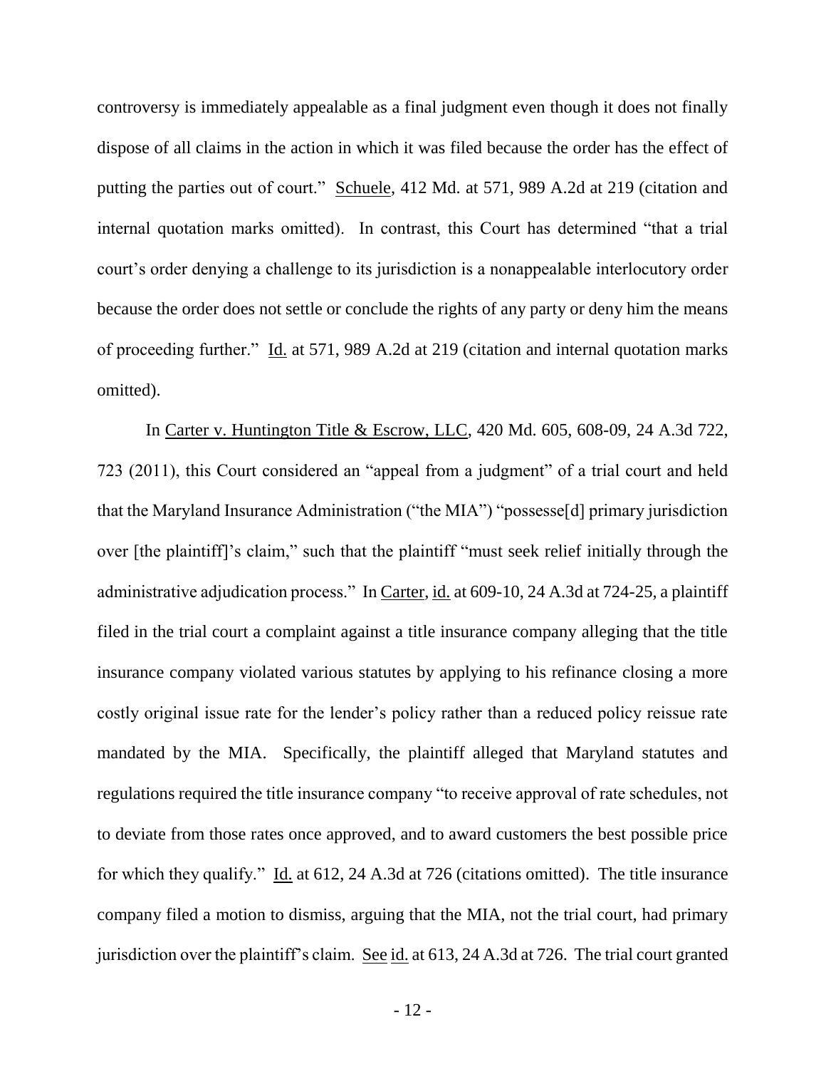controversy is immediately appealable as a final judgment even though it does not finally dispose of all claims in the action in which it was filed because the order has the effect of putting the parties out of court." Schuele, 412 Md. at 571, 989 A.2d at 219 (citation and internal quotation marks omitted). In contrast, this Court has determined "that a trial court's order denying a challenge to its jurisdiction is a nonappealable interlocutory order because the order does not settle or conclude the rights of any party or deny him the means of proceeding further." Id. at 571, 989 A.2d at 219 (citation and internal quotation marks omitted).

In Carter v. Huntington Title & Escrow, LLC, 420 Md. 605, 608-09, 24 A.3d 722, 723 (2011), this Court considered an "appeal from a judgment" of a trial court and held that the Maryland Insurance Administration ("the MIA") "possesse[d] primary jurisdiction over [the plaintiff]'s claim," such that the plaintiff "must seek relief initially through the administrative adjudication process." In Carter, id. at 609-10, 24 A.3d at 724-25, a plaintiff filed in the trial court a complaint against a title insurance company alleging that the title insurance company violated various statutes by applying to his refinance closing a more costly original issue rate for the lender's policy rather than a reduced policy reissue rate mandated by the MIA. Specifically, the plaintiff alleged that Maryland statutes and regulations required the title insurance company "to receive approval of rate schedules, not to deviate from those rates once approved, and to award customers the best possible price for which they qualify." Id. at 612, 24 A.3d at 726 (citations omitted). The title insurance company filed a motion to dismiss, arguing that the MIA, not the trial court, had primary jurisdiction over the plaintiff's claim. See id. at 613, 24 A.3d at 726. The trial court granted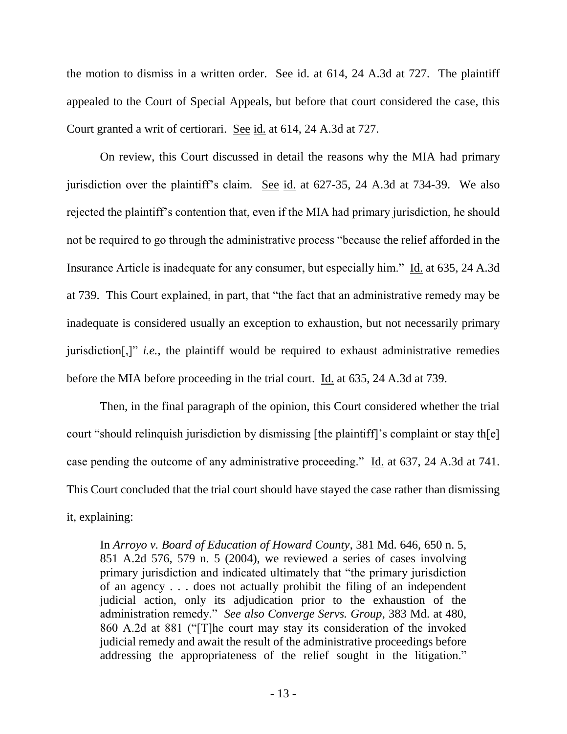the motion to dismiss in a written order. See id. at 614, 24 A.3d at 727. The plaintiff appealed to the Court of Special Appeals, but before that court considered the case, this Court granted a writ of certiorari. See id. at 614, 24 A.3d at 727.

On review, this Court discussed in detail the reasons why the MIA had primary jurisdiction over the plaintiff's claim. See id. at 627-35, 24 A.3d at 734-39. We also rejected the plaintiff's contention that, even if the MIA had primary jurisdiction, he should not be required to go through the administrative process "because the relief afforded in the Insurance Article is inadequate for any consumer, but especially him." Id. at 635, 24 A.3d at 739. This Court explained, in part, that "the fact that an administrative remedy may be inadequate is considered usually an exception to exhaustion, but not necessarily primary jurisdiction[,]" *i.e.*, the plaintiff would be required to exhaust administrative remedies before the MIA before proceeding in the trial court. Id. at 635, 24 A.3d at 739.

Then, in the final paragraph of the opinion, this Court considered whether the trial court "should relinquish jurisdiction by dismissing [the plaintiff]'s complaint or stay th[e] case pending the outcome of any administrative proceeding." Id. at 637, 24 A.3d at 741. This Court concluded that the trial court should have stayed the case rather than dismissing it, explaining:

> In *Arroyo v. Board of Education of Howard County*, 381 Md. 646, 650 n. 5, 851 A.2d 576, 579 n. 5 (2004), we reviewed a series of cases involving primary jurisdiction and indicated ultimately that "the primary jurisdiction of an agency . . . does not actually prohibit the filing of an independent judicial action, only its adjudication prior to the exhaustion of the administration remedy." *See also Converge Servs. Group*, 383 Md. at 480, 860 A.2d at 881 ("[T]he court may stay its consideration of the invoked judicial remedy and await the result of the administrative proceedings before addressing the appropriateness of the relief sought in the litigation."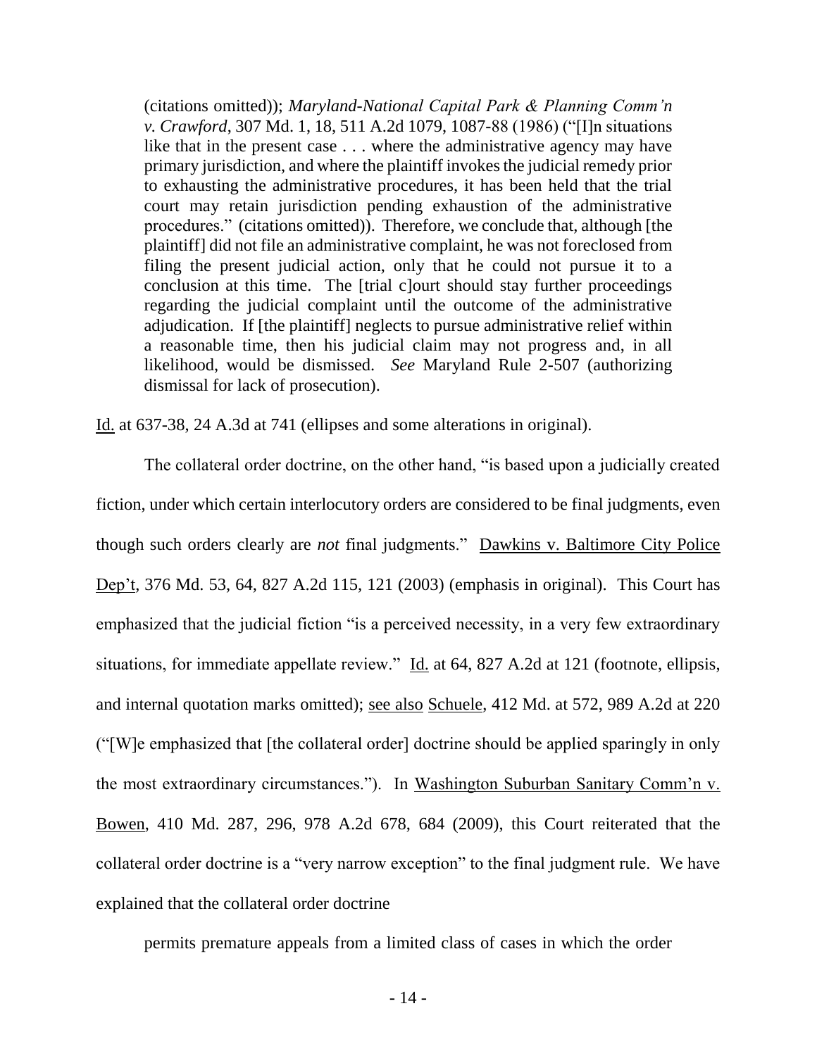(citations omitted)); *Maryland-National Capital Park & Planning Comm'n v. Crawford*, 307 Md. 1, 18, 511 A.2d 1079, 1087-88 (1986) ("[I]n situations like that in the present case . . . where the administrative agency may have primary jurisdiction, and where the plaintiff invokes the judicial remedy prior to exhausting the administrative procedures, it has been held that the trial court may retain jurisdiction pending exhaustion of the administrative procedures." (citations omitted)). Therefore, we conclude that, although [the plaintiff] did not file an administrative complaint, he was not foreclosed from filing the present judicial action, only that he could not pursue it to a conclusion at this time. The [trial c]ourt should stay further proceedings regarding the judicial complaint until the outcome of the administrative adjudication. If [the plaintiff] neglects to pursue administrative relief within a reasonable time, then his judicial claim may not progress and, in all likelihood, would be dismissed. *See* Maryland Rule 2-507 (authorizing dismissal for lack of prosecution).

Id. at 637-38, 24 A.3d at 741 (ellipses and some alterations in original).

The collateral order doctrine, on the other hand, "is based upon a judicially created fiction, under which certain interlocutory orders are considered to be final judgments, even though such orders clearly are *not* final judgments." Dawkins v. Baltimore City Police Dep't, 376 Md. 53, 64, 827 A.2d 115, 121 (2003) (emphasis in original). This Court has emphasized that the judicial fiction "is a perceived necessity, in a very few extraordinary situations, for immediate appellate review." Id. at 64, 827 A.2d at 121 (footnote, ellipsis, and internal quotation marks omitted); see also Schuele, 412 Md. at 572, 989 A.2d at 220 ("[W]e emphasized that [the collateral order] doctrine should be applied sparingly in only the most extraordinary circumstances."). In Washington Suburban Sanitary Comm'n v. Bowen, 410 Md. 287, 296, 978 A.2d 678, 684 (2009), this Court reiterated that the collateral order doctrine is a "very narrow exception" to the final judgment rule. We have explained that the collateral order doctrine

permits premature appeals from a limited class of cases in which the order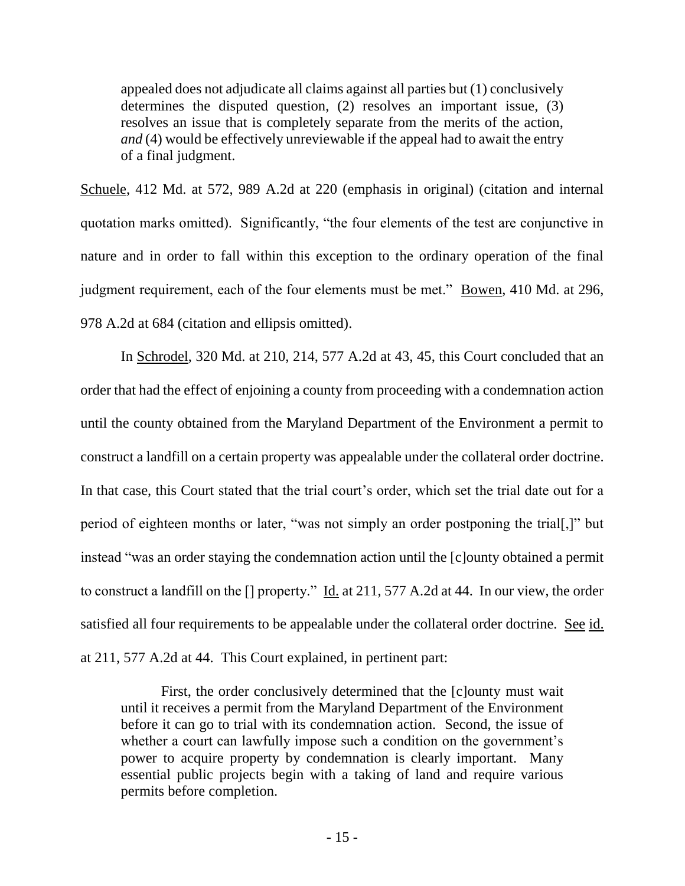> appealed does not adjudicate all claims against all parties but (1) conclusively determines the disputed question, (2) resolves an important issue, (3) resolves an issue that is completely separate from the merits of the action, *and* (4) would be effectively unreviewable if the appeal had to await the entry of a final judgment.

Schuele, 412 Md. at 572, 989 A.2d at 220 (emphasis in original) (citation and internal quotation marks omitted). Significantly, "the four elements of the test are conjunctive in nature and in order to fall within this exception to the ordinary operation of the final judgment requirement, each of the four elements must be met." Bowen, 410 Md. at 296, 978 A.2d at 684 (citation and ellipsis omitted).

In Schrodel, 320 Md. at 210, 214, 577 A.2d at 43, 45, this Court concluded that an order that had the effect of enjoining a county from proceeding with a condemnation action until the county obtained from the Maryland Department of the Environment a permit to construct a landfill on a certain property was appealable under the collateral order doctrine. In that case, this Court stated that the trial court's order, which set the trial date out for a period of eighteen months or later, "was not simply an order postponing the trial[,]" but instead "was an order staying the condemnation action until the [c]ounty obtained a permit to construct a landfill on the [] property." Id. at 211, 577 A.2d at 44. In our view, the order satisfied all four requirements to be appealable under the collateral order doctrine. See id. at 211, 577 A.2d at 44. This Court explained, in pertinent part:

> First, the order conclusively determined that the [c]ounty must wait until it receives a permit from the Maryland Department of the Environment before it can go to trial with its condemnation action. Second, the issue of whether a court can lawfully impose such a condition on the government's power to acquire property by condemnation is clearly important. Many essential public projects begin with a taking of land and require various permits before completion.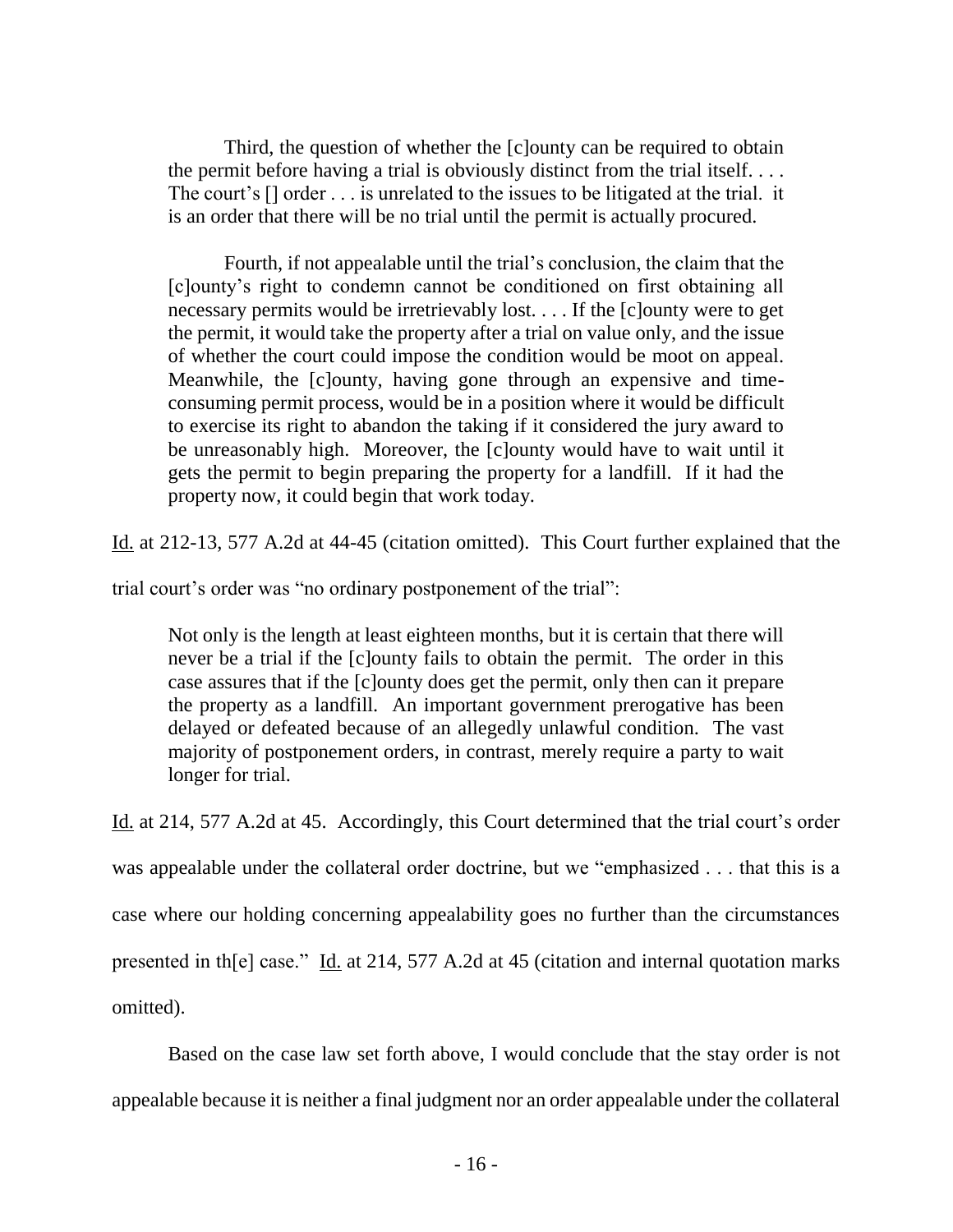> Third, the question of whether the [c]ounty can be required to obtain the permit before having a trial is obviously distinct from the trial itself. . . . The court's [] order . . . is unrelated to the issues to be litigated at the trial. it is an order that there will be no trial until the permit is actually procured.
>
> Fourth, if not appealable until the trial's conclusion, the claim that the [c]ounty's right to condemn cannot be conditioned on first obtaining all necessary permits would be irretrievably lost. . . . If the [c]ounty were to get the permit, it would take the property after a trial on value only, and the issue of whether the court could impose the condition would be moot on appeal. Meanwhile, the [c]ounty, having gone through an expensive and time-consuming permit process, would be in a position where it would be difficult to exercise its right to abandon the taking if it considered the jury award to be unreasonably high. Moreover, the [c]ounty would have to wait until it gets the permit to begin preparing the property for a landfill. If it had the property now, it could begin that work today.

Id. at 212-13, 577 A.2d at 44-45 (citation omitted). This Court further explained that the trial court's order was "no ordinary postponement of the trial":

> Not only is the length at least eighteen months, but it is certain that there will never be a trial if the [c]ounty fails to obtain the permit. The order in this case assures that if the [c]ounty does get the permit, only then can it prepare the property as a landfill. An important government prerogative has been delayed or defeated because of an allegedly unlawful condition. The vast majority of postponement orders, in contrast, merely require a party to wait longer for trial.

Id. at 214, 577 A.2d at 45. Accordingly, this Court determined that the trial court's order was appealable under the collateral order doctrine, but we "emphasized . . . that this is a case where our holding concerning appealability goes no further than the circumstances presented in th[e] case." Id. at 214, 577 A.2d at 45 (citation and internal quotation marks omitted).

Based on the case law set forth above, I would conclude that the stay order is not appealable because it is neither a final judgment nor an order appealable under the collateral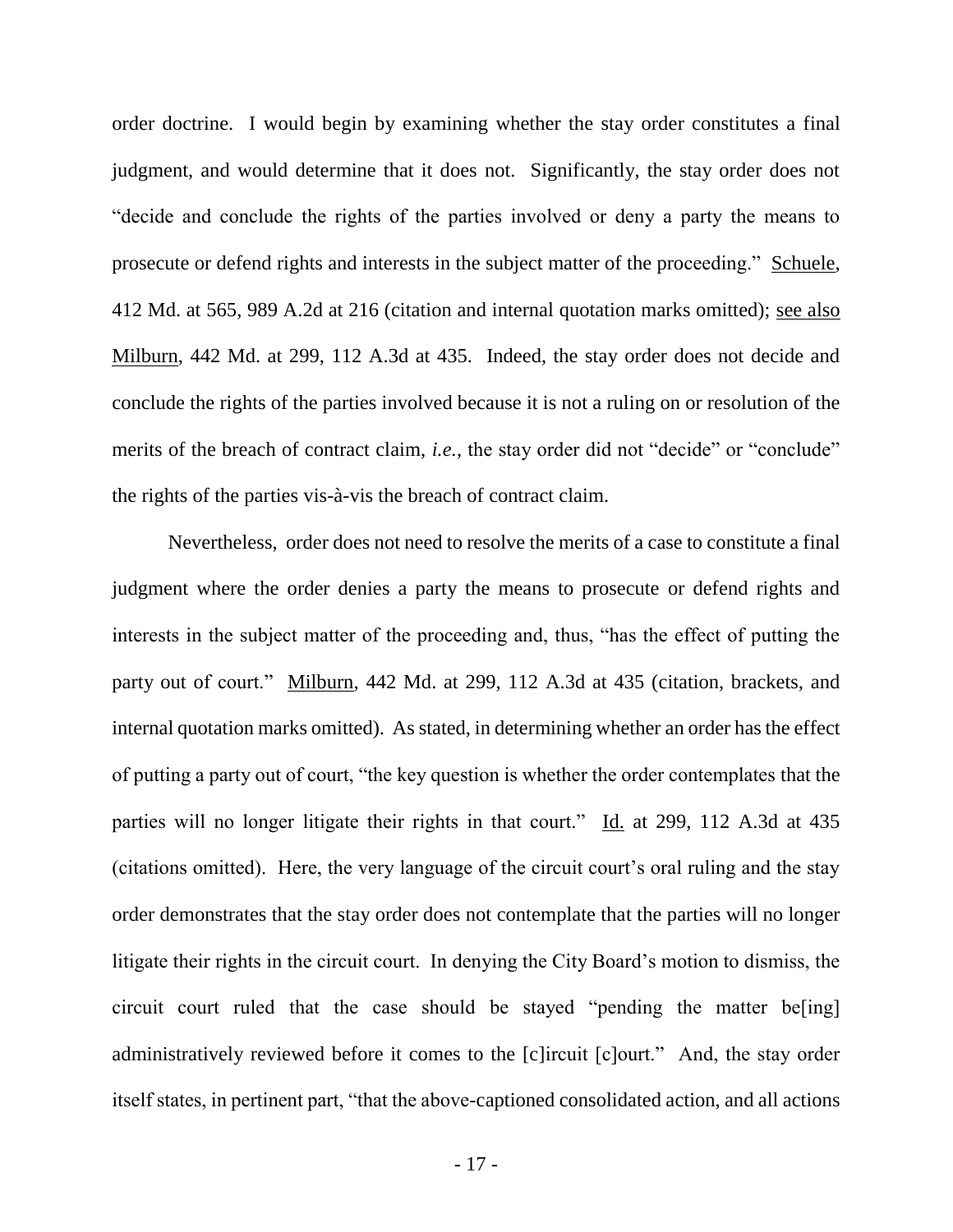order doctrine. I would begin by examining whether the stay order constitutes a final judgment, and would determine that it does not. Significantly, the stay order does not "decide and conclude the rights of the parties involved or deny a party the means to prosecute or defend rights and interests in the subject matter of the proceeding." Schuele, 412 Md. at 565, 989 A.2d at 216 (citation and internal quotation marks omitted); see also Milburn, 442 Md. at 299, 112 A.3d at 435. Indeed, the stay order does not decide and conclude the rights of the parties involved because it is not a ruling on or resolution of the merits of the breach of contract claim, *i.e.*, the stay order did not "decide" or "conclude" the rights of the parties vis-à-vis the breach of contract claim.

Nevertheless, order does not need to resolve the merits of a case to constitute a final judgment where the order denies a party the means to prosecute or defend rights and interests in the subject matter of the proceeding and, thus, "has the effect of putting the party out of court." Milburn, 442 Md. at 299, 112 A.3d at 435 (citation, brackets, and internal quotation marks omitted). As stated, in determining whether an order has the effect of putting a party out of court, "the key question is whether the order contemplates that the parties will no longer litigate their rights in that court." Id. at 299, 112 A.3d at 435 (citations omitted). Here, the very language of the circuit court's oral ruling and the stay order demonstrates that the stay order does not contemplate that the parties will no longer litigate their rights in the circuit court. In denying the City Board's motion to dismiss, the circuit court ruled that the case should be stayed "pending the matter be[ing] administratively reviewed before it comes to the [c]ircuit [c]ourt." And, the stay order itself states, in pertinent part, "that the above-captioned consolidated action, and all actions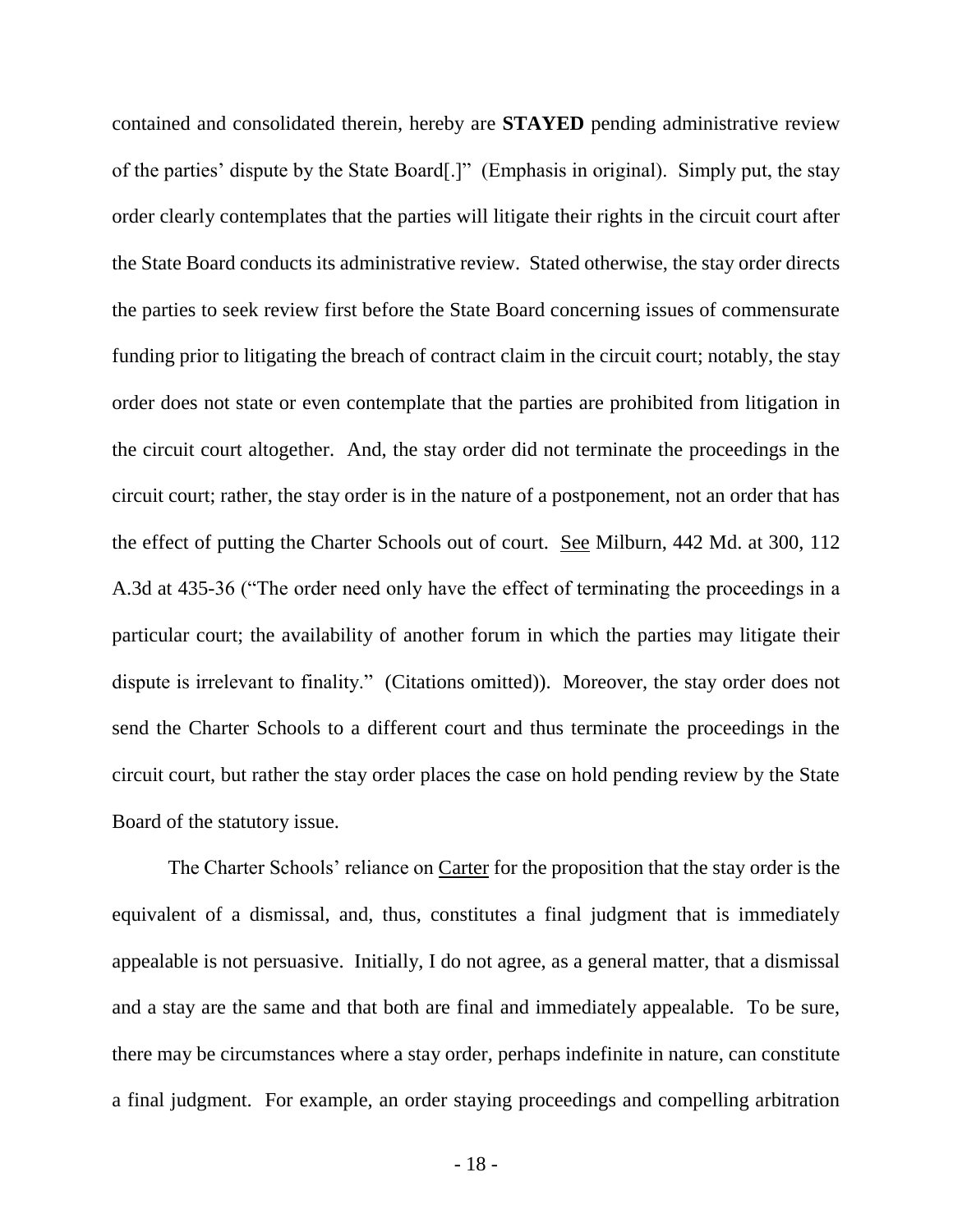contained and consolidated therein, hereby are **STAYED** pending administrative review of the parties' dispute by the State Board[.]" (Emphasis in original). Simply put, the stay order clearly contemplates that the parties will litigate their rights in the circuit court after the State Board conducts its administrative review. Stated otherwise, the stay order directs the parties to seek review first before the State Board concerning issues of commensurate funding prior to litigating the breach of contract claim in the circuit court; notably, the stay order does not state or even contemplate that the parties are prohibited from litigation in the circuit court altogether. And, the stay order did not terminate the proceedings in the circuit court; rather, the stay order is in the nature of a postponement, not an order that has the effect of putting the Charter Schools out of court. See Milburn, 442 Md. at 300, 112 A.3d at 435-36 ("The order need only have the effect of terminating the proceedings in a particular court; the availability of another forum in which the parties may litigate their dispute is irrelevant to finality." (Citations omitted)). Moreover, the stay order does not send the Charter Schools to a different court and thus terminate the proceedings in the circuit court, but rather the stay order places the case on hold pending review by the State Board of the statutory issue.

The Charter Schools' reliance on Carter for the proposition that the stay order is the equivalent of a dismissal, and, thus, constitutes a final judgment that is immediately appealable is not persuasive. Initially, I do not agree, as a general matter, that a dismissal and a stay are the same and that both are final and immediately appealable. To be sure, there may be circumstances where a stay order, perhaps indefinite in nature, can constitute a final judgment. For example, an order staying proceedings and compelling arbitration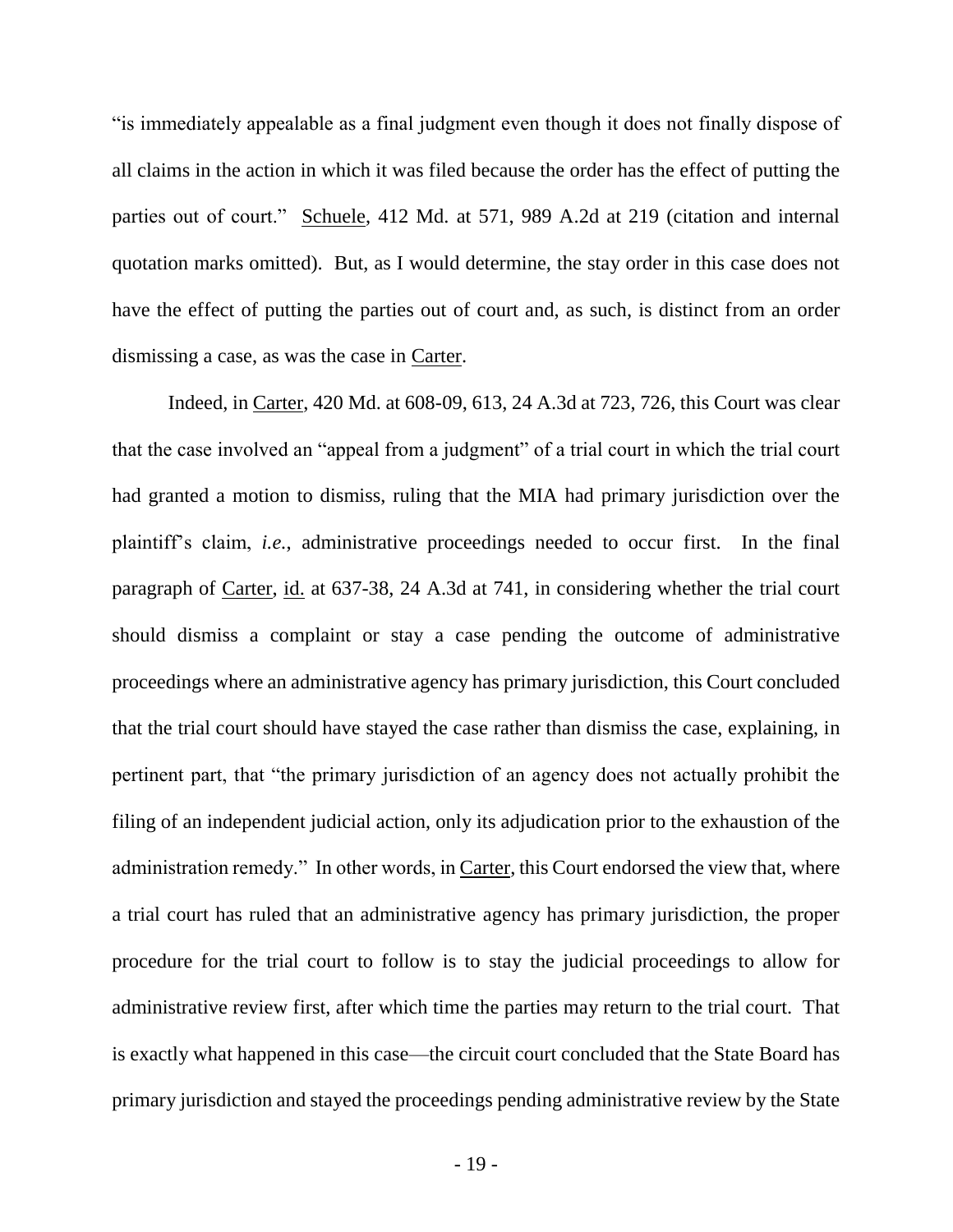"is immediately appealable as a final judgment even though it does not finally dispose of all claims in the action in which it was filed because the order has the effect of putting the parties out of court." Schuele, 412 Md. at 571, 989 A.2d at 219 (citation and internal quotation marks omitted). But, as I would determine, the stay order in this case does not have the effect of putting the parties out of court and, as such, is distinct from an order dismissing a case, as was the case in Carter.

Indeed, in Carter, 420 Md. at 608-09, 613, 24 A.3d at 723, 726, this Court was clear that the case involved an "appeal from a judgment" of a trial court in which the trial court had granted a motion to dismiss, ruling that the MIA had primary jurisdiction over the plaintiff's claim, *i.e.*, administrative proceedings needed to occur first. In the final paragraph of Carter, id. at 637-38, 24 A.3d at 741, in considering whether the trial court should dismiss a complaint or stay a case pending the outcome of administrative proceedings where an administrative agency has primary jurisdiction, this Court concluded that the trial court should have stayed the case rather than dismiss the case, explaining, in pertinent part, that "the primary jurisdiction of an agency does not actually prohibit the filing of an independent judicial action, only its adjudication prior to the exhaustion of the administration remedy." In other words, in Carter, this Court endorsed the view that, where a trial court has ruled that an administrative agency has primary jurisdiction, the proper procedure for the trial court to follow is to stay the judicial proceedings to allow for administrative review first, after which time the parties may return to the trial court. That is exactly what happened in this case—the circuit court concluded that the State Board has primary jurisdiction and stayed the proceedings pending administrative review by the State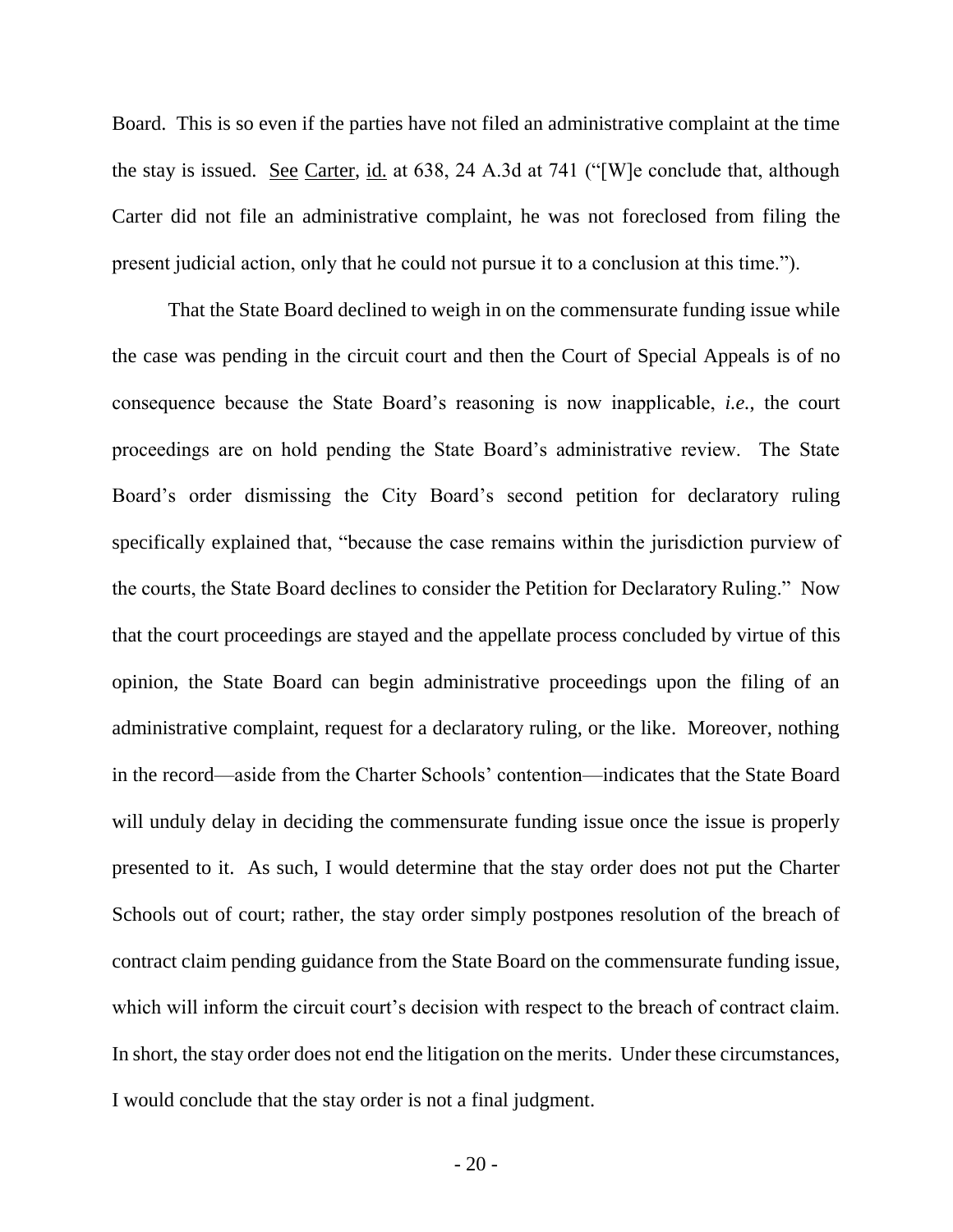Board. This is so even if the parties have not filed an administrative complaint at the time the stay is issued. See Carter, id. at 638, 24 A.3d at 741 ("[W]e conclude that, although Carter did not file an administrative complaint, he was not foreclosed from filing the present judicial action, only that he could not pursue it to a conclusion at this time.").

That the State Board declined to weigh in on the commensurate funding issue while the case was pending in the circuit court and then the Court of Special Appeals is of no consequence because the State Board's reasoning is now inapplicable, *i.e.*, the court proceedings are on hold pending the State Board's administrative review. The State Board's order dismissing the City Board's second petition for declaratory ruling specifically explained that, "because the case remains within the jurisdiction purview of the courts, the State Board declines to consider the Petition for Declaratory Ruling." Now that the court proceedings are stayed and the appellate process concluded by virtue of this opinion, the State Board can begin administrative proceedings upon the filing of an administrative complaint, request for a declaratory ruling, or the like. Moreover, nothing in the record—aside from the Charter Schools' contention—indicates that the State Board will unduly delay in deciding the commensurate funding issue once the issue is properly presented to it. As such, I would determine that the stay order does not put the Charter Schools out of court; rather, the stay order simply postpones resolution of the breach of contract claim pending guidance from the State Board on the commensurate funding issue, which will inform the circuit court's decision with respect to the breach of contract claim. In short, the stay order does not end the litigation on the merits. Under these circumstances, I would conclude that the stay order is not a final judgment.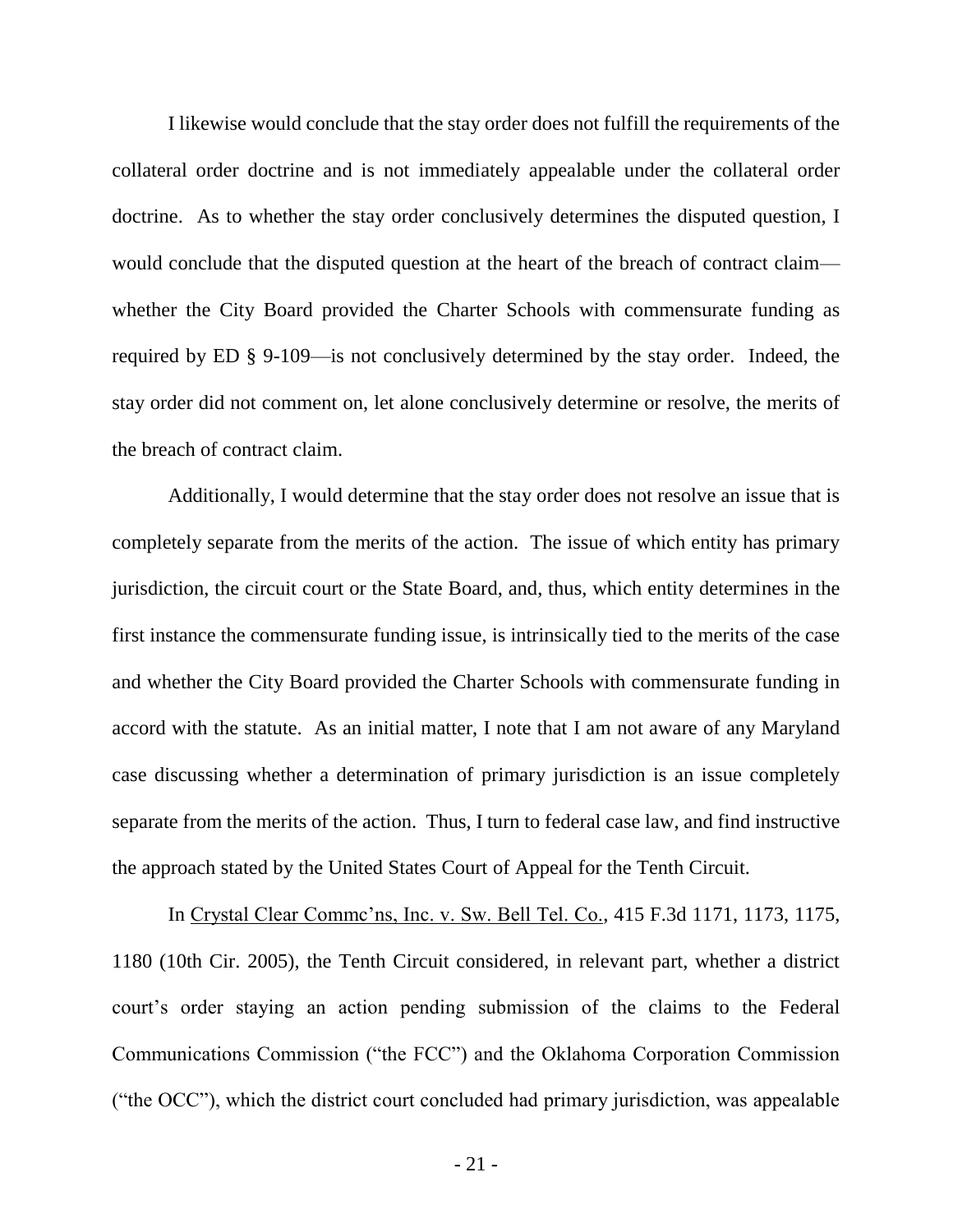I likewise would conclude that the stay order does not fulfill the requirements of the collateral order doctrine and is not immediately appealable under the collateral order doctrine. As to whether the stay order conclusively determines the disputed question, I would conclude that the disputed question at the heart of the breach of contract claim—whether the City Board provided the Charter Schools with commensurate funding as required by ED § 9-109—is not conclusively determined by the stay order. Indeed, the stay order did not comment on, let alone conclusively determine or resolve, the merits of the breach of contract claim.

Additionally, I would determine that the stay order does not resolve an issue that is completely separate from the merits of the action. The issue of which entity has primary jurisdiction, the circuit court or the State Board, and, thus, which entity determines in the first instance the commensurate funding issue, is intrinsically tied to the merits of the case and whether the City Board provided the Charter Schools with commensurate funding in accord with the statute. As an initial matter, I note that I am not aware of any Maryland case discussing whether a determination of primary jurisdiction is an issue completely separate from the merits of the action. Thus, I turn to federal case law, and find instructive the approach stated by the United States Court of Appeal for the Tenth Circuit.

In Crystal Clear Commc'ns, Inc. v. Sw. Bell Tel. Co., 415 F.3d 1171, 1173, 1175, 1180 (10th Cir. 2005), the Tenth Circuit considered, in relevant part, whether a district court's order staying an action pending submission of the claims to the Federal Communications Commission ("the FCC") and the Oklahoma Corporation Commission ("the OCC"), which the district court concluded had primary jurisdiction, was appealable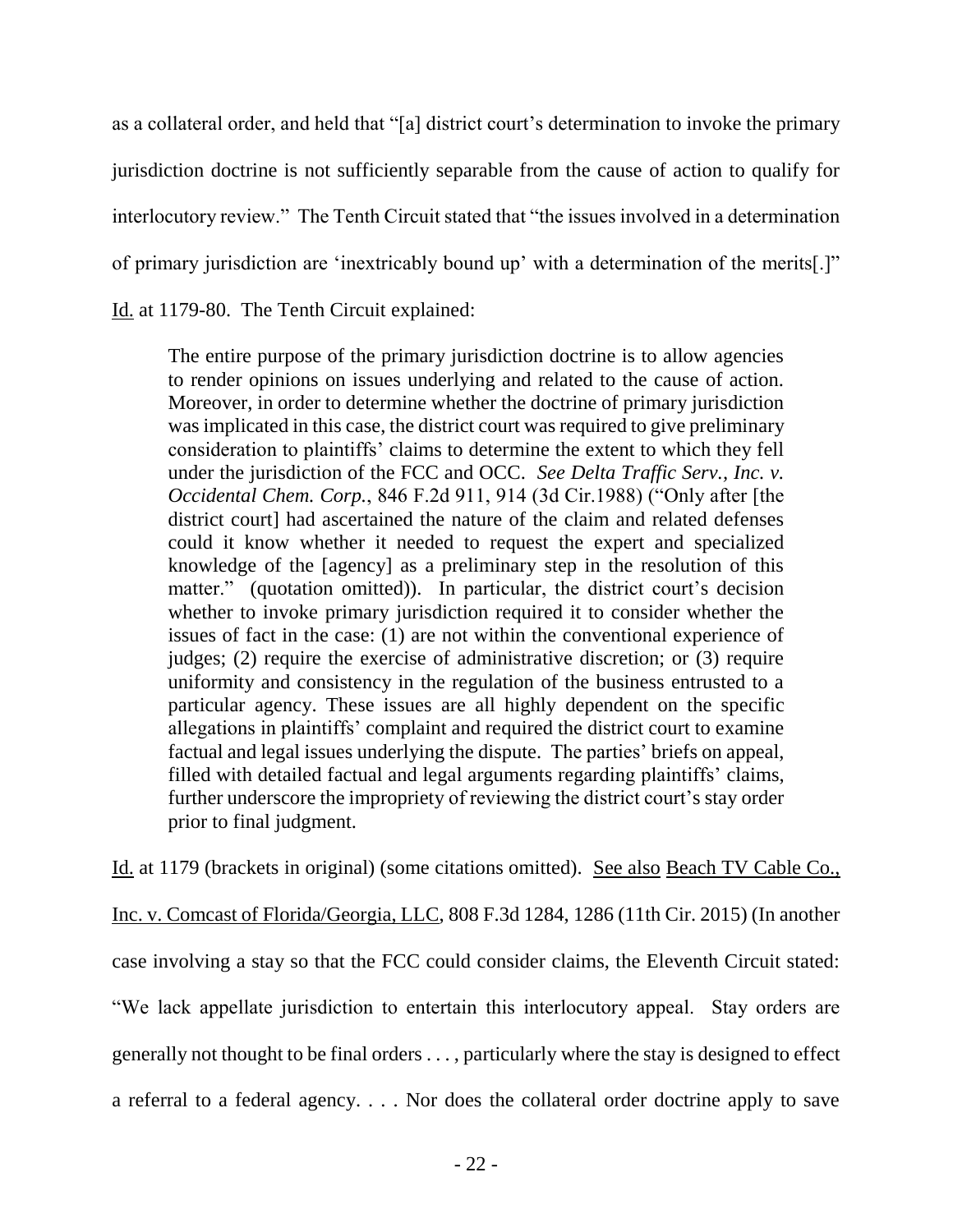as a collateral order, and held that "[a] district court's determination to invoke the primary jurisdiction doctrine is not sufficiently separable from the cause of action to qualify for interlocutory review." The Tenth Circuit stated that "the issues involved in a determination of primary jurisdiction are 'inextricably bound up' with a determination of the merits[.]" Id. at 1179-80. The Tenth Circuit explained:

> The entire purpose of the primary jurisdiction doctrine is to allow agencies to render opinions on issues underlying and related to the cause of action. Moreover, in order to determine whether the doctrine of primary jurisdiction was implicated in this case, the district court was required to give preliminary consideration to plaintiffs' claims to determine the extent to which they fell under the jurisdiction of the FCC and OCC. *See Delta Traffic Serv., Inc. v. Occidental Chem. Corp.*, 846 F.2d 911, 914 (3d Cir.1988) ("Only after [the district court] had ascertained the nature of the claim and related defenses could it know whether it needed to request the expert and specialized knowledge of the [agency] as a preliminary step in the resolution of this matter." (quotation omitted)). In particular, the district court's decision whether to invoke primary jurisdiction required it to consider whether the issues of fact in the case: (1) are not within the conventional experience of judges; (2) require the exercise of administrative discretion; or (3) require uniformity and consistency in the regulation of the business entrusted to a particular agency. These issues are all highly dependent on the specific allegations in plaintiffs' complaint and required the district court to examine factual and legal issues underlying the dispute. The parties' briefs on appeal, filled with detailed factual and legal arguments regarding plaintiffs' claims, further underscore the impropriety of reviewing the district court's stay order prior to final judgment.

Id. at 1179 (brackets in original) (some citations omitted). See also Beach TV Cable Co., Inc. v. Comcast of Florida/Georgia, LLC, 808 F.3d 1284, 1286 (11th Cir. 2015) (In another case involving a stay so that the FCC could consider claims, the Eleventh Circuit stated: "We lack appellate jurisdiction to entertain this interlocutory appeal. Stay orders are generally not thought to be final orders . . . , particularly where the stay is designed to effect a referral to a federal agency. . . . Nor does the collateral order doctrine apply to save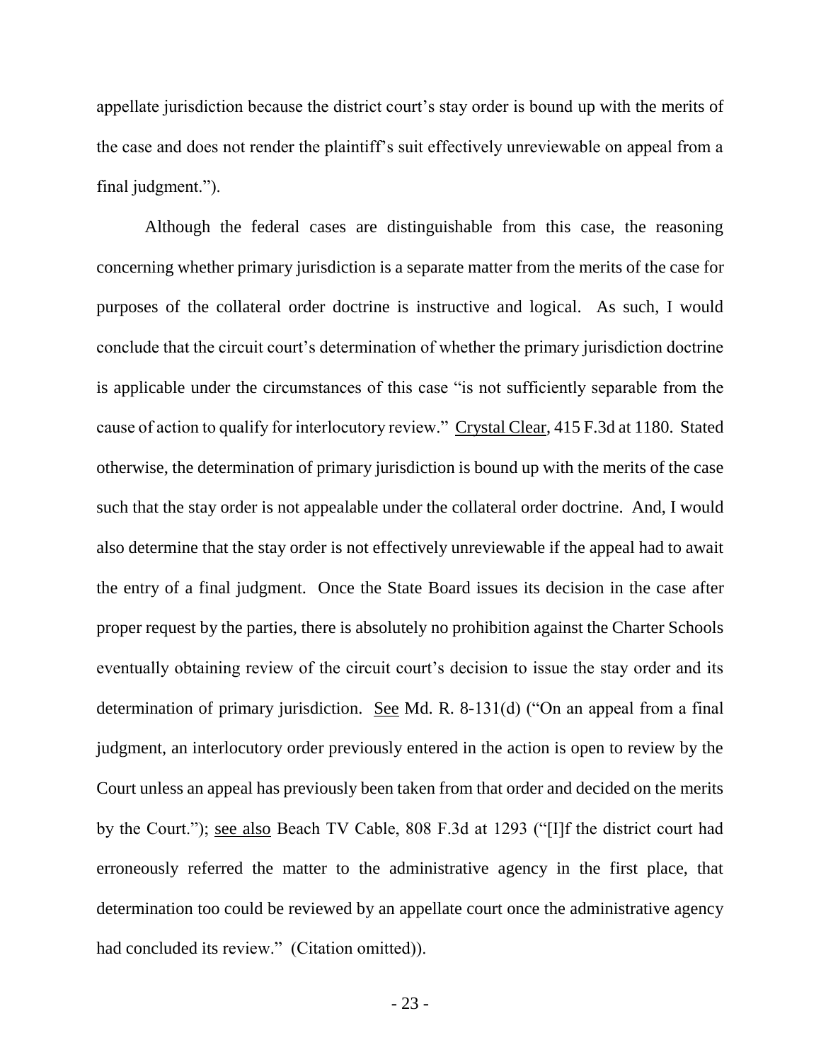appellate jurisdiction because the district court's stay order is bound up with the merits of the case and does not render the plaintiff's suit effectively unreviewable on appeal from a final judgment.").

Although the federal cases are distinguishable from this case, the reasoning concerning whether primary jurisdiction is a separate matter from the merits of the case for purposes of the collateral order doctrine is instructive and logical. As such, I would conclude that the circuit court's determination of whether the primary jurisdiction doctrine is applicable under the circumstances of this case "is not sufficiently separable from the cause of action to qualify for interlocutory review." Crystal Clear, 415 F.3d at 1180. Stated otherwise, the determination of primary jurisdiction is bound up with the merits of the case such that the stay order is not appealable under the collateral order doctrine. And, I would also determine that the stay order is not effectively unreviewable if the appeal had to await the entry of a final judgment. Once the State Board issues its decision in the case after proper request by the parties, there is absolutely no prohibition against the Charter Schools eventually obtaining review of the circuit court's decision to issue the stay order and its determination of primary jurisdiction. See Md. R. 8-131(d) ("On an appeal from a final judgment, an interlocutory order previously entered in the action is open to review by the Court unless an appeal has previously been taken from that order and decided on the merits by the Court."); see also Beach TV Cable, 808 F.3d at 1293 ("[I]f the district court had erroneously referred the matter to the administrative agency in the first place, that determination too could be reviewed by an appellate court once the administrative agency had concluded its review." (Citation omitted)).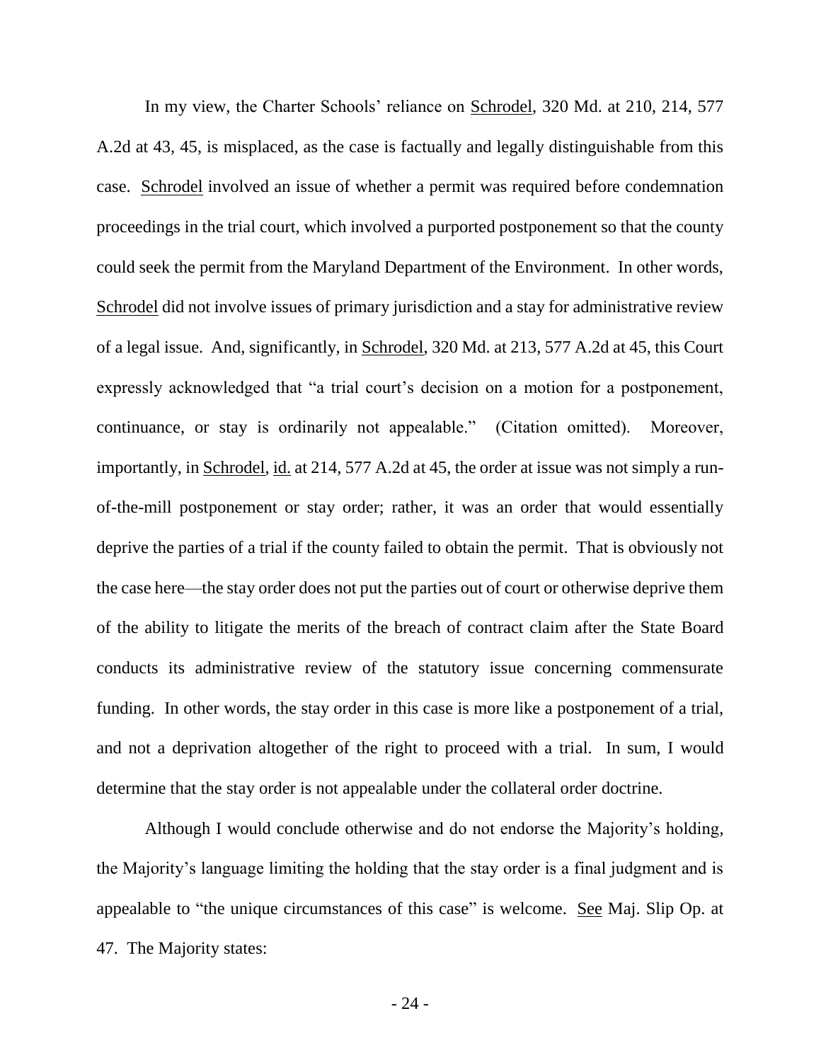In my view, the Charter Schools' reliance on Schrodel, 320 Md. at 210, 214, 577 A.2d at 43, 45, is misplaced, as the case is factually and legally distinguishable from this case. Schrodel involved an issue of whether a permit was required before condemnation proceedings in the trial court, which involved a purported postponement so that the county could seek the permit from the Maryland Department of the Environment. In other words, Schrodel did not involve issues of primary jurisdiction and a stay for administrative review of a legal issue. And, significantly, in Schrodel, 320 Md. at 213, 577 A.2d at 45, this Court expressly acknowledged that "a trial court's decision on a motion for a postponement, continuance, or stay is ordinarily not appealable." (Citation omitted). Moreover, importantly, in Schrodel, id. at 214, 577 A.2d at 45, the order at issue was not simply a run-of-the-mill postponement or stay order; rather, it was an order that would essentially deprive the parties of a trial if the county failed to obtain the permit. That is obviously not the case here—the stay order does not put the parties out of court or otherwise deprive them of the ability to litigate the merits of the breach of contract claim after the State Board conducts its administrative review of the statutory issue concerning commensurate funding. In other words, the stay order in this case is more like a postponement of a trial, and not a deprivation altogether of the right to proceed with a trial. In sum, I would determine that the stay order is not appealable under the collateral order doctrine.

Although I would conclude otherwise and do not endorse the Majority's holding, the Majority's language limiting the holding that the stay order is a final judgment and is appealable to "the unique circumstances of this case" is welcome. See Maj. Slip Op. at 47. The Majority states: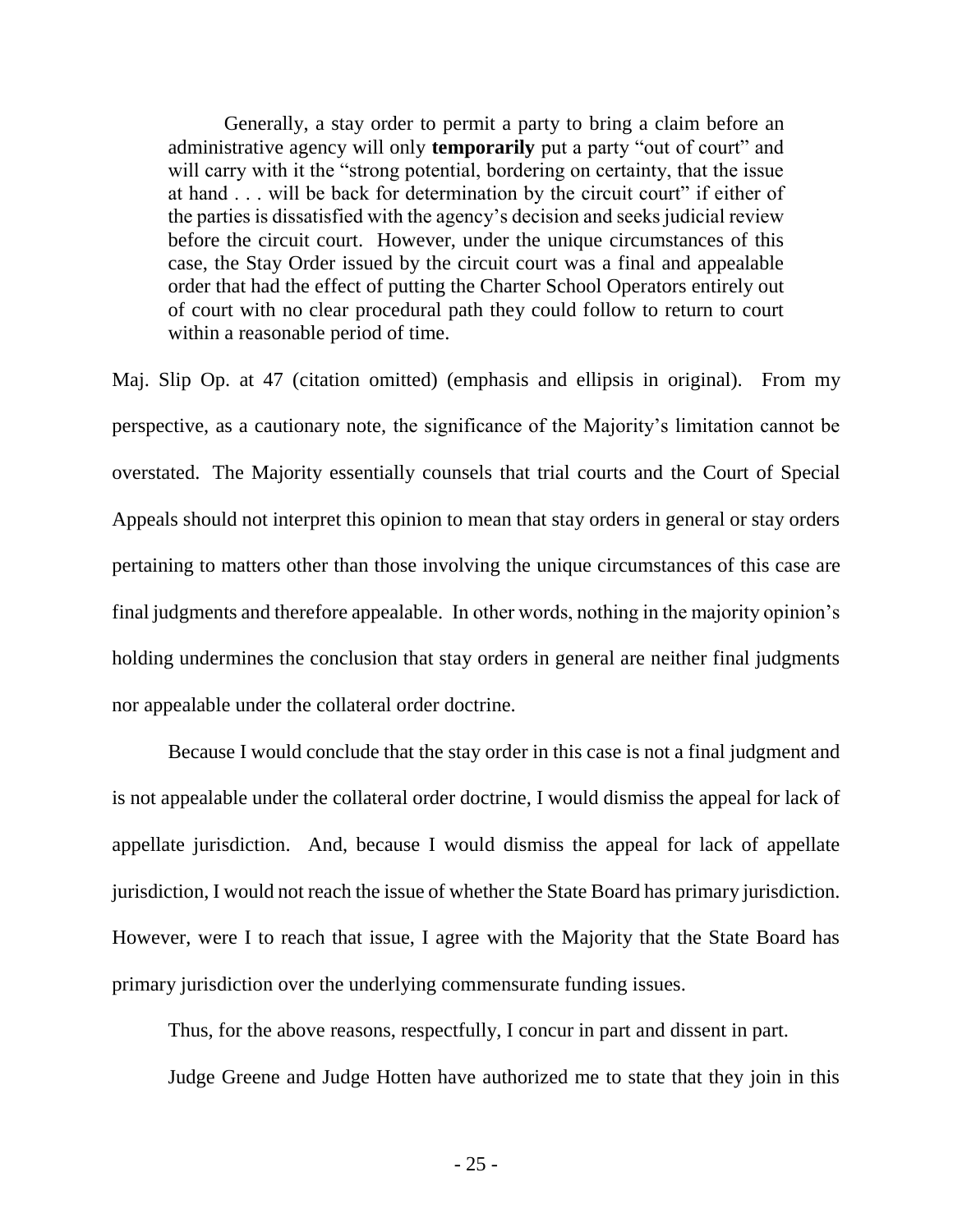> Generally, a stay order to permit a party to bring a claim before an administrative agency will only **temporarily** put a party "out of court" and will carry with it the "strong potential, bordering on certainty, that the issue at hand . . . will be back for determination by the circuit court" if either of the parties is dissatisfied with the agency's decision and seeks judicial review before the circuit court. However, under the unique circumstances of this case, the Stay Order issued by the circuit court was a final and appealable order that had the effect of putting the Charter School Operators entirely out of court with no clear procedural path they could follow to return to court within a reasonable period of time.

Maj. Slip Op. at 47 (citation omitted) (emphasis and ellipsis in original). From my perspective, as a cautionary note, the significance of the Majority's limitation cannot be overstated. The Majority essentially counsels that trial courts and the Court of Special Appeals should not interpret this opinion to mean that stay orders in general or stay orders pertaining to matters other than those involving the unique circumstances of this case are final judgments and therefore appealable. In other words, nothing in the majority opinion's holding undermines the conclusion that stay orders in general are neither final judgments nor appealable under the collateral order doctrine.

Because I would conclude that the stay order in this case is not a final judgment and is not appealable under the collateral order doctrine, I would dismiss the appeal for lack of appellate jurisdiction. And, because I would dismiss the appeal for lack of appellate jurisdiction, I would not reach the issue of whether the State Board has primary jurisdiction. However, were I to reach that issue, I agree with the Majority that the State Board has primary jurisdiction over the underlying commensurate funding issues.

Thus, for the above reasons, respectfully, I concur in part and dissent in part.

Judge Greene and Judge Hotten have authorized me to state that they join in this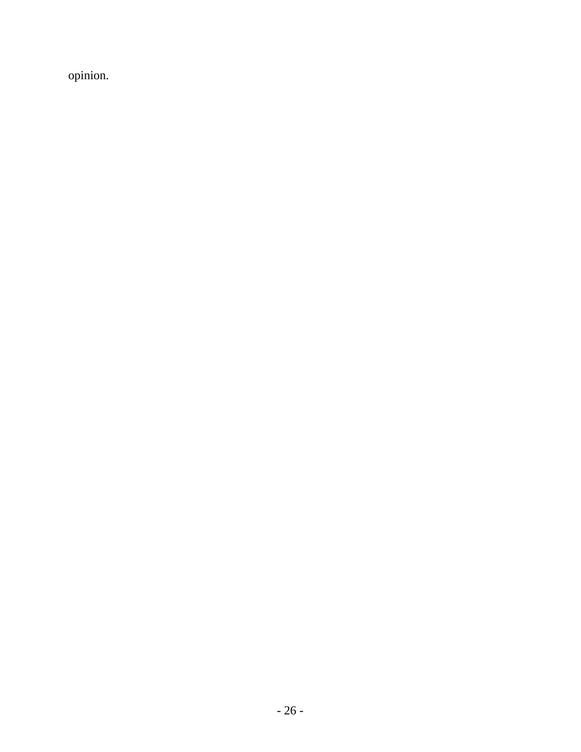opinion.